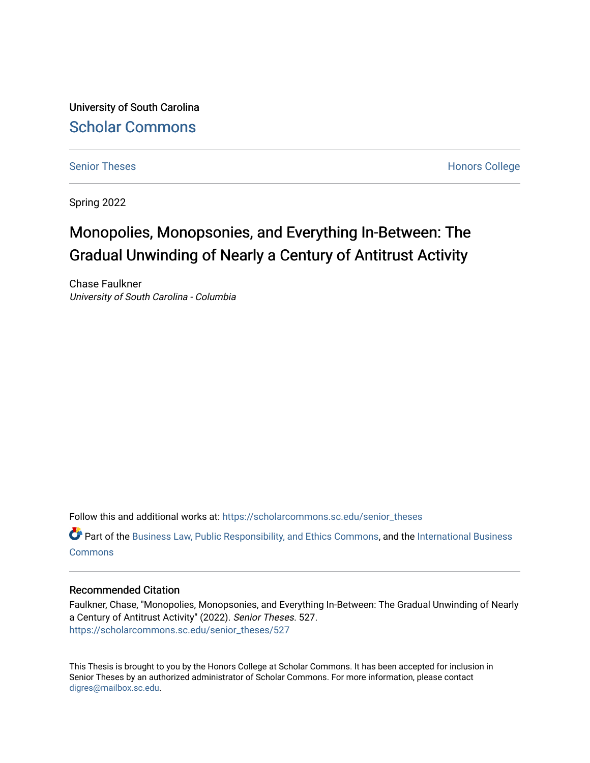University of South Carolina

Scholar Commons

Senior Theses

Honors College

Spring 2022

# Monopolies, Monopsonies, and Everything In-Between: The Gradual Unwinding of Nearly a Century of Antitrust Activity

Chase Faulkner

*University of South Carolina - Columbia*

Follow this and additional works at: https://scholarcommons.sc.edu/senior_theses

Part of the Business Law, Public Responsibility, and Ethics Commons, and the International Business Commons

## Recommended Citation

Faulkner, Chase, "Monopolies, Monopsonies, and Everything In-Between: The Gradual Unwinding of Nearly a Century of Antitrust Activity" (2022). *Senior Theses*. 527.
https://scholarcommons.sc.edu/senior_theses/527

This Thesis is brought to you by the Honors College at Scholar Commons. It has been accepted for inclusion in Senior Theses by an authorized administrator of Scholar Commons. For more information, please contact digres@mailbox.sc.edu.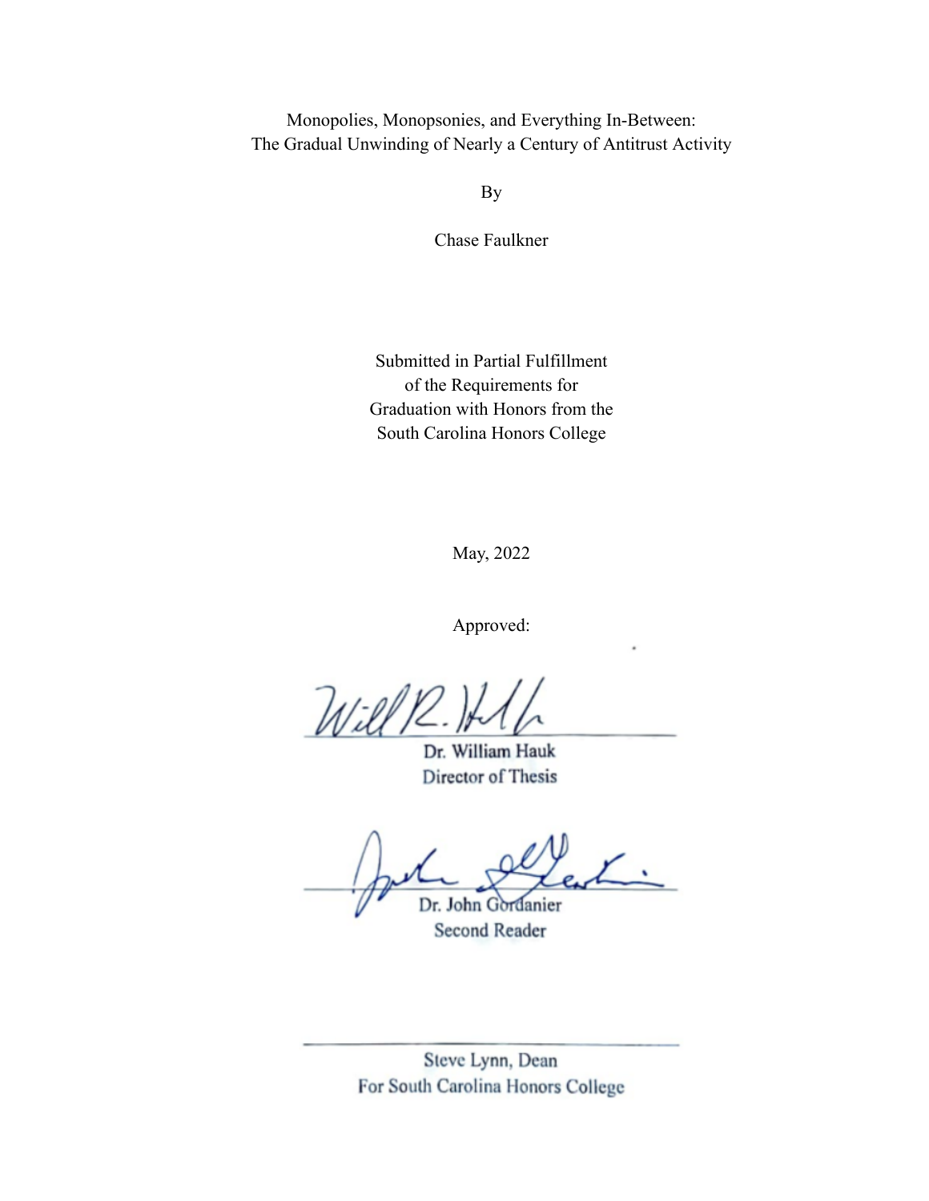Monopolies, Monopsonies, and Everything In-Between:
The Gradual Unwinding of Nearly a Century of Antitrust Activity

By

Chase Faulkner

Submitted in Partial Fulfillment
of the Requirements for
Graduation with Honors from the
South Carolina Honors College

May, 2022

Approved:

Dr. William Hauk
Director of Thesis

Dr. John Gordanier
Second Reader

Steve Lynn, Dean
For South Carolina Honors College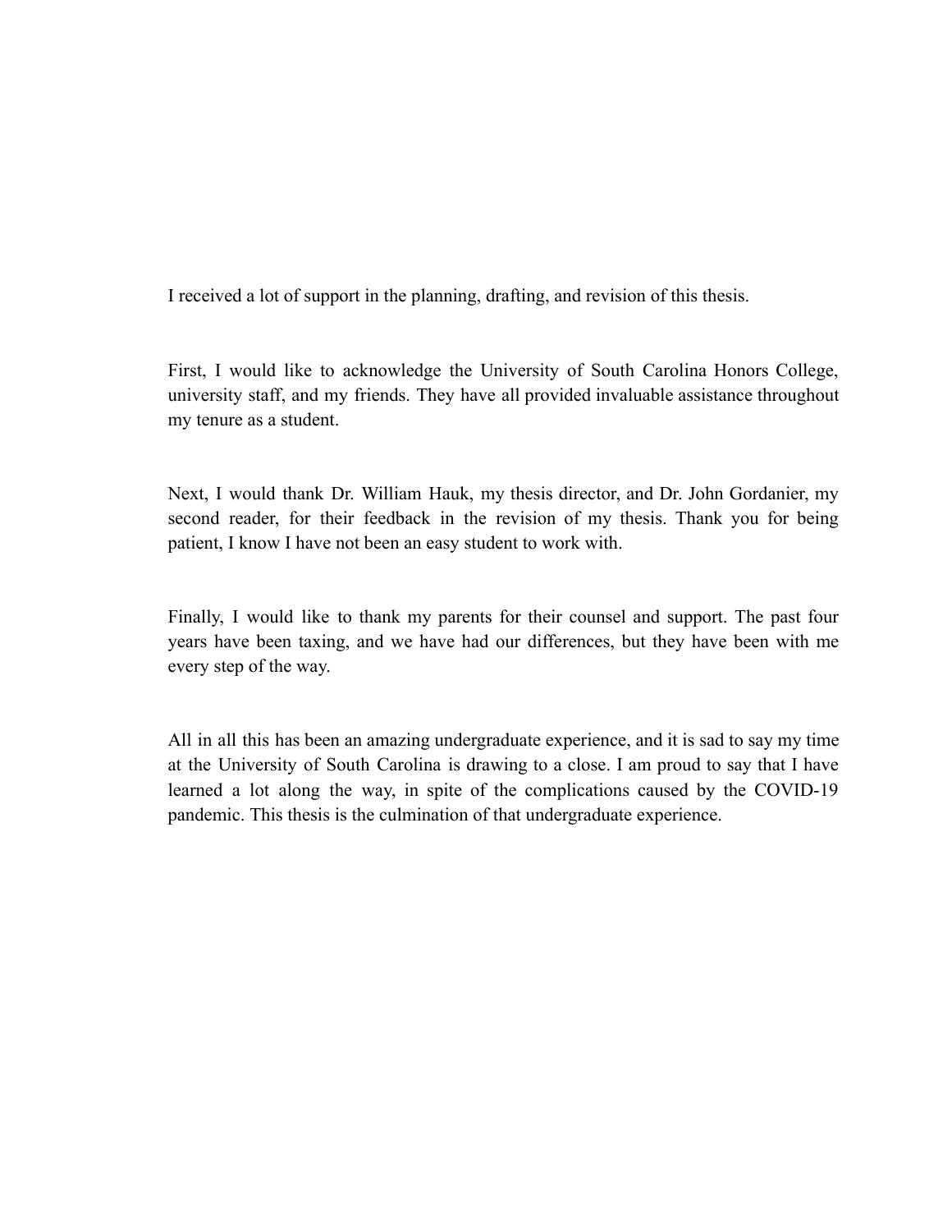I received a lot of support in the planning, drafting, and revision of this thesis.

First, I would like to acknowledge the University of South Carolina Honors College, university staff, and my friends. They have all provided invaluable assistance throughout my tenure as a student.

Next, I would thank Dr. William Hauk, my thesis director, and Dr. John Gordanier, my second reader, for their feedback in the revision of my thesis. Thank you for being patient, I know I have not been an easy student to work with.

Finally, I would like to thank my parents for their counsel and support. The past four years have been taxing, and we have had our differences, but they have been with me every step of the way.

All in all this has been an amazing undergraduate experience, and it is sad to say my time at the University of South Carolina is drawing to a close. I am proud to say that I have learned a lot along the way, in spite of the complications caused by the COVID-19 pandemic. This thesis is the culmination of that undergraduate experience.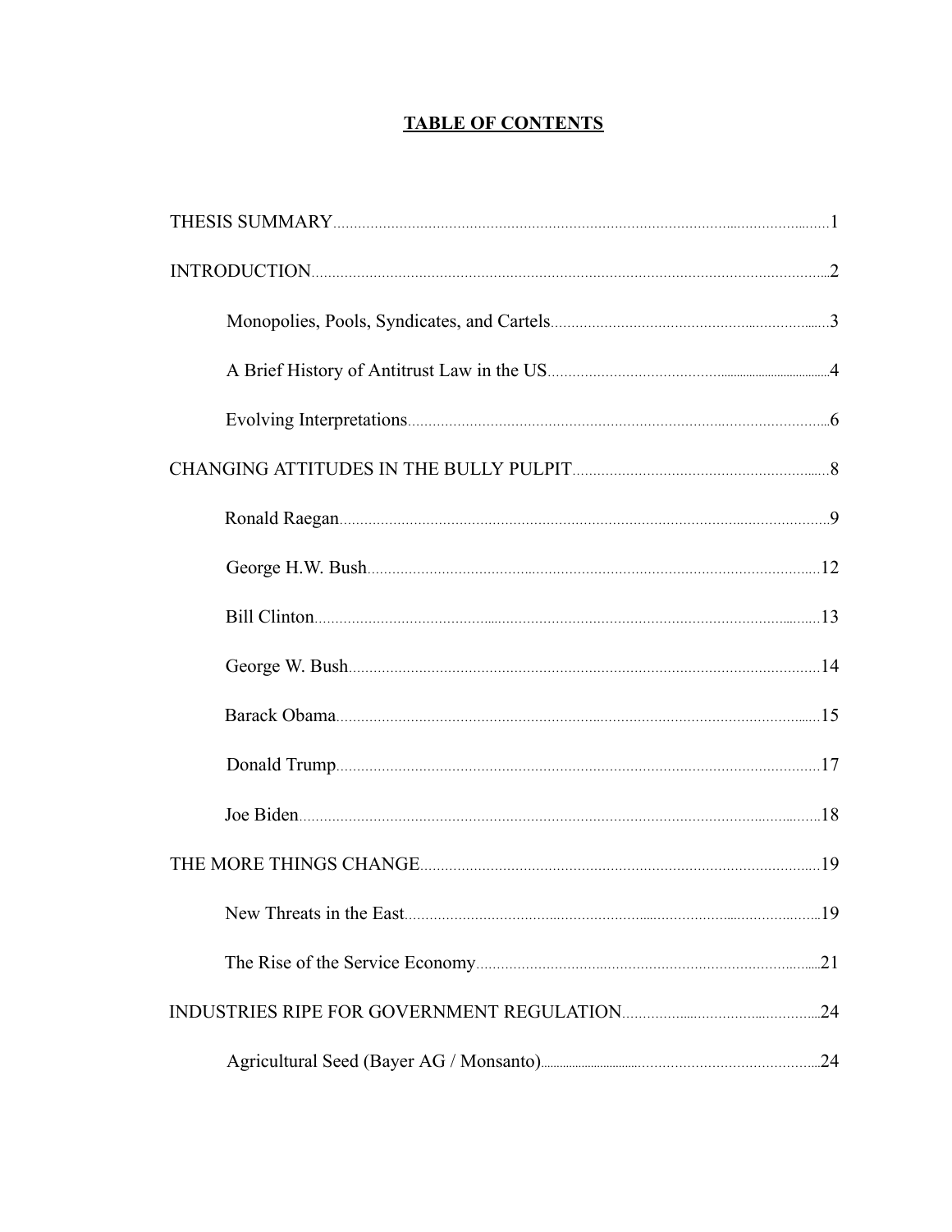## TABLE OF CONTENTS

THESIS SUMMARY........................................................................................................1

INTRODUCTION..........................................................................................................2

- Monopolies, Pools, Syndicates, and Cartels..........................................................3
- A Brief History of Antitrust Law in the US...........................................................4
- Evolving Interpretations.........................................................................................6

CHANGING ATTITUDES IN THE BULLY PULPIT...................................................8

- Ronald Raegan........................................................................................................9
- George H.W. Bush..................................................................................................12
- Bill Clinton.............................................................................................................13
- George W. Bush......................................................................................................14
- Barack Obama........................................................................................................15
- Donald Trump.........................................................................................................17
- Joe Biden.................................................................................................................18

THE MORE THINGS CHANGE....................................................................................19

- New Threats in the East...........................................................................................19
- The Rise of the Service Economy.............................................................................21

INDUSTRIES RIPE FOR GOVERNMENT REGULATION...........................................24

- Agricultural Seed (Bayer AG / Monsanto).................................................................24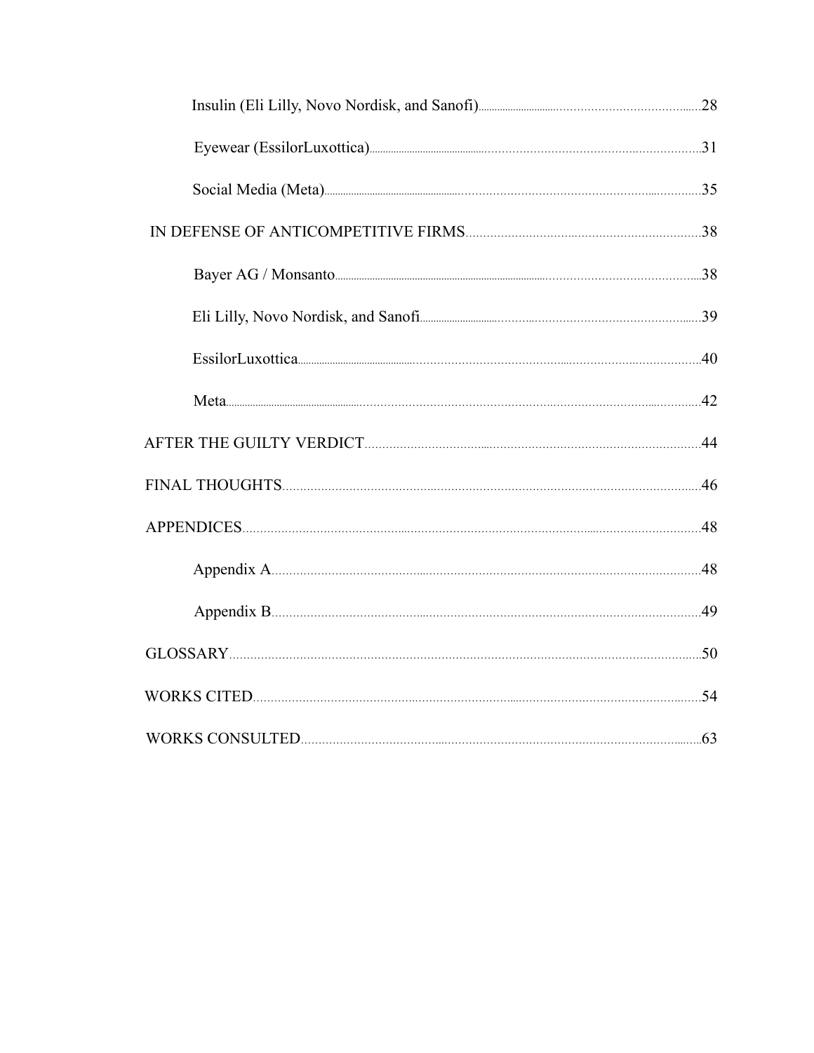Insulin (Eli Lilly, Novo Nordisk, and Sanofi)....................................28

Eyewear (EssilorLuxottica)....................................31

Social Media (Meta)....................................35

IN DEFENSE OF ANTICOMPETITIVE FIRMS....................................38

Bayer AG / Monsanto....................................38

Eli Lilly, Novo Nordisk, and Sanofi....................................39

EssilorLuxottica....................................40

Meta....................................42

AFTER THE GUILTY VERDICT....................................44

FINAL THOUGHTS....................................46

APPENDICES....................................48

Appendix A....................................48

Appendix B....................................49

GLOSSARY....................................50

WORKS CITED....................................54

WORKS CONSULTED....................................63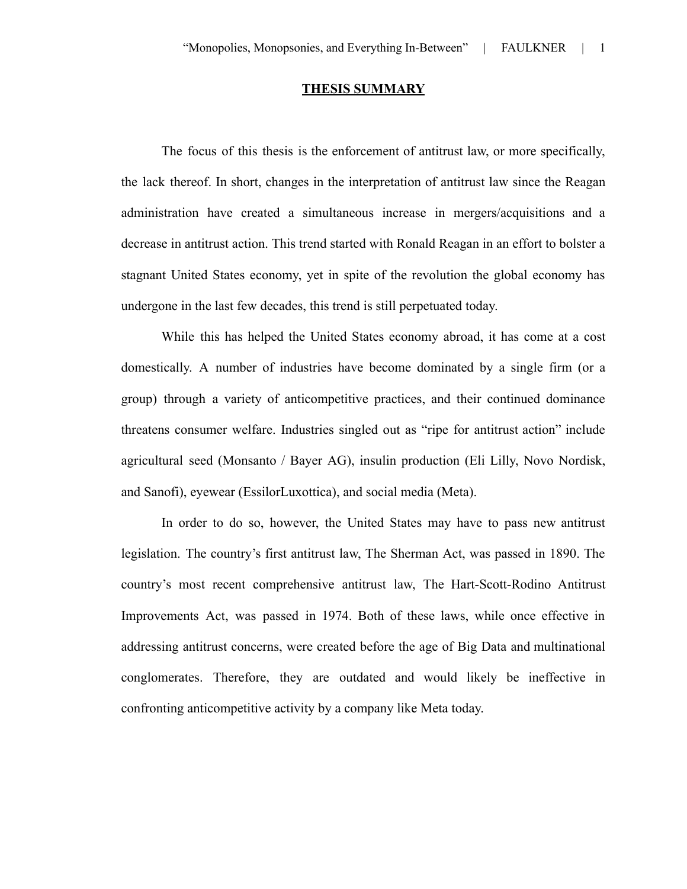## THESIS SUMMARY

The focus of this thesis is the enforcement of antitrust law, or more specifically, the lack thereof. In short, changes in the interpretation of antitrust law since the Reagan administration have created a simultaneous increase in mergers/acquisitions and a decrease in antitrust action. This trend started with Ronald Reagan in an effort to bolster a stagnant United States economy, yet in spite of the revolution the global economy has undergone in the last few decades, this trend is still perpetuated today.

While this has helped the United States economy abroad, it has come at a cost domestically. A number of industries have become dominated by a single firm (or a group) through a variety of anticompetitive practices, and their continued dominance threatens consumer welfare. Industries singled out as "ripe for antitrust action" include agricultural seed (Monsanto / Bayer AG), insulin production (Eli Lilly, Novo Nordisk, and Sanofi), eyewear (EssilorLuxottica), and social media (Meta).

In order to do so, however, the United States may have to pass new antitrust legislation. The country's first antitrust law, The Sherman Act, was passed in 1890. The country's most recent comprehensive antitrust law, The Hart-Scott-Rodino Antitrust Improvements Act, was passed in 1974. Both of these laws, while once effective in addressing antitrust concerns, were created before the age of Big Data and multinational conglomerates. Therefore, they are outdated and would likely be ineffective in confronting anticompetitive activity by a company like Meta today.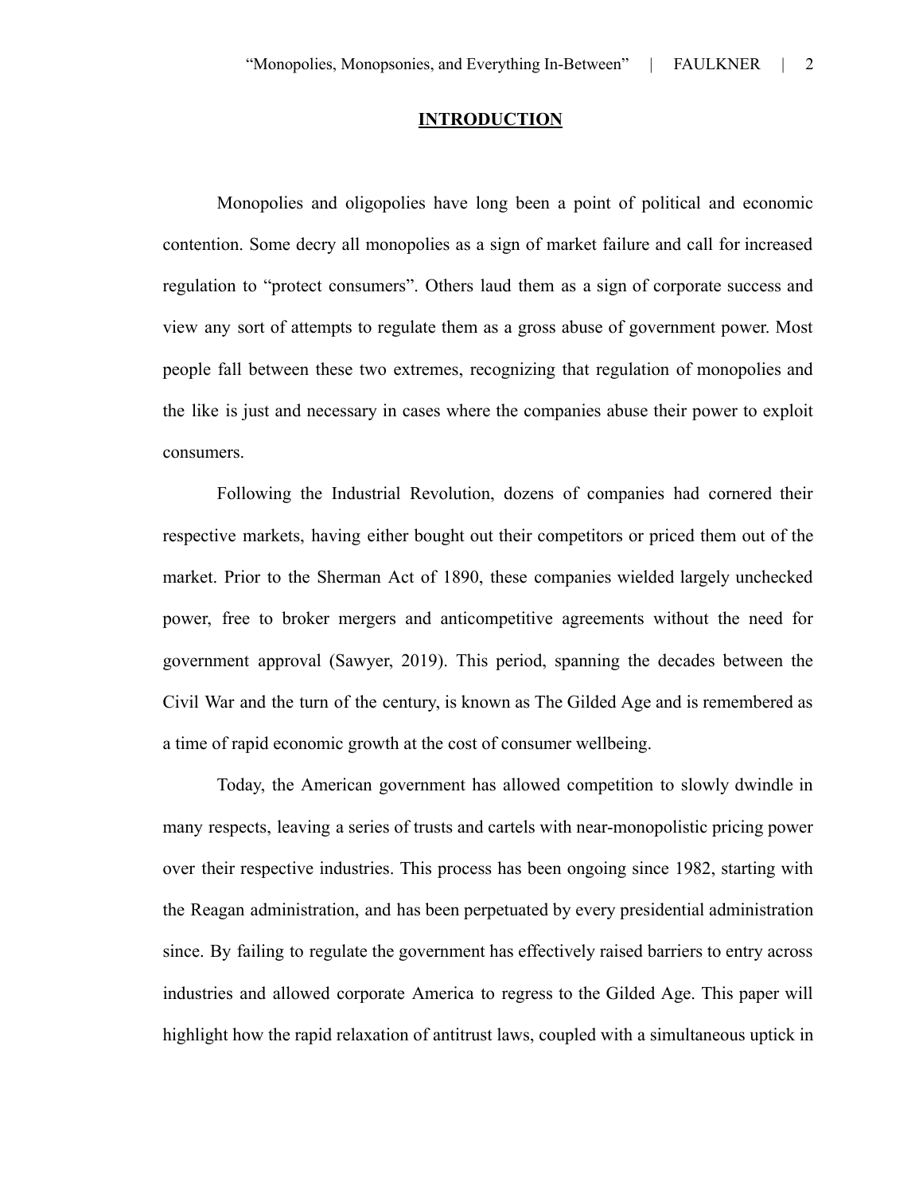## INTRODUCTION

Monopolies and oligopolies have long been a point of political and economic contention. Some decry all monopolies as a sign of market failure and call for increased regulation to "protect consumers". Others laud them as a sign of corporate success and view any sort of attempts to regulate them as a gross abuse of government power. Most people fall between these two extremes, recognizing that regulation of monopolies and the like is just and necessary in cases where the companies abuse their power to exploit consumers.

Following the Industrial Revolution, dozens of companies had cornered their respective markets, having either bought out their competitors or priced them out of the market. Prior to the Sherman Act of 1890, these companies wielded largely unchecked power, free to broker mergers and anticompetitive agreements without the need for government approval (Sawyer, 2019). This period, spanning the decades between the Civil War and the turn of the century, is known as The Gilded Age and is remembered as a time of rapid economic growth at the cost of consumer wellbeing.

Today, the American government has allowed competition to slowly dwindle in many respects, leaving a series of trusts and cartels with near-monopolistic pricing power over their respective industries. This process has been ongoing since 1982, starting with the Reagan administration, and has been perpetuated by every presidential administration since. By failing to regulate the government has effectively raised barriers to entry across industries and allowed corporate America to regress to the Gilded Age. This paper will highlight how the rapid relaxation of antitrust laws, coupled with a simultaneous uptick in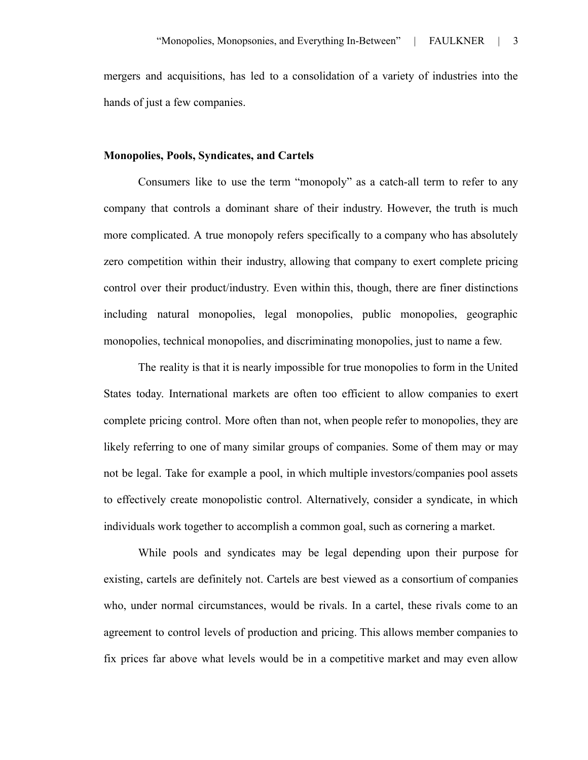mergers and acquisitions, has led to a consolidation of a variety of industries into the hands of just a few companies.

## Monopolies, Pools, Syndicates, and Cartels

Consumers like to use the term "monopoly" as a catch-all term to refer to any company that controls a dominant share of their industry. However, the truth is much more complicated. A true monopoly refers specifically to a company who has absolutely zero competition within their industry, allowing that company to exert complete pricing control over their product/industry. Even within this, though, there are finer distinctions including natural monopolies, legal monopolies, public monopolies, geographic monopolies, technical monopolies, and discriminating monopolies, just to name a few.

The reality is that it is nearly impossible for true monopolies to form in the United States today. International markets are often too efficient to allow companies to exert complete pricing control. More often than not, when people refer to monopolies, they are likely referring to one of many similar groups of companies. Some of them may or may not be legal. Take for example a pool, in which multiple investors/companies pool assets to effectively create monopolistic control. Alternatively, consider a syndicate, in which individuals work together to accomplish a common goal, such as cornering a market.

While pools and syndicates may be legal depending upon their purpose for existing, cartels are definitely not. Cartels are best viewed as a consortium of companies who, under normal circumstances, would be rivals. In a cartel, these rivals come to an agreement to control levels of production and pricing. This allows member companies to fix prices far above what levels would be in a competitive market and may even allow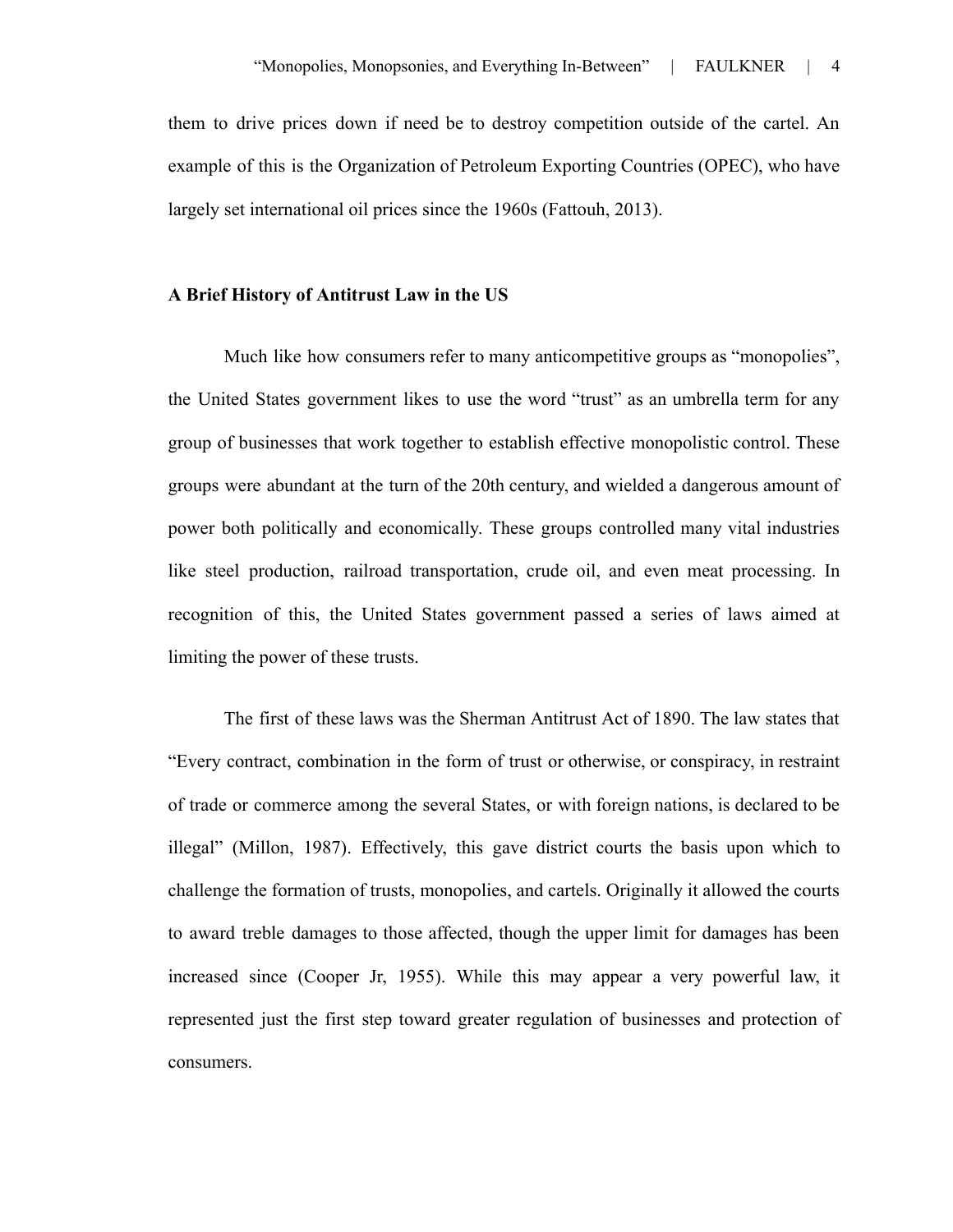them to drive prices down if need be to destroy competition outside of the cartel. An example of this is the Organization of Petroleum Exporting Countries (OPEC), who have largely set international oil prices since the 1960s (Fattouh, 2013).

## A Brief History of Antitrust Law in the US

Much like how consumers refer to many anticompetitive groups as "monopolies", the United States government likes to use the word "trust" as an umbrella term for any group of businesses that work together to establish effective monopolistic control. These groups were abundant at the turn of the 20th century, and wielded a dangerous amount of power both politically and economically. These groups controlled many vital industries like steel production, railroad transportation, crude oil, and even meat processing. In recognition of this, the United States government passed a series of laws aimed at limiting the power of these trusts.

The first of these laws was the Sherman Antitrust Act of 1890. The law states that "Every contract, combination in the form of trust or otherwise, or conspiracy, in restraint of trade or commerce among the several States, or with foreign nations, is declared to be illegal" (Millon, 1987). Effectively, this gave district courts the basis upon which to challenge the formation of trusts, monopolies, and cartels. Originally it allowed the courts to award treble damages to those affected, though the upper limit for damages has been increased since (Cooper Jr, 1955). While this may appear a very powerful law, it represented just the first step toward greater regulation of businesses and protection of consumers.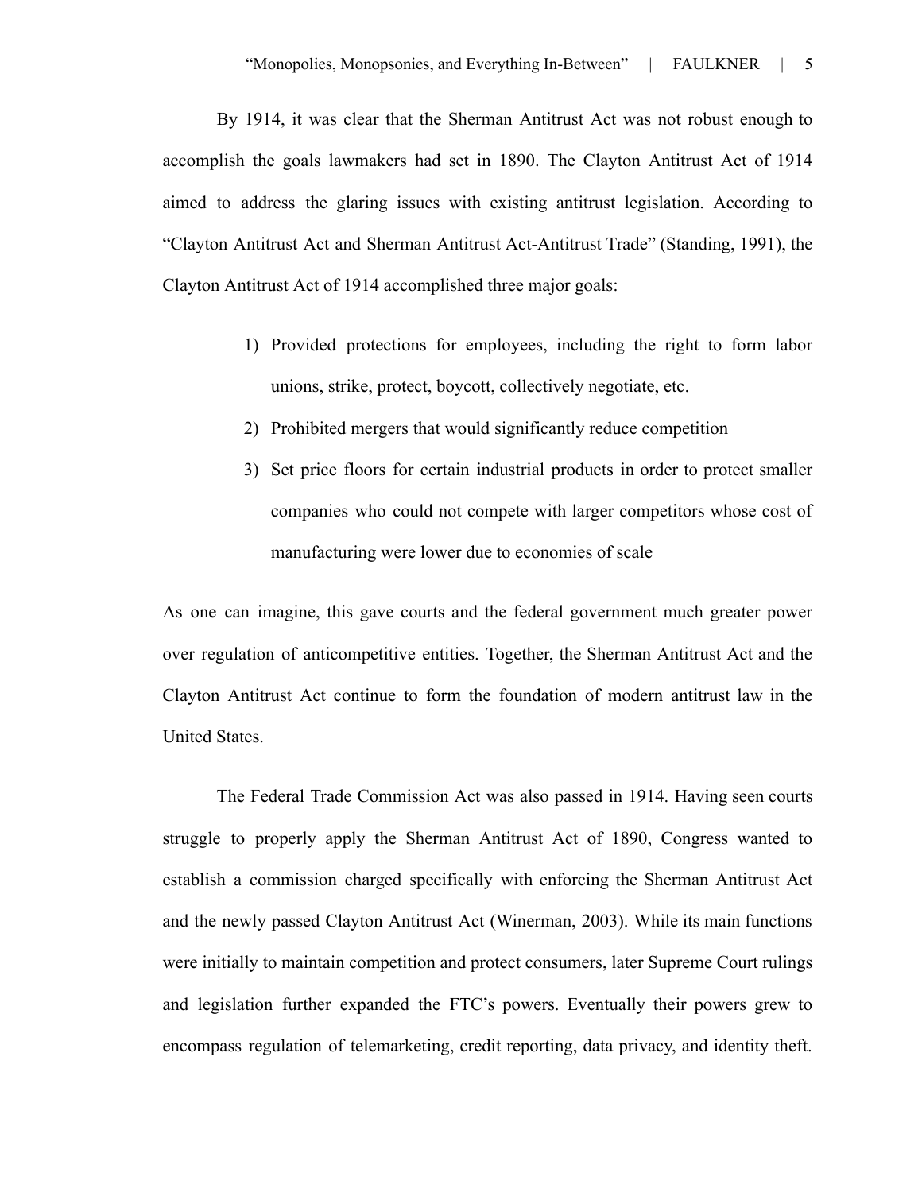By 1914, it was clear that the Sherman Antitrust Act was not robust enough to accomplish the goals lawmakers had set in 1890. The Clayton Antitrust Act of 1914 aimed to address the glaring issues with existing antitrust legislation. According to "Clayton Antitrust Act and Sherman Antitrust Act-Antitrust Trade" (Standing, 1991), the Clayton Antitrust Act of 1914 accomplished three major goals:

1) Provided protections for employees, including the right to form labor unions, strike, protect, boycott, collectively negotiate, etc.
2) Prohibited mergers that would significantly reduce competition
3) Set price floors for certain industrial products in order to protect smaller companies who could not compete with larger competitors whose cost of manufacturing were lower due to economies of scale

As one can imagine, this gave courts and the federal government much greater power over regulation of anticompetitive entities. Together, the Sherman Antitrust Act and the Clayton Antitrust Act continue to form the foundation of modern antitrust law in the United States.

The Federal Trade Commission Act was also passed in 1914. Having seen courts struggle to properly apply the Sherman Antitrust Act of 1890, Congress wanted to establish a commission charged specifically with enforcing the Sherman Antitrust Act and the newly passed Clayton Antitrust Act (Winerman, 2003). While its main functions were initially to maintain competition and protect consumers, later Supreme Court rulings and legislation further expanded the FTC's powers. Eventually their powers grew to encompass regulation of telemarketing, credit reporting, data privacy, and identity theft.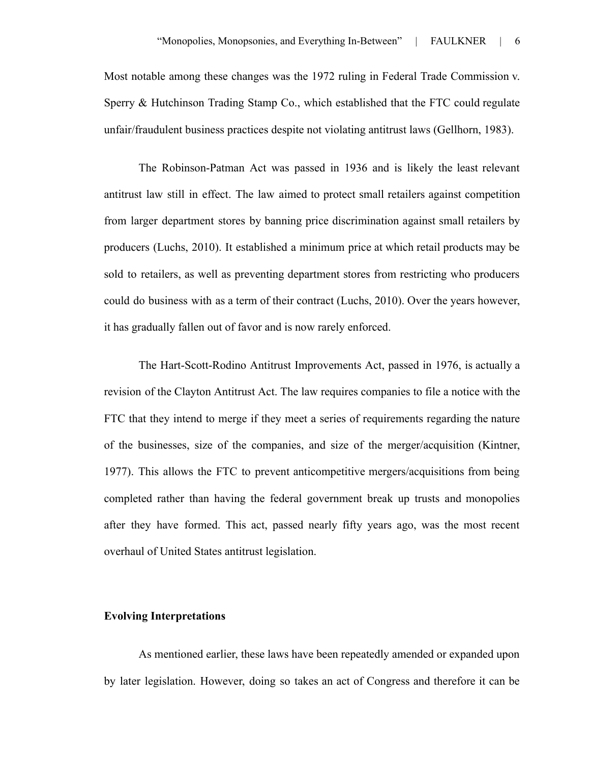Most notable among these changes was the 1972 ruling in Federal Trade Commission v. Sperry & Hutchinson Trading Stamp Co., which established that the FTC could regulate unfair/fraudulent business practices despite not violating antitrust laws (Gellhorn, 1983).

The Robinson-Patman Act was passed in 1936 and is likely the least relevant antitrust law still in effect. The law aimed to protect small retailers against competition from larger department stores by banning price discrimination against small retailers by producers (Luchs, 2010). It established a minimum price at which retail products may be sold to retailers, as well as preventing department stores from restricting who producers could do business with as a term of their contract (Luchs, 2010). Over the years however, it has gradually fallen out of favor and is now rarely enforced.

The Hart-Scott-Rodino Antitrust Improvements Act, passed in 1976, is actually a revision of the Clayton Antitrust Act. The law requires companies to file a notice with the FTC that they intend to merge if they meet a series of requirements regarding the nature of the businesses, size of the companies, and size of the merger/acquisition (Kintner, 1977). This allows the FTC to prevent anticompetitive mergers/acquisitions from being completed rather than having the federal government break up trusts and monopolies after they have formed. This act, passed nearly fifty years ago, was the most recent overhaul of United States antitrust legislation.

**Evolving Interpretations**

As mentioned earlier, these laws have been repeatedly amended or expanded upon by later legislation. However, doing so takes an act of Congress and therefore it can be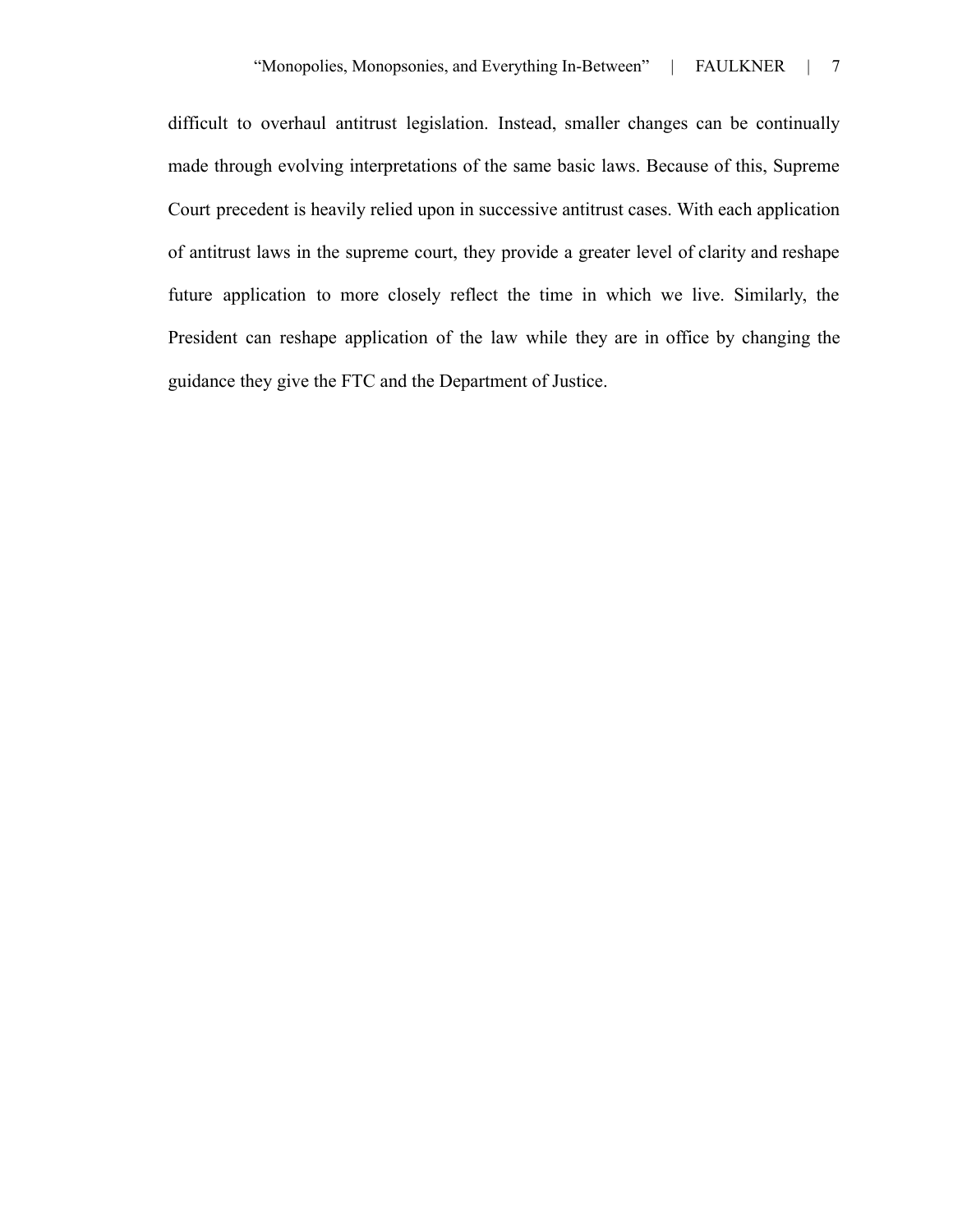difficult to overhaul antitrust legislation. Instead, smaller changes can be continually made through evolving interpretations of the same basic laws. Because of this, Supreme Court precedent is heavily relied upon in successive antitrust cases. With each application of antitrust laws in the supreme court, they provide a greater level of clarity and reshape future application to more closely reflect the time in which we live. Similarly, the President can reshape application of the law while they are in office by changing the guidance they give the FTC and the Department of Justice.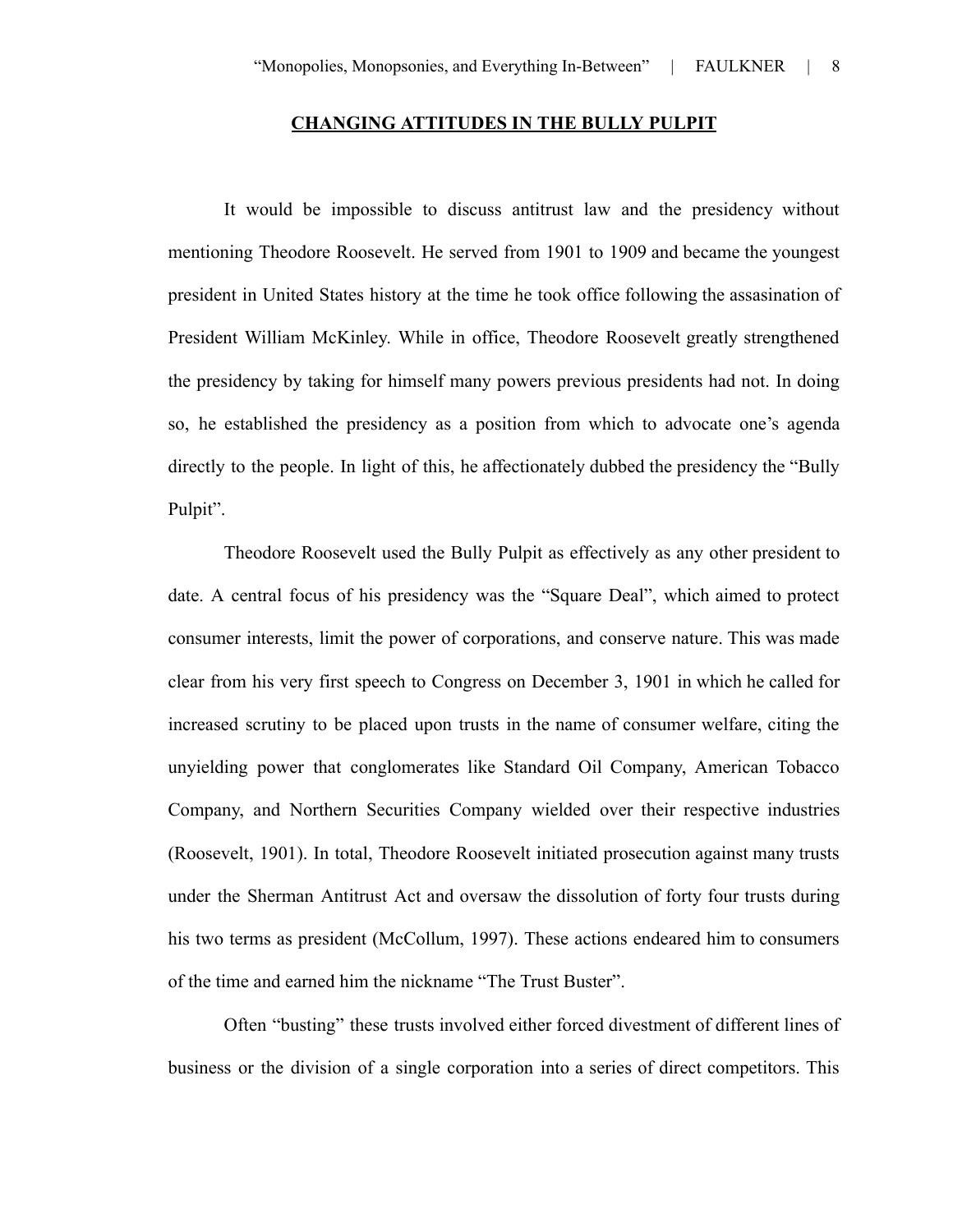## CHANGING ATTITUDES IN THE BULLY PULPIT

It would be impossible to discuss antitrust law and the presidency without mentioning Theodore Roosevelt. He served from 1901 to 1909 and became the youngest president in United States history at the time he took office following the assasination of President William McKinley. While in office, Theodore Roosevelt greatly strengthened the presidency by taking for himself many powers previous presidents had not. In doing so, he established the presidency as a position from which to advocate one's agenda directly to the people. In light of this, he affectionately dubbed the presidency the "Bully Pulpit".

Theodore Roosevelt used the Bully Pulpit as effectively as any other president to date. A central focus of his presidency was the "Square Deal", which aimed to protect consumer interests, limit the power of corporations, and conserve nature. This was made clear from his very first speech to Congress on December 3, 1901 in which he called for increased scrutiny to be placed upon trusts in the name of consumer welfare, citing the unyielding power that conglomerates like Standard Oil Company, American Tobacco Company, and Northern Securities Company wielded over their respective industries (Roosevelt, 1901). In total, Theodore Roosevelt initiated prosecution against many trusts under the Sherman Antitrust Act and oversaw the dissolution of forty four trusts during his two terms as president (McCollum, 1997). These actions endeared him to consumers of the time and earned him the nickname "The Trust Buster".

Often "busting" these trusts involved either forced divestment of different lines of business or the division of a single corporation into a series of direct competitors. This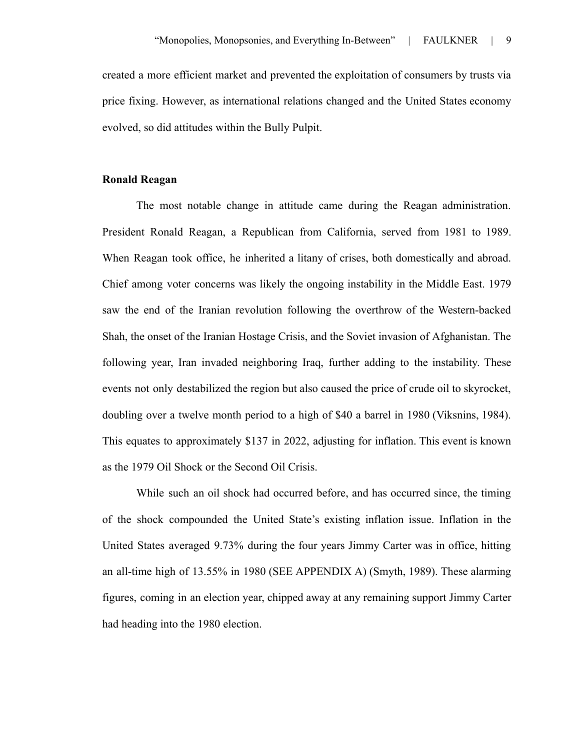created a more efficient market and prevented the exploitation of consumers by trusts via price fixing. However, as international relations changed and the United States economy evolved, so did attitudes within the Bully Pulpit.

**Ronald Reagan**

The most notable change in attitude came during the Reagan administration. President Ronald Reagan, a Republican from California, served from 1981 to 1989. When Reagan took office, he inherited a litany of crises, both domestically and abroad. Chief among voter concerns was likely the ongoing instability in the Middle East. 1979 saw the end of the Iranian revolution following the overthrow of the Western-backed Shah, the onset of the Iranian Hostage Crisis, and the Soviet invasion of Afghanistan. The following year, Iran invaded neighboring Iraq, further adding to the instability. These events not only destabilized the region but also caused the price of crude oil to skyrocket, doubling over a twelve month period to a high of $40 a barrel in 1980 (Viksnins, 1984). This equates to approximately $137 in 2022, adjusting for inflation. This event is known as the 1979 Oil Shock or the Second Oil Crisis.

While such an oil shock had occurred before, and has occurred since, the timing of the shock compounded the United State's existing inflation issue. Inflation in the United States averaged 9.73% during the four years Jimmy Carter was in office, hitting an all-time high of 13.55% in 1980 (SEE APPENDIX A) (Smyth, 1989). These alarming figures, coming in an election year, chipped away at any remaining support Jimmy Carter had heading into the 1980 election.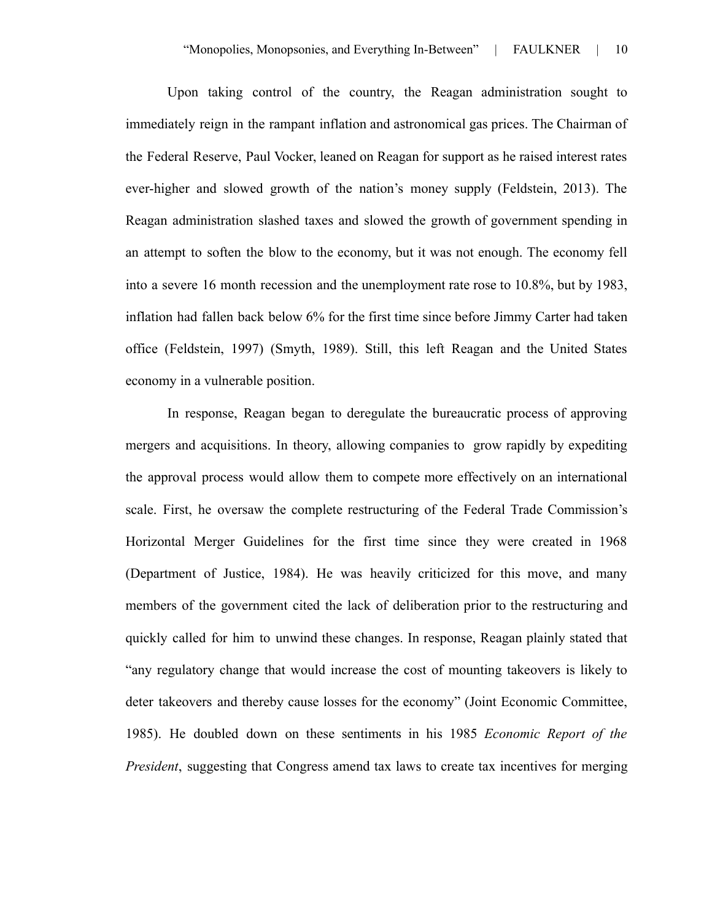Upon taking control of the country, the Reagan administration sought to immediately reign in the rampant inflation and astronomical gas prices. The Chairman of the Federal Reserve, Paul Vocker, leaned on Reagan for support as he raised interest rates ever-higher and slowed growth of the nation's money supply (Feldstein, 2013). The Reagan administration slashed taxes and slowed the growth of government spending in an attempt to soften the blow to the economy, but it was not enough. The economy fell into a severe 16 month recession and the unemployment rate rose to 10.8%, but by 1983, inflation had fallen back below 6% for the first time since before Jimmy Carter had taken office (Feldstein, 1997) (Smyth, 1989). Still, this left Reagan and the United States economy in a vulnerable position.

In response, Reagan began to deregulate the bureaucratic process of approving mergers and acquisitions. In theory, allowing companies to grow rapidly by expediting the approval process would allow them to compete more effectively on an international scale. First, he oversaw the complete restructuring of the Federal Trade Commission's Horizontal Merger Guidelines for the first time since they were created in 1968 (Department of Justice, 1984). He was heavily criticized for this move, and many members of the government cited the lack of deliberation prior to the restructuring and quickly called for him to unwind these changes. In response, Reagan plainly stated that "any regulatory change that would increase the cost of mounting takeovers is likely to deter takeovers and thereby cause losses for the economy" (Joint Economic Committee, 1985). He doubled down on these sentiments in his 1985 *Economic Report of the President*, suggesting that Congress amend tax laws to create tax incentives for merging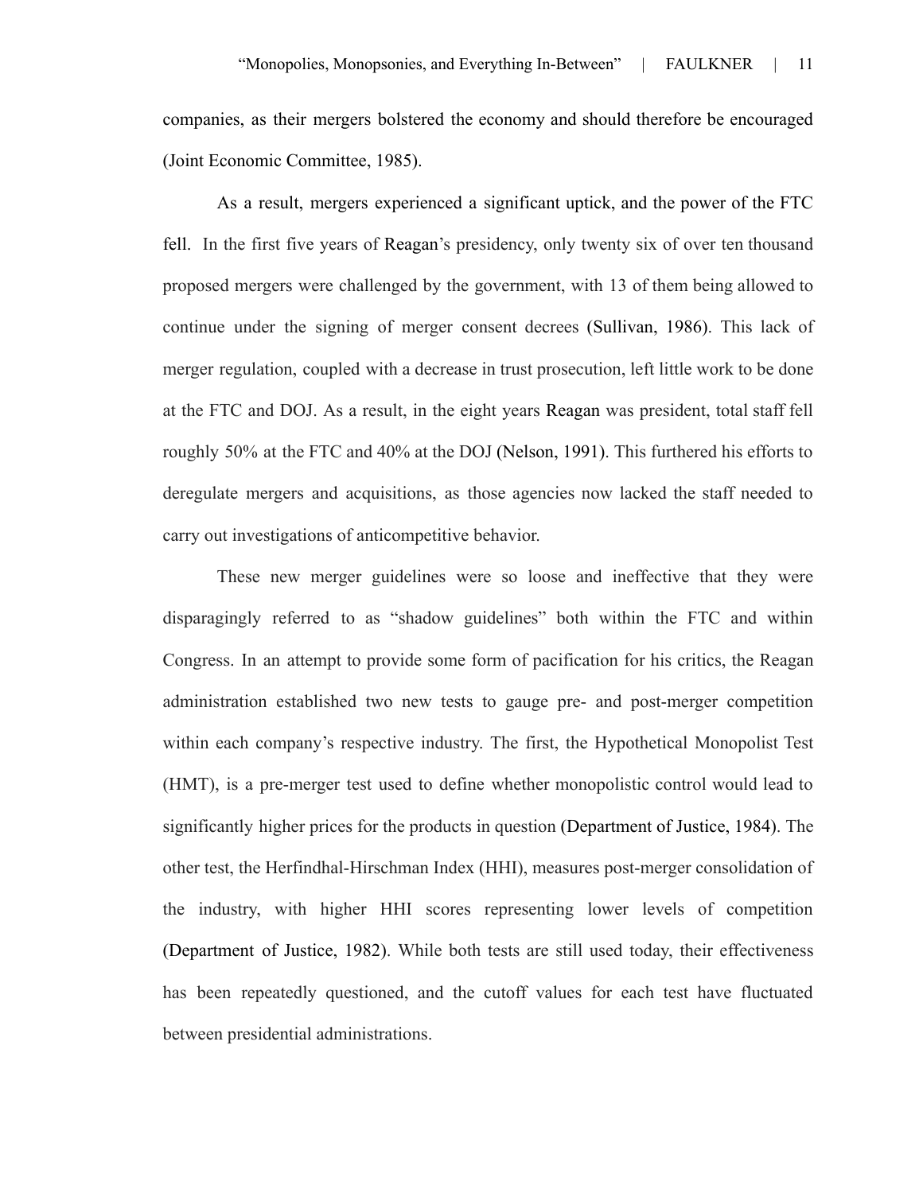companies, as their mergers bolstered the economy and should therefore be encouraged (Joint Economic Committee, 1985).

As a result, mergers experienced a significant uptick, and the power of the FTC fell. In the first five years of Reagan's presidency, only twenty six of over ten thousand proposed mergers were challenged by the government, with 13 of them being allowed to continue under the signing of merger consent decrees (Sullivan, 1986). This lack of merger regulation, coupled with a decrease in trust prosecution, left little work to be done at the FTC and DOJ. As a result, in the eight years Reagan was president, total staff fell roughly 50% at the FTC and 40% at the DOJ (Nelson, 1991). This furthered his efforts to deregulate mergers and acquisitions, as those agencies now lacked the staff needed to carry out investigations of anticompetitive behavior.

These new merger guidelines were so loose and ineffective that they were disparagingly referred to as "shadow guidelines" both within the FTC and within Congress. In an attempt to provide some form of pacification for his critics, the Reagan administration established two new tests to gauge pre- and post-merger competition within each company's respective industry. The first, the Hypothetical Monopolist Test (HMT), is a pre-merger test used to define whether monopolistic control would lead to significantly higher prices for the products in question (Department of Justice, 1984). The other test, the Herfindhal-Hirschman Index (HHI), measures post-merger consolidation of the industry, with higher HHI scores representing lower levels of competition (Department of Justice, 1982). While both tests are still used today, their effectiveness has been repeatedly questioned, and the cutoff values for each test have fluctuated between presidential administrations.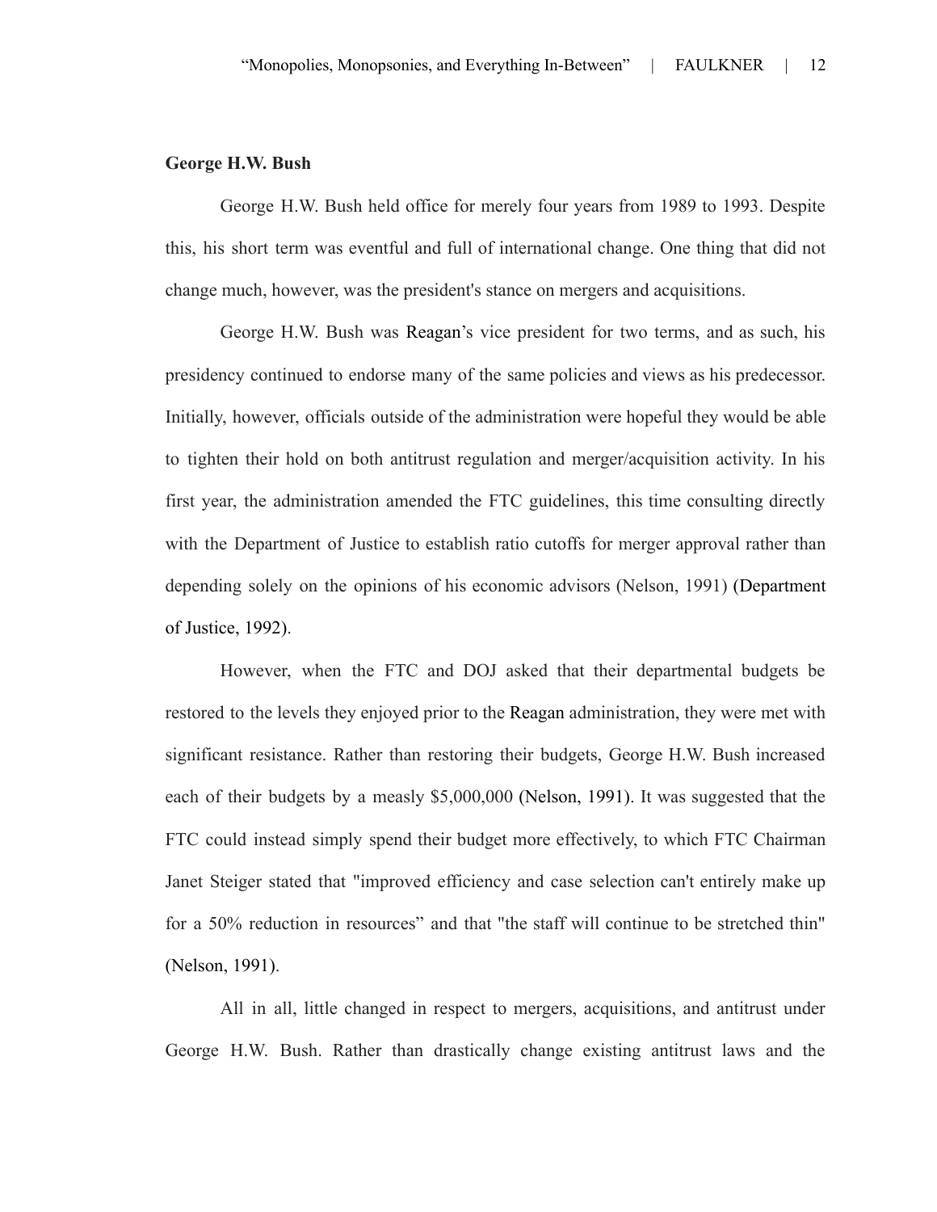**George H.W. Bush**

George H.W. Bush held office for merely four years from 1989 to 1993. Despite this, his short term was eventful and full of international change. One thing that did not change much, however, was the president's stance on mergers and acquisitions.

George H.W. Bush was Reagan's vice president for two terms, and as such, his presidency continued to endorse many of the same policies and views as his predecessor. Initially, however, officials outside of the administration were hopeful they would be able to tighten their hold on both antitrust regulation and merger/acquisition activity. In his first year, the administration amended the FTC guidelines, this time consulting directly with the Department of Justice to establish ratio cutoffs for merger approval rather than depending solely on the opinions of his economic advisors (Nelson, 1991) (Department of Justice, 1992).

However, when the FTC and DOJ asked that their departmental budgets be restored to the levels they enjoyed prior to the Reagan administration, they were met with significant resistance. Rather than restoring their budgets, George H.W. Bush increased each of their budgets by a measly $5,000,000 (Nelson, 1991). It was suggested that the FTC could instead simply spend their budget more effectively, to which FTC Chairman Janet Steiger stated that "improved efficiency and case selection can't entirely make up for a 50% reduction in resources" and that "the staff will continue to be stretched thin" (Nelson, 1991).

All in all, little changed in respect to mergers, acquisitions, and antitrust under George H.W. Bush. Rather than drastically change existing antitrust laws and the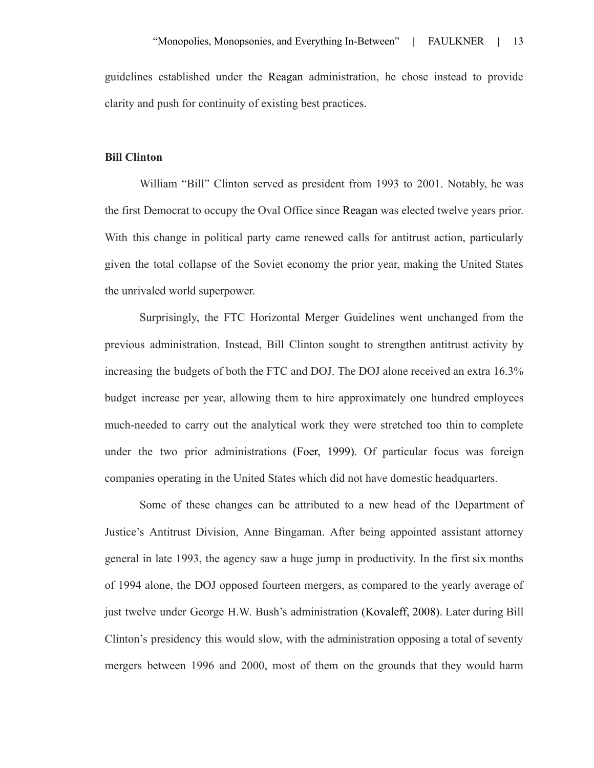guidelines established under the Reagan administration, he chose instead to provide clarity and push for continuity of existing best practices.

### Bill Clinton

William "Bill" Clinton served as president from 1993 to 2001. Notably, he was the first Democrat to occupy the Oval Office since Reagan was elected twelve years prior. With this change in political party came renewed calls for antitrust action, particularly given the total collapse of the Soviet economy the prior year, making the United States the unrivaled world superpower.

Surprisingly, the FTC Horizontal Merger Guidelines went unchanged from the previous administration. Instead, Bill Clinton sought to strengthen antitrust activity by increasing the budgets of both the FTC and DOJ. The DOJ alone received an extra 16.3% budget increase per year, allowing them to hire approximately one hundred employees much-needed to carry out the analytical work they were stretched too thin to complete under the two prior administrations (Foer, 1999). Of particular focus was foreign companies operating in the United States which did not have domestic headquarters.

Some of these changes can be attributed to a new head of the Department of Justice's Antitrust Division, Anne Bingaman. After being appointed assistant attorney general in late 1993, the agency saw a huge jump in productivity. In the first six months of 1994 alone, the DOJ opposed fourteen mergers, as compared to the yearly average of just twelve under George H.W. Bush's administration (Kovaleff, 2008). Later during Bill Clinton's presidency this would slow, with the administration opposing a total of seventy mergers between 1996 and 2000, most of them on the grounds that they would harm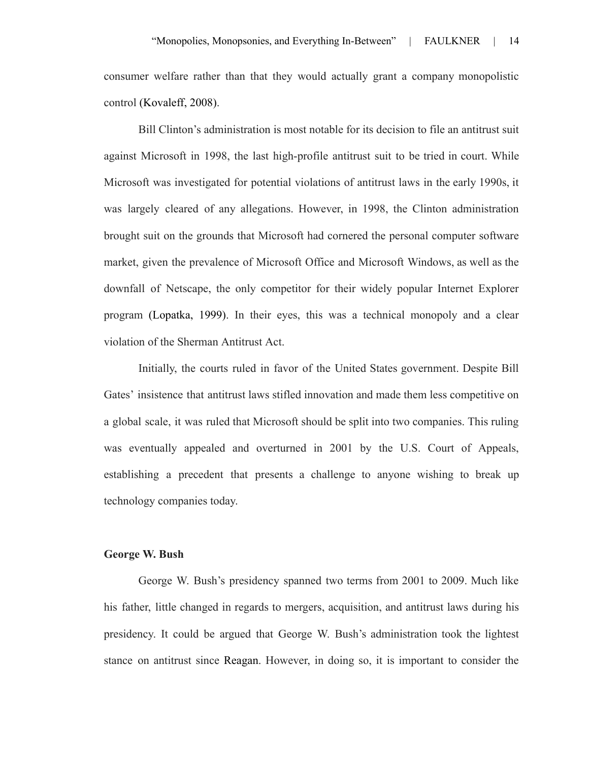consumer welfare rather than that they would actually grant a company monopolistic control (Kovaleff, 2008).

Bill Clinton's administration is most notable for its decision to file an antitrust suit against Microsoft in 1998, the last high-profile antitrust suit to be tried in court. While Microsoft was investigated for potential violations of antitrust laws in the early 1990s, it was largely cleared of any allegations. However, in 1998, the Clinton administration brought suit on the grounds that Microsoft had cornered the personal computer software market, given the prevalence of Microsoft Office and Microsoft Windows, as well as the downfall of Netscape, the only competitor for their widely popular Internet Explorer program (Lopatka, 1999). In their eyes, this was a technical monopoly and a clear violation of the Sherman Antitrust Act.

Initially, the courts ruled in favor of the United States government. Despite Bill Gates' insistence that antitrust laws stifled innovation and made them less competitive on a global scale, it was ruled that Microsoft should be split into two companies. This ruling was eventually appealed and overturned in 2001 by the U.S. Court of Appeals, establishing a precedent that presents a challenge to anyone wishing to break up technology companies today.

**George W. Bush**

George W. Bush's presidency spanned two terms from 2001 to 2009. Much like his father, little changed in regards to mergers, acquisition, and antitrust laws during his presidency. It could be argued that George W. Bush's administration took the lightest stance on antitrust since Reagan. However, in doing so, it is important to consider the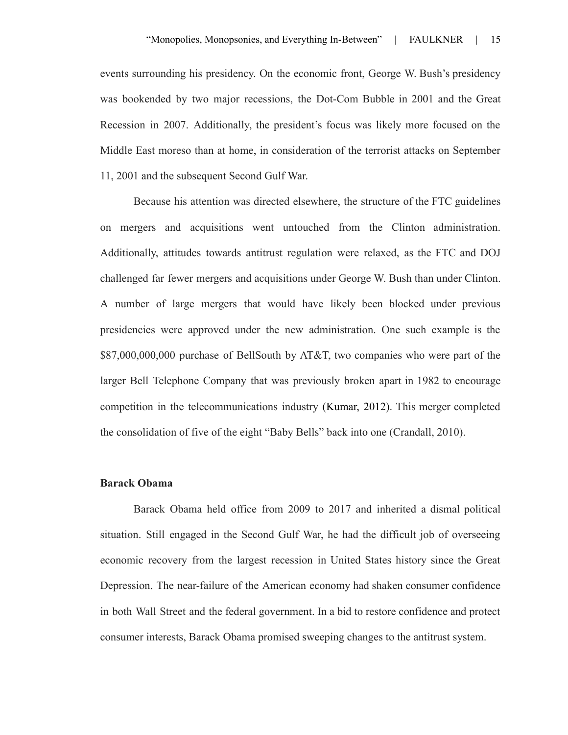events surrounding his presidency. On the economic front, George W. Bush's presidency was bookended by two major recessions, the Dot-Com Bubble in 2001 and the Great Recession in 2007. Additionally, the president's focus was likely more focused on the Middle East moreso than at home, in consideration of the terrorist attacks on September 11, 2001 and the subsequent Second Gulf War.

Because his attention was directed elsewhere, the structure of the FTC guidelines on mergers and acquisitions went untouched from the Clinton administration. Additionally, attitudes towards antitrust regulation were relaxed, as the FTC and DOJ challenged far fewer mergers and acquisitions under George W. Bush than under Clinton. A number of large mergers that would have likely been blocked under previous presidencies were approved under the new administration. One such example is the $87,000,000,000 purchase of BellSouth by AT&T, two companies who were part of the larger Bell Telephone Company that was previously broken apart in 1982 to encourage competition in the telecommunications industry (Kumar, 2012). This merger completed the consolidation of five of the eight "Baby Bells" back into one (Crandall, 2010).

**Barack Obama**

Barack Obama held office from 2009 to 2017 and inherited a dismal political situation. Still engaged in the Second Gulf War, he had the difficult job of overseeing economic recovery from the largest recession in United States history since the Great Depression. The near-failure of the American economy had shaken consumer confidence in both Wall Street and the federal government. In a bid to restore confidence and protect consumer interests, Barack Obama promised sweeping changes to the antitrust system.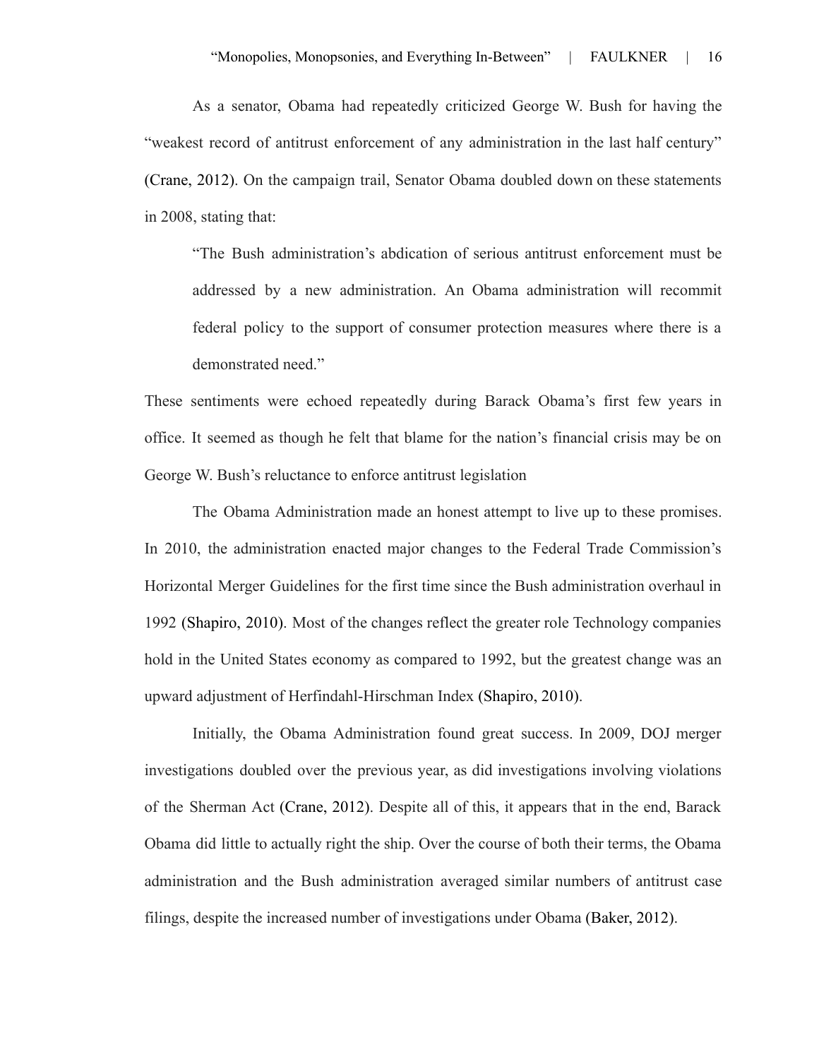As a senator, Obama had repeatedly criticized George W. Bush for having the "weakest record of antitrust enforcement of any administration in the last half century" (Crane, 2012). On the campaign trail, Senator Obama doubled down on these statements in 2008, stating that:

> "The Bush administration's abdication of serious antitrust enforcement must be addressed by a new administration. An Obama administration will recommit federal policy to the support of consumer protection measures where there is a demonstrated need."

These sentiments were echoed repeatedly during Barack Obama's first few years in office. It seemed as though he felt that blame for the nation's financial crisis may be on George W. Bush's reluctance to enforce antitrust legislation

The Obama Administration made an honest attempt to live up to these promises. In 2010, the administration enacted major changes to the Federal Trade Commission's Horizontal Merger Guidelines for the first time since the Bush administration overhaul in 1992 (Shapiro, 2010). Most of the changes reflect the greater role Technology companies hold in the United States economy as compared to 1992, but the greatest change was an upward adjustment of Herfindahl-Hirschman Index (Shapiro, 2010).

Initially, the Obama Administration found great success. In 2009, DOJ merger investigations doubled over the previous year, as did investigations involving violations of the Sherman Act (Crane, 2012). Despite all of this, it appears that in the end, Barack Obama did little to actually right the ship. Over the course of both their terms, the Obama administration and the Bush administration averaged similar numbers of antitrust case filings, despite the increased number of investigations under Obama (Baker, 2012).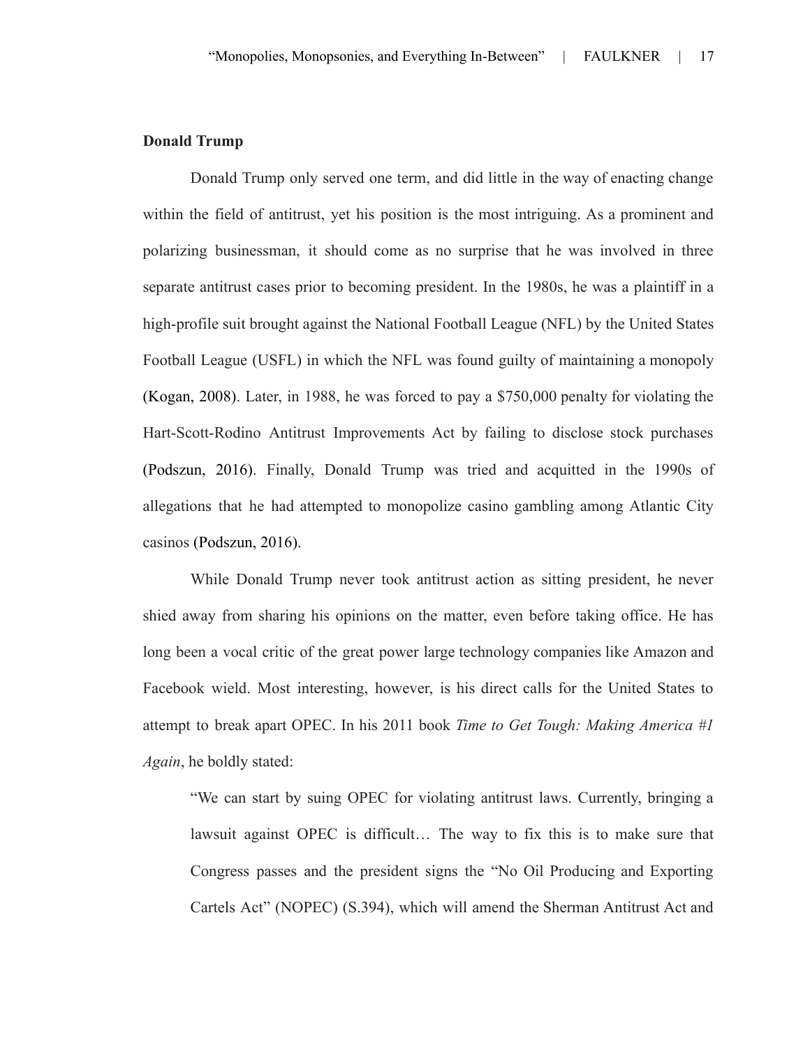**Donald Trump**

Donald Trump only served one term, and did little in the way of enacting change within the field of antitrust, yet his position is the most intriguing. As a prominent and polarizing businessman, it should come as no surprise that he was involved in three separate antitrust cases prior to becoming president. In the 1980s, he was a plaintiff in a high-profile suit brought against the National Football League (NFL) by the United States Football League (USFL) in which the NFL was found guilty of maintaining a monopoly (Kogan, 2008). Later, in 1988, he was forced to pay a $750,000 penalty for violating the Hart-Scott-Rodino Antitrust Improvements Act by failing to disclose stock purchases (Podszun, 2016). Finally, Donald Trump was tried and acquitted in the 1990s of allegations that he had attempted to monopolize casino gambling among Atlantic City casinos (Podszun, 2016).

While Donald Trump never took antitrust action as sitting president, he never shied away from sharing his opinions on the matter, even before taking office. He has long been a vocal critic of the great power large technology companies like Amazon and Facebook wield. Most interesting, however, is his direct calls for the United States to attempt to break apart OPEC. In his 2011 book *Time to Get Tough: Making America #1 Again*, he boldly stated:

> "We can start by suing OPEC for violating antitrust laws. Currently, bringing a lawsuit against OPEC is difficult… The way to fix this is to make sure that Congress passes and the president signs the "No Oil Producing and Exporting Cartels Act" (NOPEC) (S.394), which will amend the Sherman Antitrust Act and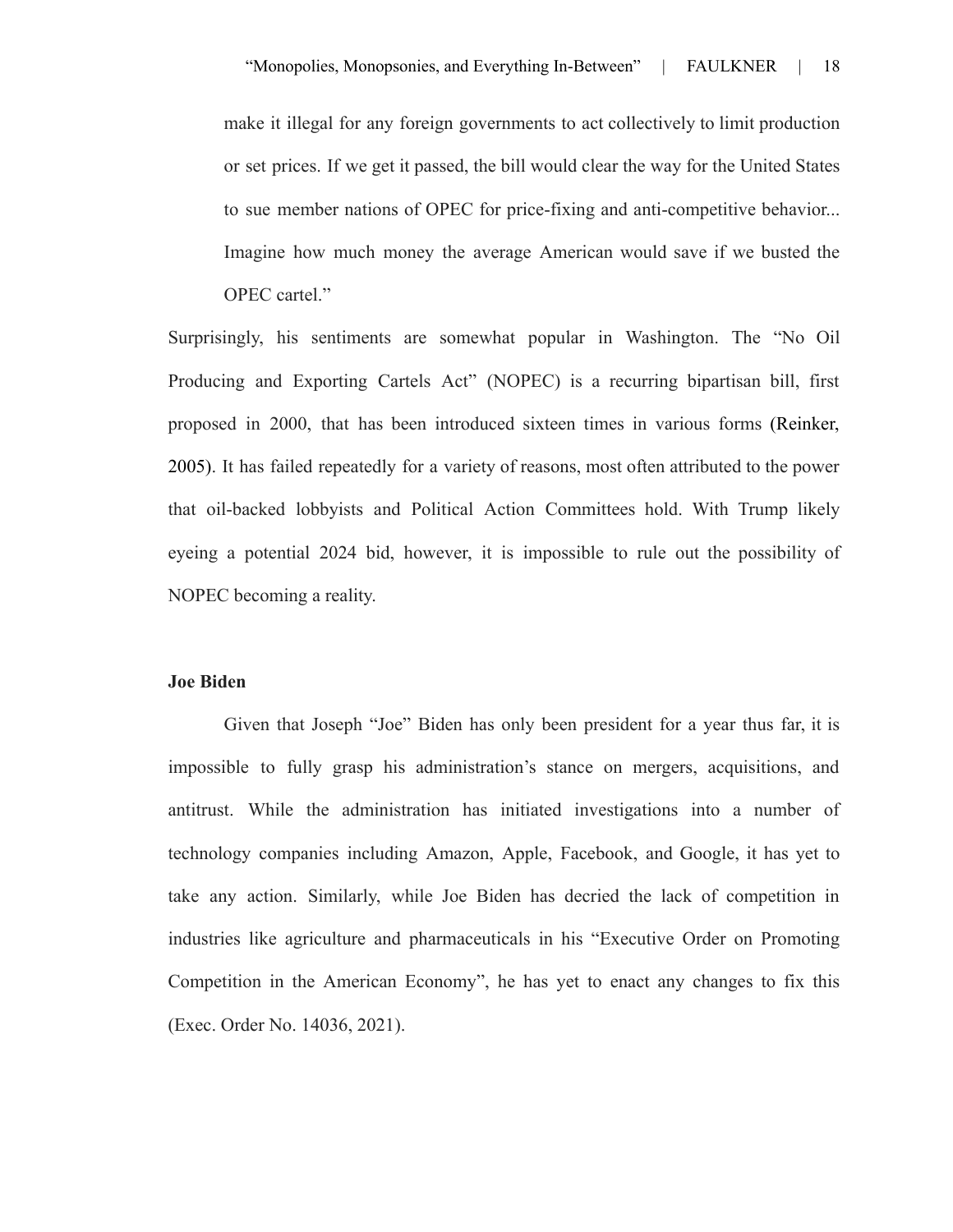> make it illegal for any foreign governments to act collectively to limit production or set prices. If we get it passed, the bill would clear the way for the United States to sue member nations of OPEC for price-fixing and anti-competitive behavior... Imagine how much money the average American would save if we busted the OPEC cartel."

Surprisingly, his sentiments are somewhat popular in Washington. The "No Oil Producing and Exporting Cartels Act" (NOPEC) is a recurring bipartisan bill, first proposed in 2000, that has been introduced sixteen times in various forms (Reinker, 2005). It has failed repeatedly for a variety of reasons, most often attributed to the power that oil-backed lobbyists and Political Action Committees hold. With Trump likely eyeing a potential 2024 bid, however, it is impossible to rule out the possibility of NOPEC becoming a reality.

**Joe Biden**

Given that Joseph "Joe" Biden has only been president for a year thus far, it is impossible to fully grasp his administration's stance on mergers, acquisitions, and antitrust. While the administration has initiated investigations into a number of technology companies including Amazon, Apple, Facebook, and Google, it has yet to take any action. Similarly, while Joe Biden has decried the lack of competition in industries like agriculture and pharmaceuticals in his "Executive Order on Promoting Competition in the American Economy", he has yet to enact any changes to fix this (Exec. Order No. 14036, 2021).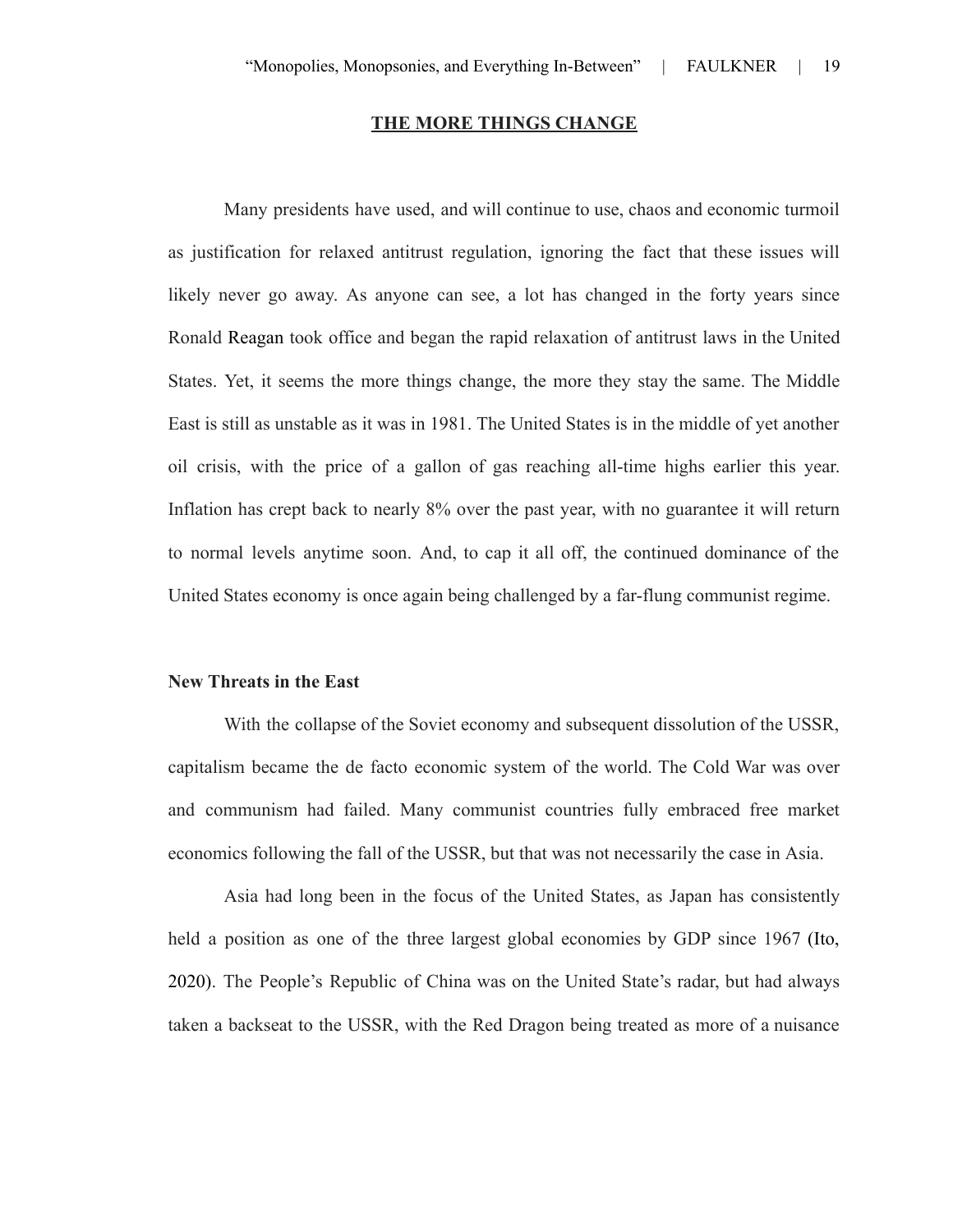## THE MORE THINGS CHANGE

Many presidents have used, and will continue to use, chaos and economic turmoil as justification for relaxed antitrust regulation, ignoring the fact that these issues will likely never go away. As anyone can see, a lot has changed in the forty years since Ronald Reagan took office and began the rapid relaxation of antitrust laws in the United States. Yet, it seems the more things change, the more they stay the same. The Middle East is still as unstable as it was in 1981. The United States is in the middle of yet another oil crisis, with the price of a gallon of gas reaching all-time highs earlier this year. Inflation has crept back to nearly 8% over the past year, with no guarantee it will return to normal levels anytime soon. And, to cap it all off, the continued dominance of the United States economy is once again being challenged by a far-flung communist regime.

### New Threats in the East

With the collapse of the Soviet economy and subsequent dissolution of the USSR, capitalism became the de facto economic system of the world. The Cold War was over and communism had failed. Many communist countries fully embraced free market economics following the fall of the USSR, but that was not necessarily the case in Asia.

Asia had long been in the focus of the United States, as Japan has consistently held a position as one of the three largest global economies by GDP since 1967 (Ito, 2020). The People's Republic of China was on the United State's radar, but had always taken a backseat to the USSR, with the Red Dragon being treated as more of a nuisance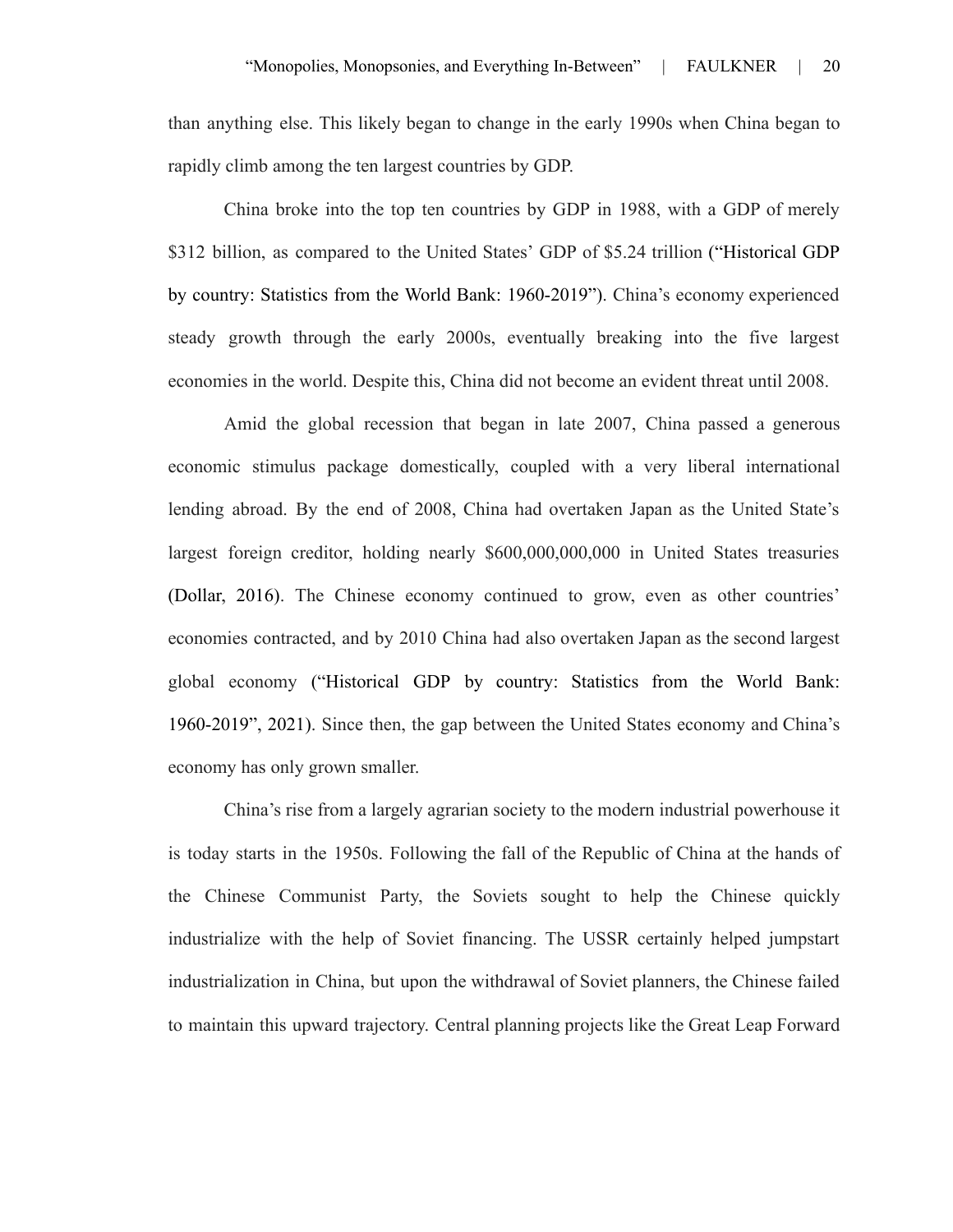than anything else. This likely began to change in the early 1990s when China began to rapidly climb among the ten largest countries by GDP.

China broke into the top ten countries by GDP in 1988, with a GDP of merely $312 billion, as compared to the United States' GDP of $5.24 trillion ("Historical GDP by country: Statistics from the World Bank: 1960-2019"). China's economy experienced steady growth through the early 2000s, eventually breaking into the five largest economies in the world. Despite this, China did not become an evident threat until 2008.

Amid the global recession that began in late 2007, China passed a generous economic stimulus package domestically, coupled with a very liberal international lending abroad. By the end of 2008, China had overtaken Japan as the United State's largest foreign creditor, holding nearly $600,000,000,000 in United States treasuries (Dollar, 2016). The Chinese economy continued to grow, even as other countries' economies contracted, and by 2010 China had also overtaken Japan as the second largest global economy ("Historical GDP by country: Statistics from the World Bank: 1960-2019", 2021). Since then, the gap between the United States economy and China's economy has only grown smaller.

China's rise from a largely agrarian society to the modern industrial powerhouse it is today starts in the 1950s. Following the fall of the Republic of China at the hands of the Chinese Communist Party, the Soviets sought to help the Chinese quickly industrialize with the help of Soviet financing. The USSR certainly helped jumpstart industrialization in China, but upon the withdrawal of Soviet planners, the Chinese failed to maintain this upward trajectory. Central planning projects like the Great Leap Forward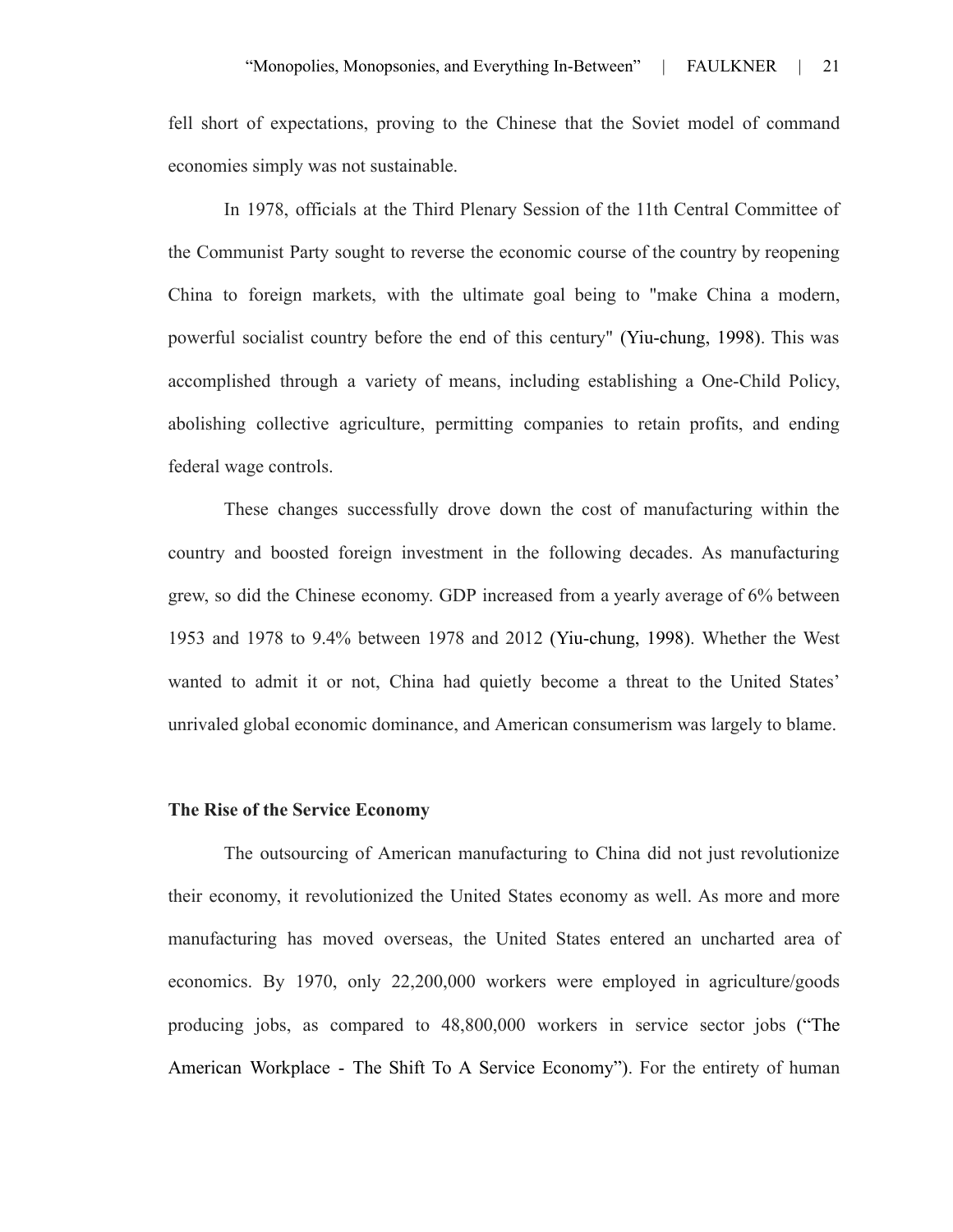fell short of expectations, proving to the Chinese that the Soviet model of command economies simply was not sustainable.

In 1978, officials at the Third Plenary Session of the 11th Central Committee of the Communist Party sought to reverse the economic course of the country by reopening China to foreign markets, with the ultimate goal being to "make China a modern, powerful socialist country before the end of this century" (Yiu-chung, 1998). This was accomplished through a variety of means, including establishing a One-Child Policy, abolishing collective agriculture, permitting companies to retain profits, and ending federal wage controls.

These changes successfully drove down the cost of manufacturing within the country and boosted foreign investment in the following decades. As manufacturing grew, so did the Chinese economy. GDP increased from a yearly average of 6% between 1953 and 1978 to 9.4% between 1978 and 2012 (Yiu-chung, 1998). Whether the West wanted to admit it or not, China had quietly become a threat to the United States' unrivaled global economic dominance, and American consumerism was largely to blame.

**The Rise of the Service Economy**

The outsourcing of American manufacturing to China did not just revolutionize their economy, it revolutionized the United States economy as well. As more and more manufacturing has moved overseas, the United States entered an uncharted area of economics. By 1970, only 22,200,000 workers were employed in agriculture/goods producing jobs, as compared to 48,800,000 workers in service sector jobs ("The American Workplace - The Shift To A Service Economy"). For the entirety of human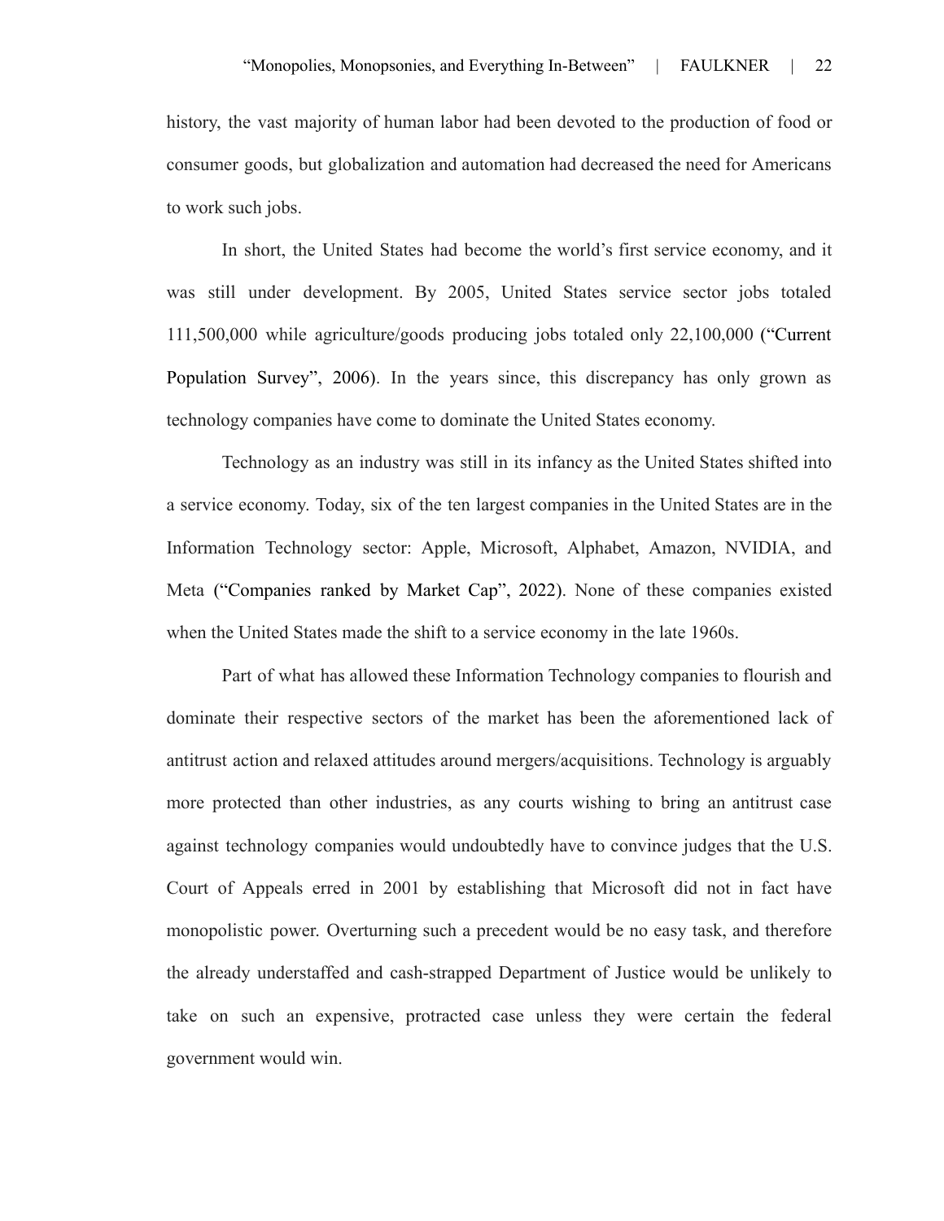history, the vast majority of human labor had been devoted to the production of food or consumer goods, but globalization and automation had decreased the need for Americans to work such jobs.

In short, the United States had become the world's first service economy, and it was still under development. By 2005, United States service sector jobs totaled 111,500,000 while agriculture/goods producing jobs totaled only 22,100,000 ("Current Population Survey", 2006). In the years since, this discrepancy has only grown as technology companies have come to dominate the United States economy.

Technology as an industry was still in its infancy as the United States shifted into a service economy. Today, six of the ten largest companies in the United States are in the Information Technology sector: Apple, Microsoft, Alphabet, Amazon, NVIDIA, and Meta ("Companies ranked by Market Cap", 2022). None of these companies existed when the United States made the shift to a service economy in the late 1960s.

Part of what has allowed these Information Technology companies to flourish and dominate their respective sectors of the market has been the aforementioned lack of antitrust action and relaxed attitudes around mergers/acquisitions. Technology is arguably more protected than other industries, as any courts wishing to bring an antitrust case against technology companies would undoubtedly have to convince judges that the U.S. Court of Appeals erred in 2001 by establishing that Microsoft did not in fact have monopolistic power. Overturning such a precedent would be no easy task, and therefore the already understaffed and cash-strapped Department of Justice would be unlikely to take on such an expensive, protracted case unless they were certain the federal government would win.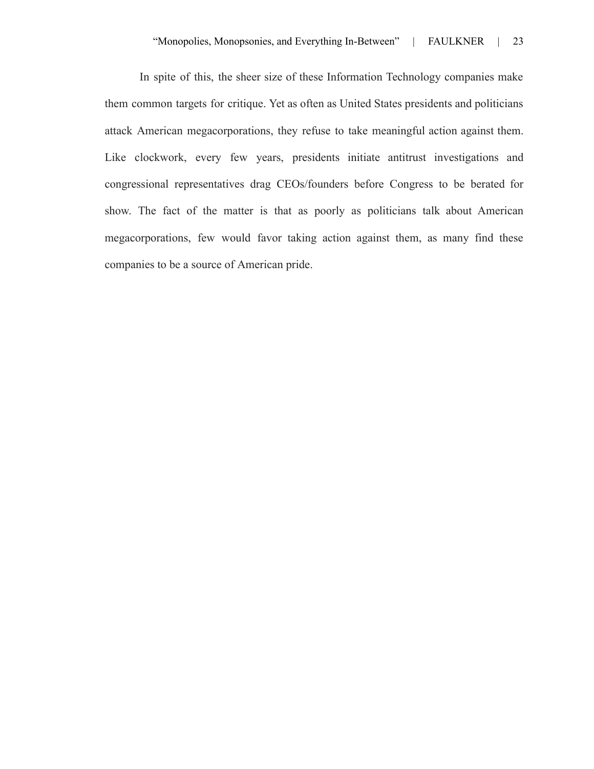In spite of this, the sheer size of these Information Technology companies make them common targets for critique. Yet as often as United States presidents and politicians attack American megacorporations, they refuse to take meaningful action against them. Like clockwork, every few years, presidents initiate antitrust investigations and congressional representatives drag CEOs/founders before Congress to be berated for show. The fact of the matter is that as poorly as politicians talk about American megacorporations, few would favor taking action against them, as many find these companies to be a source of American pride.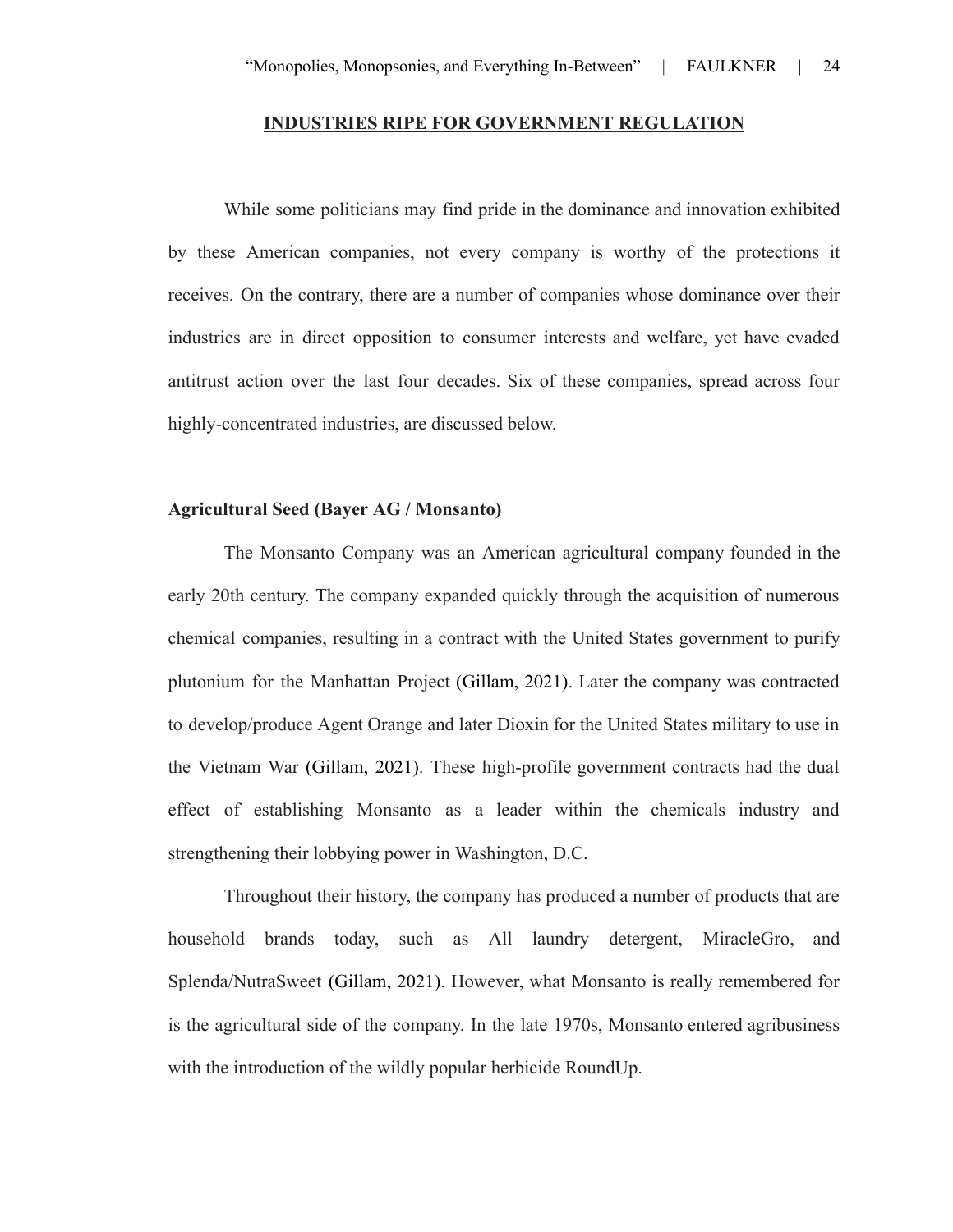## INDUSTRIES RIPE FOR GOVERNMENT REGULATION

While some politicians may find pride in the dominance and innovation exhibited by these American companies, not every company is worthy of the protections it receives. On the contrary, there are a number of companies whose dominance over their industries are in direct opposition to consumer interests and welfare, yet have evaded antitrust action over the last four decades. Six of these companies, spread across four highly-concentrated industries, are discussed below.

**Agricultural Seed (Bayer AG / Monsanto)**

The Monsanto Company was an American agricultural company founded in the early 20th century. The company expanded quickly through the acquisition of numerous chemical companies, resulting in a contract with the United States government to purify plutonium for the Manhattan Project (Gillam, 2021). Later the company was contracted to develop/produce Agent Orange and later Dioxin for the United States military to use in the Vietnam War (Gillam, 2021). These high-profile government contracts had the dual effect of establishing Monsanto as a leader within the chemicals industry and strengthening their lobbying power in Washington, D.C.

Throughout their history, the company has produced a number of products that are household brands today, such as All laundry detergent, MiracleGro, and Splenda/NutraSweet (Gillam, 2021). However, what Monsanto is really remembered for is the agricultural side of the company. In the late 1970s, Monsanto entered agribusiness with the introduction of the wildly popular herbicide RoundUp.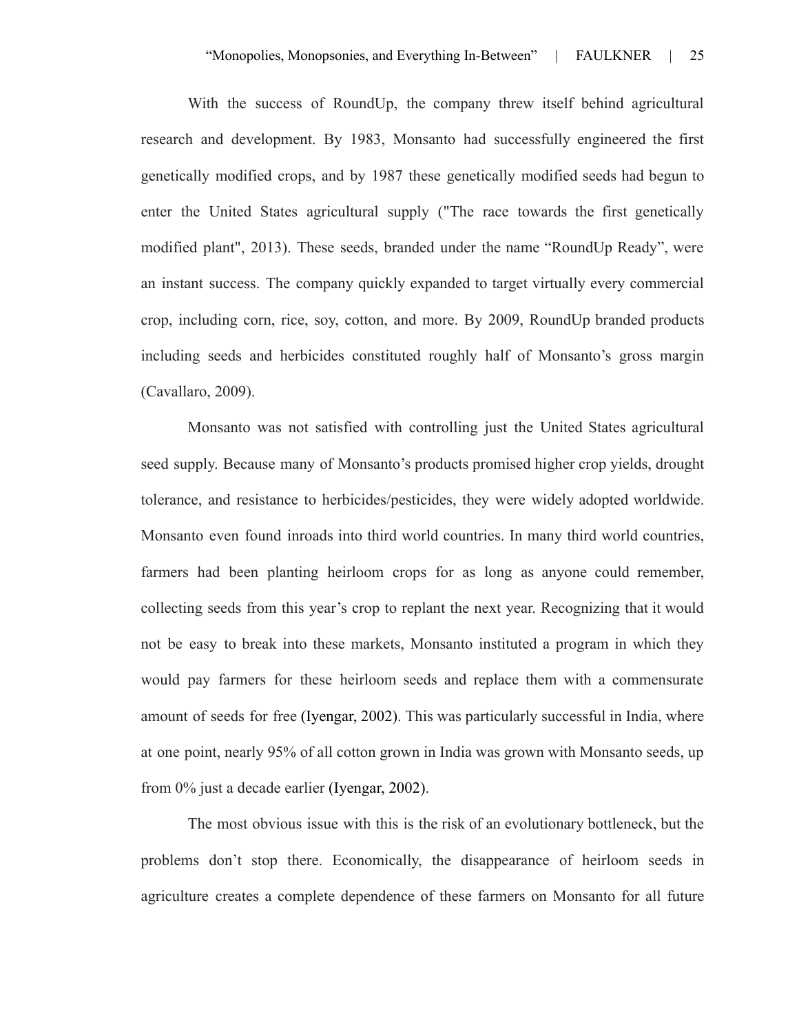With the success of RoundUp, the company threw itself behind agricultural research and development. By 1983, Monsanto had successfully engineered the first genetically modified crops, and by 1987 these genetically modified seeds had begun to enter the United States agricultural supply ("The race towards the first genetically modified plant", 2013). These seeds, branded under the name "RoundUp Ready", were an instant success. The company quickly expanded to target virtually every commercial crop, including corn, rice, soy, cotton, and more. By 2009, RoundUp branded products including seeds and herbicides constituted roughly half of Monsanto's gross margin (Cavallaro, 2009).

Monsanto was not satisfied with controlling just the United States agricultural seed supply. Because many of Monsanto's products promised higher crop yields, drought tolerance, and resistance to herbicides/pesticides, they were widely adopted worldwide. Monsanto even found inroads into third world countries. In many third world countries, farmers had been planting heirloom crops for as long as anyone could remember, collecting seeds from this year's crop to replant the next year. Recognizing that it would not be easy to break into these markets, Monsanto instituted a program in which they would pay farmers for these heirloom seeds and replace them with a commensurate amount of seeds for free (Iyengar, 2002). This was particularly successful in India, where at one point, nearly 95% of all cotton grown in India was grown with Monsanto seeds, up from 0% just a decade earlier (Iyengar, 2002).

The most obvious issue with this is the risk of an evolutionary bottleneck, but the problems don't stop there. Economically, the disappearance of heirloom seeds in agriculture creates a complete dependence of these farmers on Monsanto for all future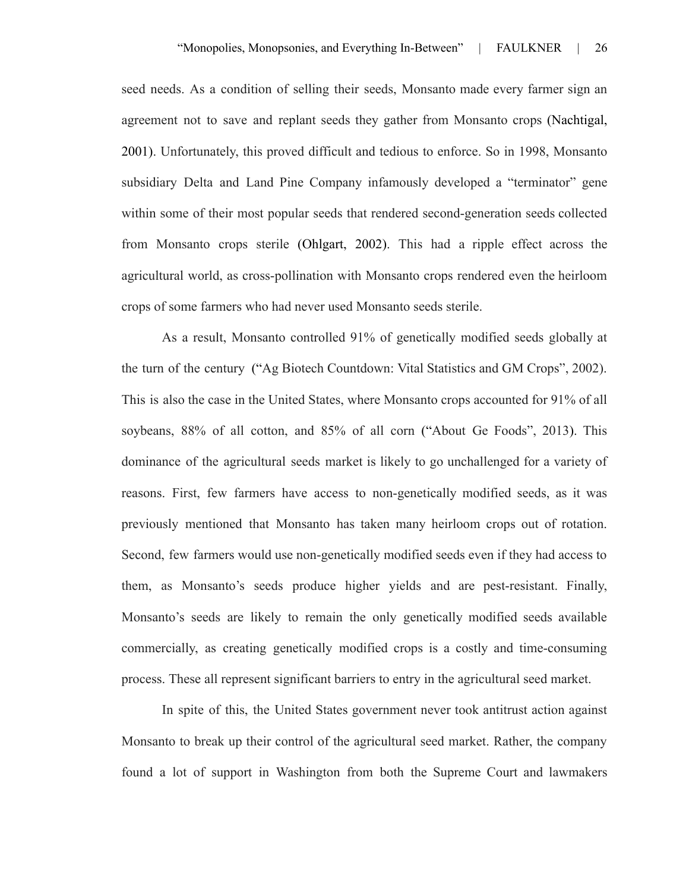seed needs. As a condition of selling their seeds, Monsanto made every farmer sign an agreement not to save and replant seeds they gather from Monsanto crops (Nachtigal, 2001). Unfortunately, this proved difficult and tedious to enforce. So in 1998, Monsanto subsidiary Delta and Land Pine Company infamously developed a "terminator" gene within some of their most popular seeds that rendered second-generation seeds collected from Monsanto crops sterile (Ohlgart, 2002). This had a ripple effect across the agricultural world, as cross-pollination with Monsanto crops rendered even the heirloom crops of some farmers who had never used Monsanto seeds sterile.

As a result, Monsanto controlled 91% of genetically modified seeds globally at the turn of the century ("Ag Biotech Countdown: Vital Statistics and GM Crops", 2002). This is also the case in the United States, where Monsanto crops accounted for 91% of all soybeans, 88% of all cotton, and 85% of all corn ("About Ge Foods", 2013). This dominance of the agricultural seeds market is likely to go unchallenged for a variety of reasons. First, few farmers have access to non-genetically modified seeds, as it was previously mentioned that Monsanto has taken many heirloom crops out of rotation. Second, few farmers would use non-genetically modified seeds even if they had access to them, as Monsanto's seeds produce higher yields and are pest-resistant. Finally, Monsanto's seeds are likely to remain the only genetically modified seeds available commercially, as creating genetically modified crops is a costly and time-consuming process. These all represent significant barriers to entry in the agricultural seed market.

In spite of this, the United States government never took antitrust action against Monsanto to break up their control of the agricultural seed market. Rather, the company found a lot of support in Washington from both the Supreme Court and lawmakers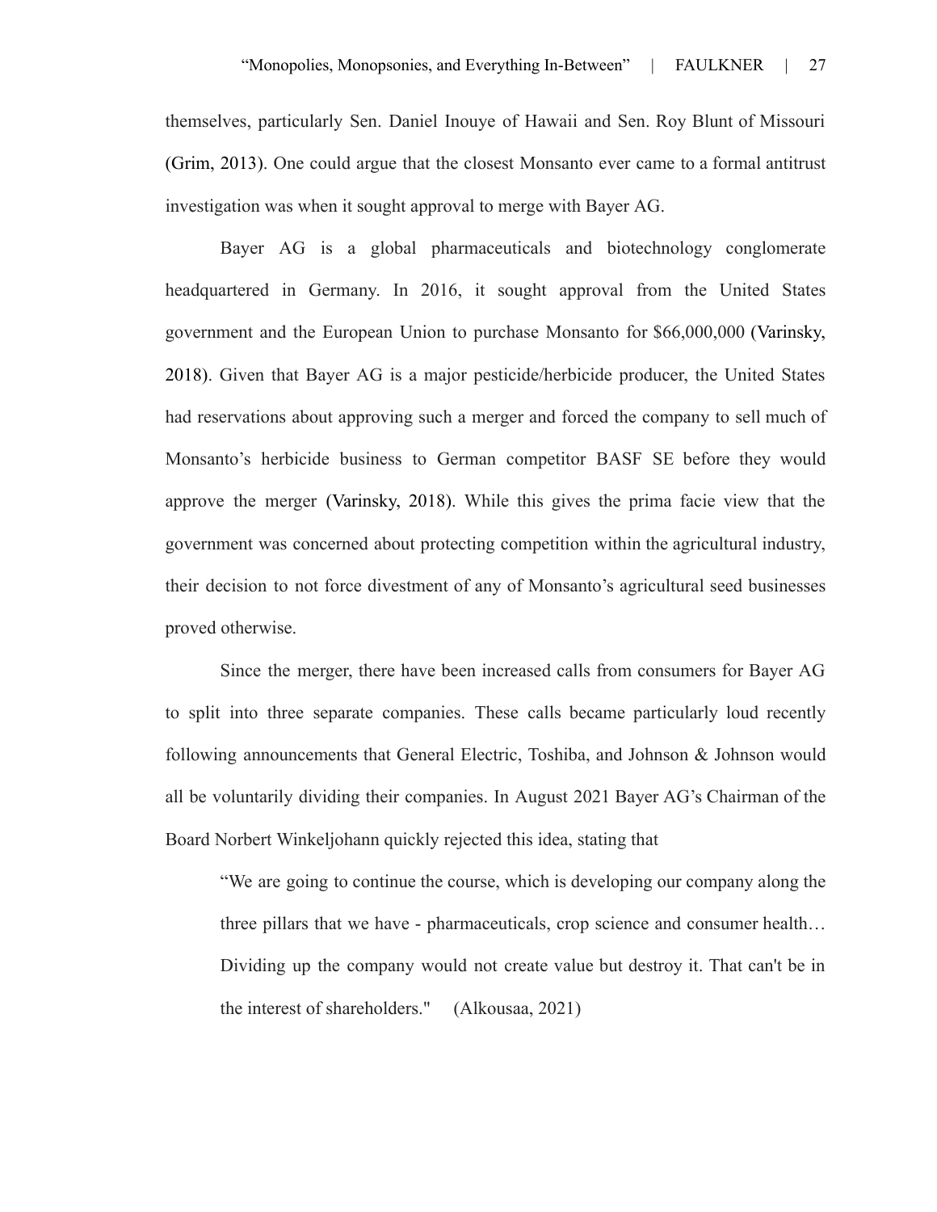themselves, particularly Sen. Daniel Inouye of Hawaii and Sen. Roy Blunt of Missouri (Grim, 2013). One could argue that the closest Monsanto ever came to a formal antitrust investigation was when it sought approval to merge with Bayer AG.

Bayer AG is a global pharmaceuticals and biotechnology conglomerate headquartered in Germany. In 2016, it sought approval from the United States government and the European Union to purchase Monsanto for $66,000,000 (Varinsky, 2018). Given that Bayer AG is a major pesticide/herbicide producer, the United States had reservations about approving such a merger and forced the company to sell much of Monsanto's herbicide business to German competitor BASF SE before they would approve the merger (Varinsky, 2018). While this gives the prima facie view that the government was concerned about protecting competition within the agricultural industry, their decision to not force divestment of any of Monsanto's agricultural seed businesses proved otherwise.

Since the merger, there have been increased calls from consumers for Bayer AG to split into three separate companies. These calls became particularly loud recently following announcements that General Electric, Toshiba, and Johnson & Johnson would all be voluntarily dividing their companies. In August 2021 Bayer AG's Chairman of the Board Norbert Winkeljohann quickly rejected this idea, stating that

> "We are going to continue the course, which is developing our company along the three pillars that we have - pharmaceuticals, crop science and consumer health… Dividing up the company would not create value but destroy it. That can't be in the interest of shareholders." (Alkousaa, 2021)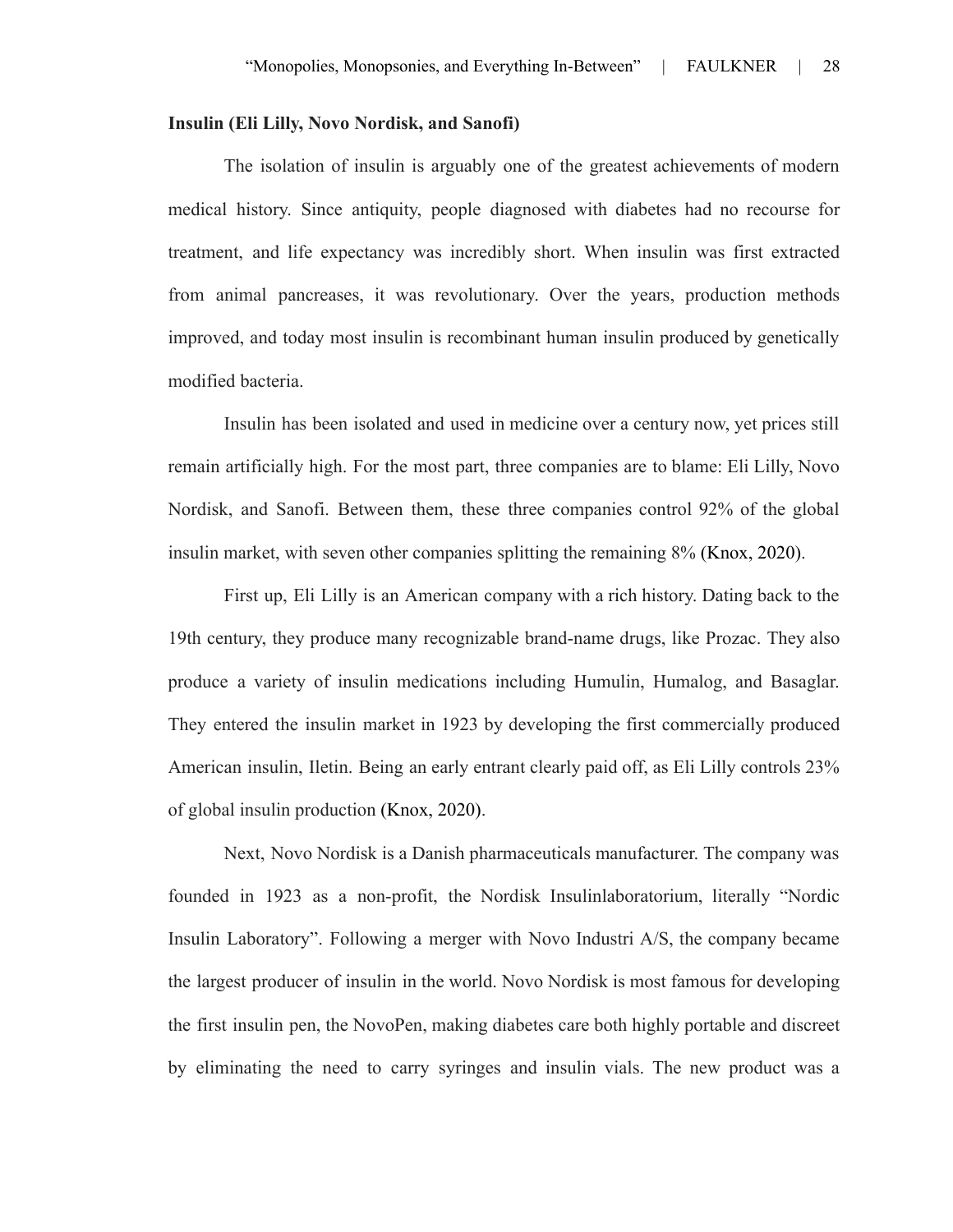**Insulin (Eli Lilly, Novo Nordisk, and Sanofi)**

The isolation of insulin is arguably one of the greatest achievements of modern medical history. Since antiquity, people diagnosed with diabetes had no recourse for treatment, and life expectancy was incredibly short. When insulin was first extracted from animal pancreases, it was revolutionary. Over the years, production methods improved, and today most insulin is recombinant human insulin produced by genetically modified bacteria.

Insulin has been isolated and used in medicine over a century now, yet prices still remain artificially high. For the most part, three companies are to blame: Eli Lilly, Novo Nordisk, and Sanofi. Between them, these three companies control 92% of the global insulin market, with seven other companies splitting the remaining 8% (Knox, 2020).

First up, Eli Lilly is an American company with a rich history. Dating back to the 19th century, they produce many recognizable brand-name drugs, like Prozac. They also produce a variety of insulin medications including Humulin, Humalog, and Basaglar. They entered the insulin market in 1923 by developing the first commercially produced American insulin, Iletin. Being an early entrant clearly paid off, as Eli Lilly controls 23% of global insulin production (Knox, 2020).

Next, Novo Nordisk is a Danish pharmaceuticals manufacturer. The company was founded in 1923 as a non-profit, the Nordisk Insulinlaboratorium, literally "Nordic Insulin Laboratory". Following a merger with Novo Industri A/S, the company became the largest producer of insulin in the world. Novo Nordisk is most famous for developing the first insulin pen, the NovoPen, making diabetes care both highly portable and discreet by eliminating the need to carry syringes and insulin vials. The new product was a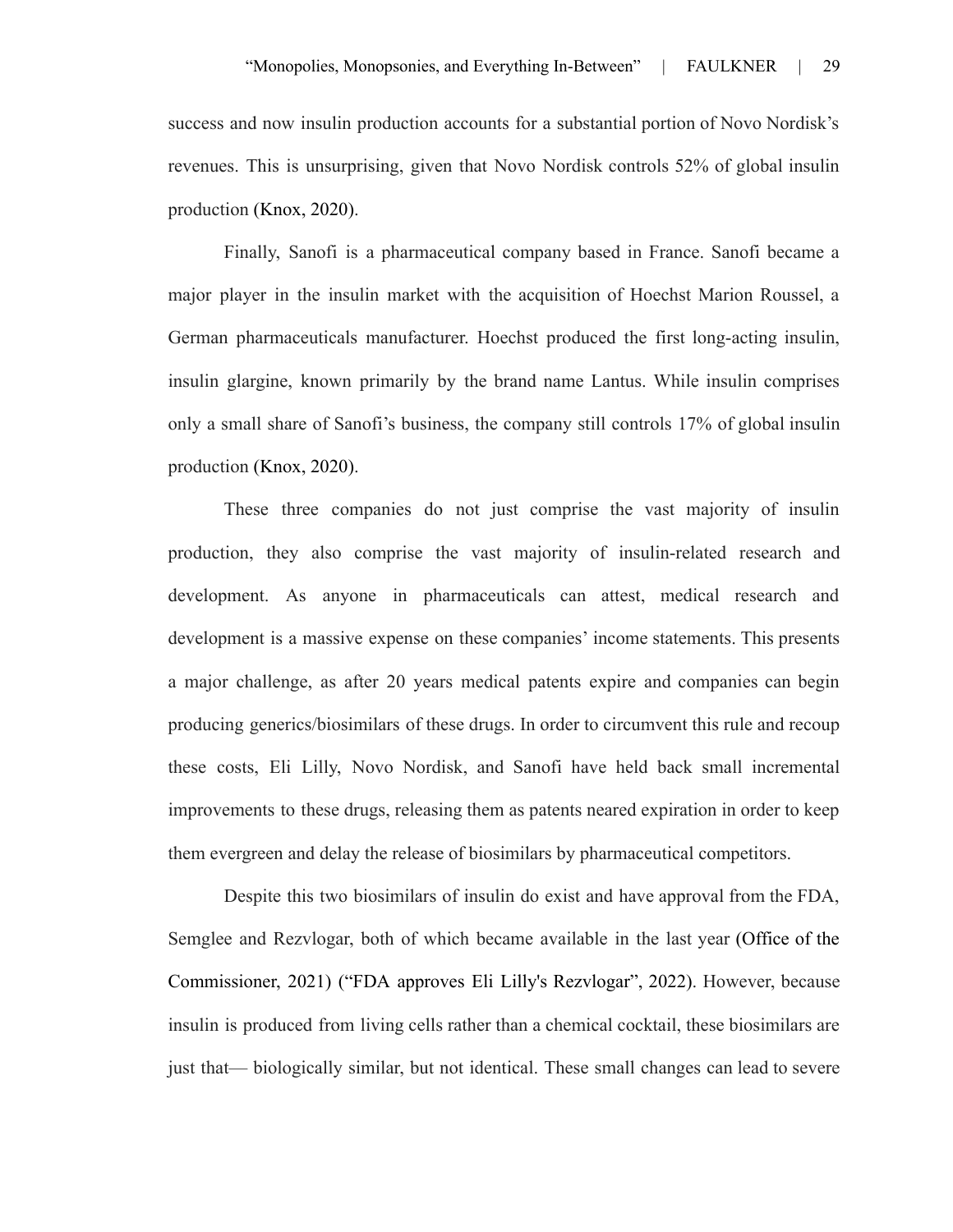success and now insulin production accounts for a substantial portion of Novo Nordisk's revenues. This is unsurprising, given that Novo Nordisk controls 52% of global insulin production (Knox, 2020).

Finally, Sanofi is a pharmaceutical company based in France. Sanofi became a major player in the insulin market with the acquisition of Hoechst Marion Roussel, a German pharmaceuticals manufacturer. Hoechst produced the first long-acting insulin, insulin glargine, known primarily by the brand name Lantus. While insulin comprises only a small share of Sanofi's business, the company still controls 17% of global insulin production (Knox, 2020).

These three companies do not just comprise the vast majority of insulin production, they also comprise the vast majority of insulin-related research and development. As anyone in pharmaceuticals can attest, medical research and development is a massive expense on these companies' income statements. This presents a major challenge, as after 20 years medical patents expire and companies can begin producing generics/biosimilars of these drugs. In order to circumvent this rule and recoup these costs, Eli Lilly, Novo Nordisk, and Sanofi have held back small incremental improvements to these drugs, releasing them as patents neared expiration in order to keep them evergreen and delay the release of biosimilars by pharmaceutical competitors.

Despite this two biosimilars of insulin do exist and have approval from the FDA, Semglee and Rezvlogar, both of which became available in the last year (Office of the Commissioner, 2021) ("FDA approves Eli Lilly's Rezvlogar", 2022). However, because insulin is produced from living cells rather than a chemical cocktail, these biosimilars are just that— biologically similar, but not identical. These small changes can lead to severe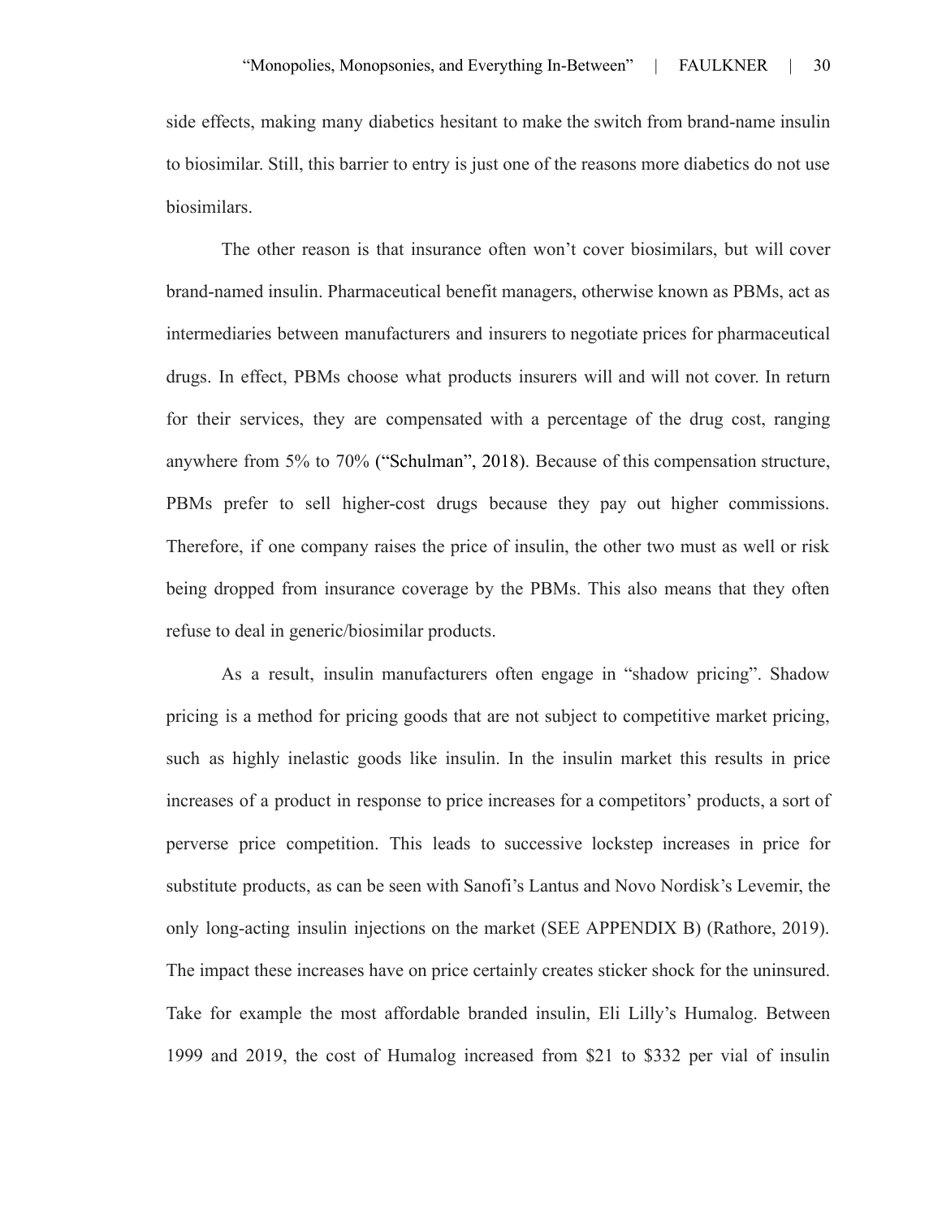side effects, making many diabetics hesitant to make the switch from brand-name insulin to biosimilar. Still, this barrier to entry is just one of the reasons more diabetics do not use biosimilars.

The other reason is that insurance often won't cover biosimilars, but will cover brand-named insulin. Pharmaceutical benefit managers, otherwise known as PBMs, act as intermediaries between manufacturers and insurers to negotiate prices for pharmaceutical drugs. In effect, PBMs choose what products insurers will and will not cover. In return for their services, they are compensated with a percentage of the drug cost, ranging anywhere from 5% to 70% ("Schulman", 2018). Because of this compensation structure, PBMs prefer to sell higher-cost drugs because they pay out higher commissions. Therefore, if one company raises the price of insulin, the other two must as well or risk being dropped from insurance coverage by the PBMs. This also means that they often refuse to deal in generic/biosimilar products.

As a result, insulin manufacturers often engage in "shadow pricing". Shadow pricing is a method for pricing goods that are not subject to competitive market pricing, such as highly inelastic goods like insulin. In the insulin market this results in price increases of a product in response to price increases for a competitors' products, a sort of perverse price competition. This leads to successive lockstep increases in price for substitute products, as can be seen with Sanofi's Lantus and Novo Nordisk's Levemir, the only long-acting insulin injections on the market (SEE APPENDIX B) (Rathore, 2019). The impact these increases have on price certainly creates sticker shock for the uninsured. Take for example the most affordable branded insulin, Eli Lilly's Humalog. Between 1999 and 2019, the cost of Humalog increased from $21 to $332 per vial of insulin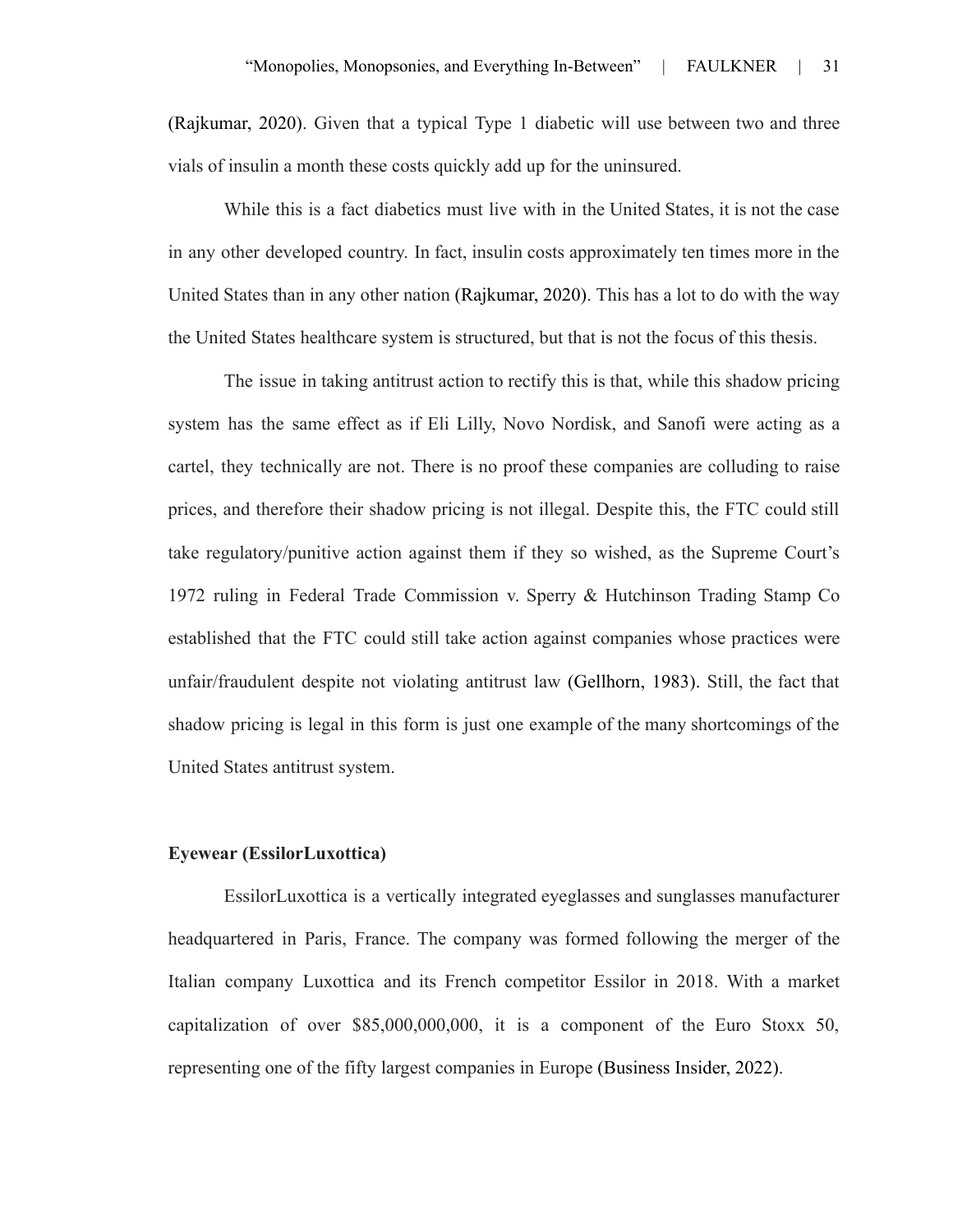(Rajkumar, 2020). Given that a typical Type 1 diabetic will use between two and three vials of insulin a month these costs quickly add up for the uninsured.

While this is a fact diabetics must live with in the United States, it is not the case in any other developed country. In fact, insulin costs approximately ten times more in the United States than in any other nation (Rajkumar, 2020). This has a lot to do with the way the United States healthcare system is structured, but that is not the focus of this thesis.

The issue in taking antitrust action to rectify this is that, while this shadow pricing system has the same effect as if Eli Lilly, Novo Nordisk, and Sanofi were acting as a cartel, they technically are not. There is no proof these companies are colluding to raise prices, and therefore their shadow pricing is not illegal. Despite this, the FTC could still take regulatory/punitive action against them if they so wished, as the Supreme Court's 1972 ruling in Federal Trade Commission v. Sperry & Hutchinson Trading Stamp Co established that the FTC could still take action against companies whose practices were unfair/fraudulent despite not violating antitrust law (Gellhorn, 1983). Still, the fact that shadow pricing is legal in this form is just one example of the many shortcomings of the United States antitrust system.

**Eyewear (EssilorLuxottica)**

EssilorLuxottica is a vertically integrated eyeglasses and sunglasses manufacturer headquartered in Paris, France. The company was formed following the merger of the Italian company Luxottica and its French competitor Essilor in 2018. With a market capitalization of over $85,000,000,000, it is a component of the Euro Stoxx 50, representing one of the fifty largest companies in Europe (Business Insider, 2022).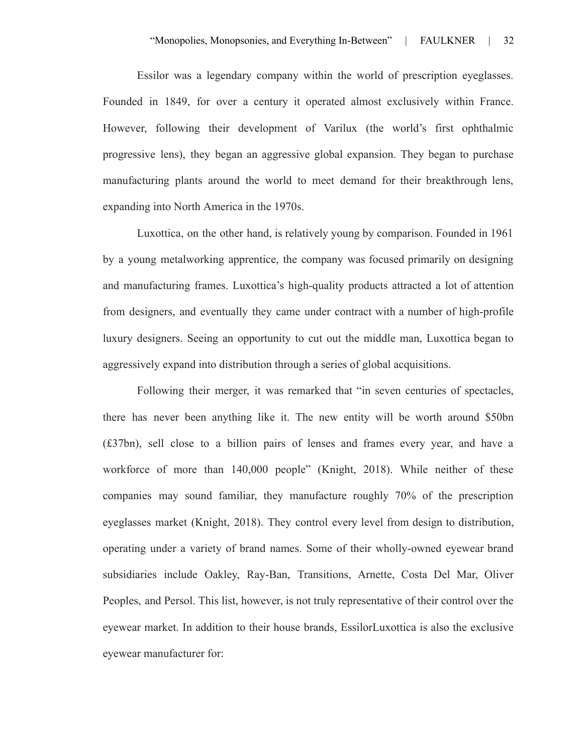Essilor was a legendary company within the world of prescription eyeglasses. Founded in 1849, for over a century it operated almost exclusively within France. However, following their development of Varilux (the world's first ophthalmic progressive lens), they began an aggressive global expansion. They began to purchase manufacturing plants around the world to meet demand for their breakthrough lens, expanding into North America in the 1970s.

Luxottica, on the other hand, is relatively young by comparison. Founded in 1961 by a young metalworking apprentice, the company was focused primarily on designing and manufacturing frames. Luxottica's high-quality products attracted a lot of attention from designers, and eventually they came under contract with a number of high-profile luxury designers. Seeing an opportunity to cut out the middle man, Luxottica began to aggressively expand into distribution through a series of global acquisitions.

Following their merger, it was remarked that "in seven centuries of spectacles, there has never been anything like it. The new entity will be worth around $50bn (£37bn), sell close to a billion pairs of lenses and frames every year, and have a workforce of more than 140,000 people" (Knight, 2018). While neither of these companies may sound familiar, they manufacture roughly 70% of the prescription eyeglasses market (Knight, 2018). They control every level from design to distribution, operating under a variety of brand names. Some of their wholly-owned eyewear brand subsidiaries include Oakley, Ray-Ban, Transitions, Arnette, Costa Del Mar, Oliver Peoples, and Persol. This list, however, is not truly representative of their control over the eyewear market. In addition to their house brands, EssilorLuxottica is also the exclusive eyewear manufacturer for: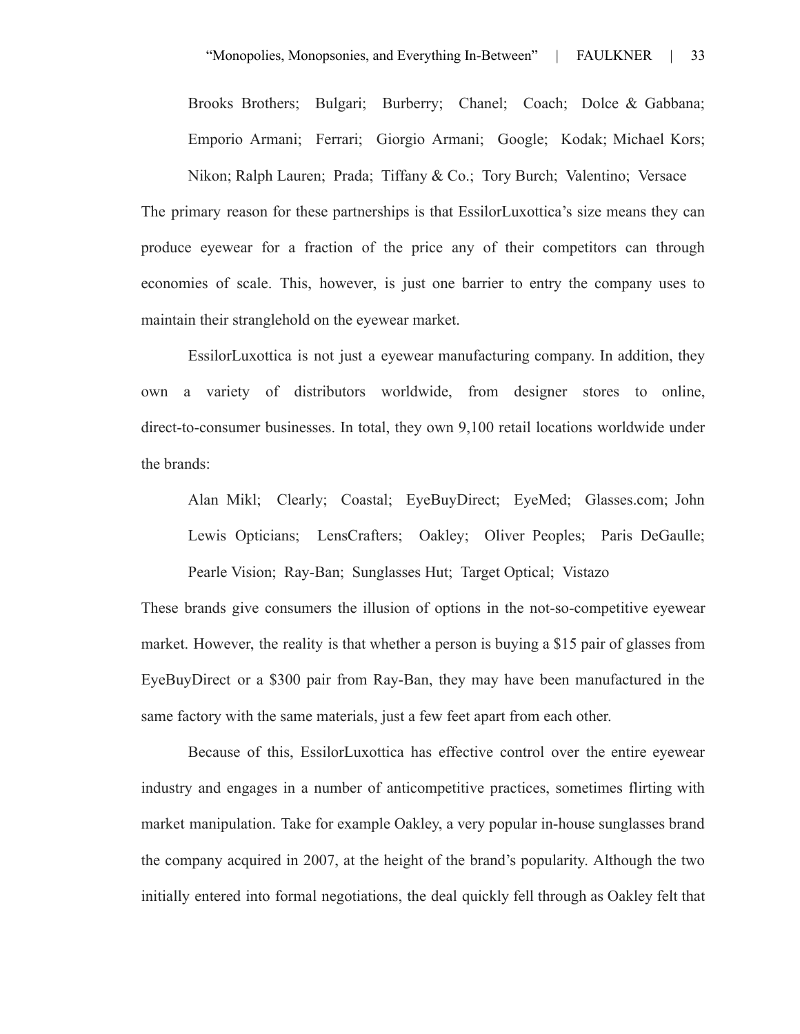Brooks Brothers; Bulgari; Burberry; Chanel; Coach; Dolce & Gabbana; Emporio Armani; Ferrari; Giorgio Armani; Google; Kodak; Michael Kors; Nikon; Ralph Lauren; Prada; Tiffany & Co.; Tory Burch; Valentino; Versace

The primary reason for these partnerships is that EssilorLuxottica's size means they can produce eyewear for a fraction of the price any of their competitors can through economies of scale. This, however, is just one barrier to entry the company uses to maintain their stranglehold on the eyewear market.

EssilorLuxottica is not just a eyewear manufacturing company. In addition, they own a variety of distributors worldwide, from designer stores to online, direct-to-consumer businesses. In total, they own 9,100 retail locations worldwide under the brands:

Alan Mikl; Clearly; Coastal; EyeBuyDirect; EyeMed; Glasses.com; John Lewis Opticians; LensCrafters; Oakley; Oliver Peoples; Paris DeGaulle; Pearle Vision; Ray-Ban; Sunglasses Hut; Target Optical; Vistazo

These brands give consumers the illusion of options in the not-so-competitive eyewear market. However, the reality is that whether a person is buying a $15 pair of glasses from EyeBuyDirect or a $300 pair from Ray-Ban, they may have been manufactured in the same factory with the same materials, just a few feet apart from each other.

Because of this, EssilorLuxottica has effective control over the entire eyewear industry and engages in a number of anticompetitive practices, sometimes flirting with market manipulation. Take for example Oakley, a very popular in-house sunglasses brand the company acquired in 2007, at the height of the brand's popularity. Although the two initially entered into formal negotiations, the deal quickly fell through as Oakley felt that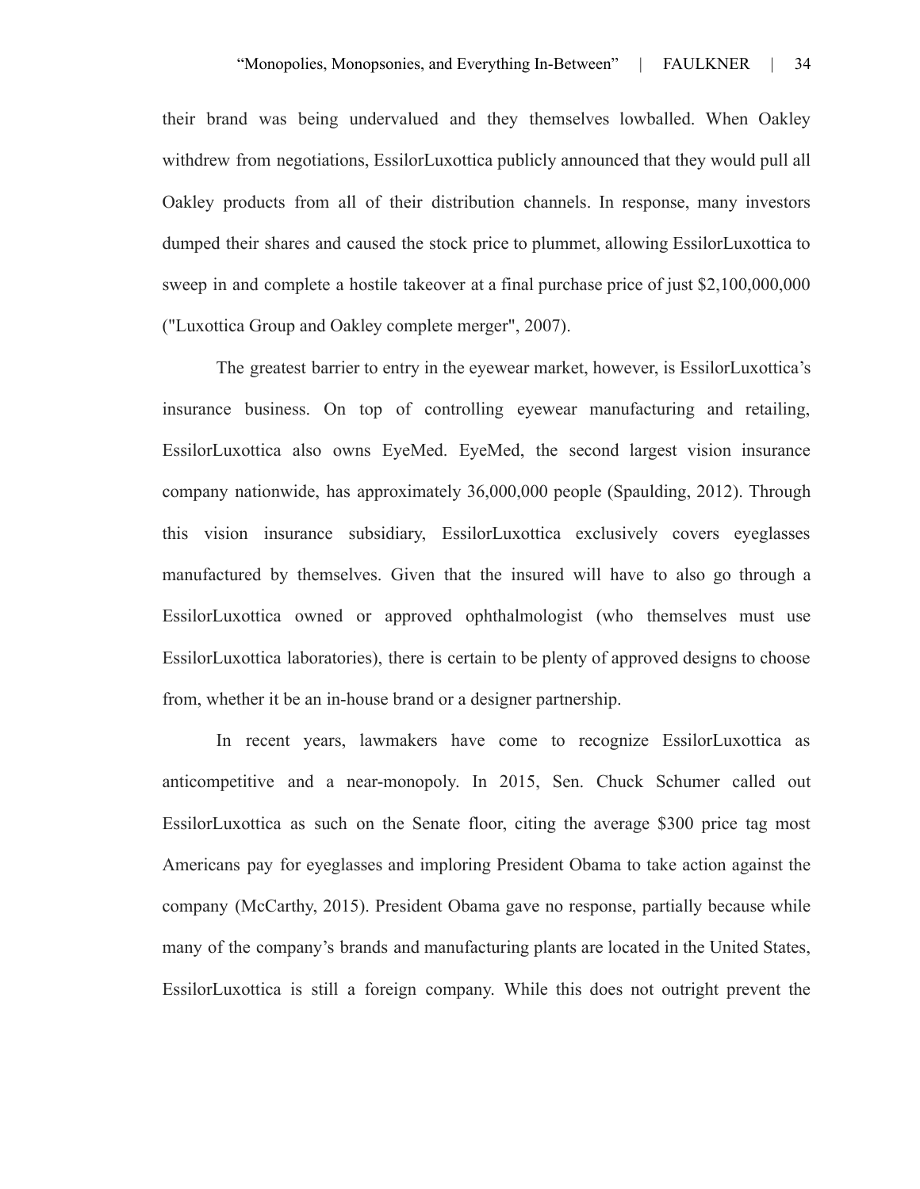their brand was being undervalued and they themselves lowballed. When Oakley withdrew from negotiations, EssilorLuxottica publicly announced that they would pull all Oakley products from all of their distribution channels. In response, many investors dumped their shares and caused the stock price to plummet, allowing EssilorLuxottica to sweep in and complete a hostile takeover at a final purchase price of just $2,100,000,000 ("Luxottica Group and Oakley complete merger", 2007).

The greatest barrier to entry in the eyewear market, however, is EssilorLuxottica's insurance business. On top of controlling eyewear manufacturing and retailing, EssilorLuxottica also owns EyeMed. EyeMed, the second largest vision insurance company nationwide, has approximately 36,000,000 people (Spaulding, 2012). Through this vision insurance subsidiary, EssilorLuxottica exclusively covers eyeglasses manufactured by themselves. Given that the insured will have to also go through a EssilorLuxottica owned or approved ophthalmologist (who themselves must use EssilorLuxottica laboratories), there is certain to be plenty of approved designs to choose from, whether it be an in-house brand or a designer partnership.

In recent years, lawmakers have come to recognize EssilorLuxottica as anticompetitive and a near-monopoly. In 2015, Sen. Chuck Schumer called out EssilorLuxottica as such on the Senate floor, citing the average $300 price tag most Americans pay for eyeglasses and imploring President Obama to take action against the company (McCarthy, 2015). President Obama gave no response, partially because while many of the company's brands and manufacturing plants are located in the United States, EssilorLuxottica is still a foreign company. While this does not outright prevent the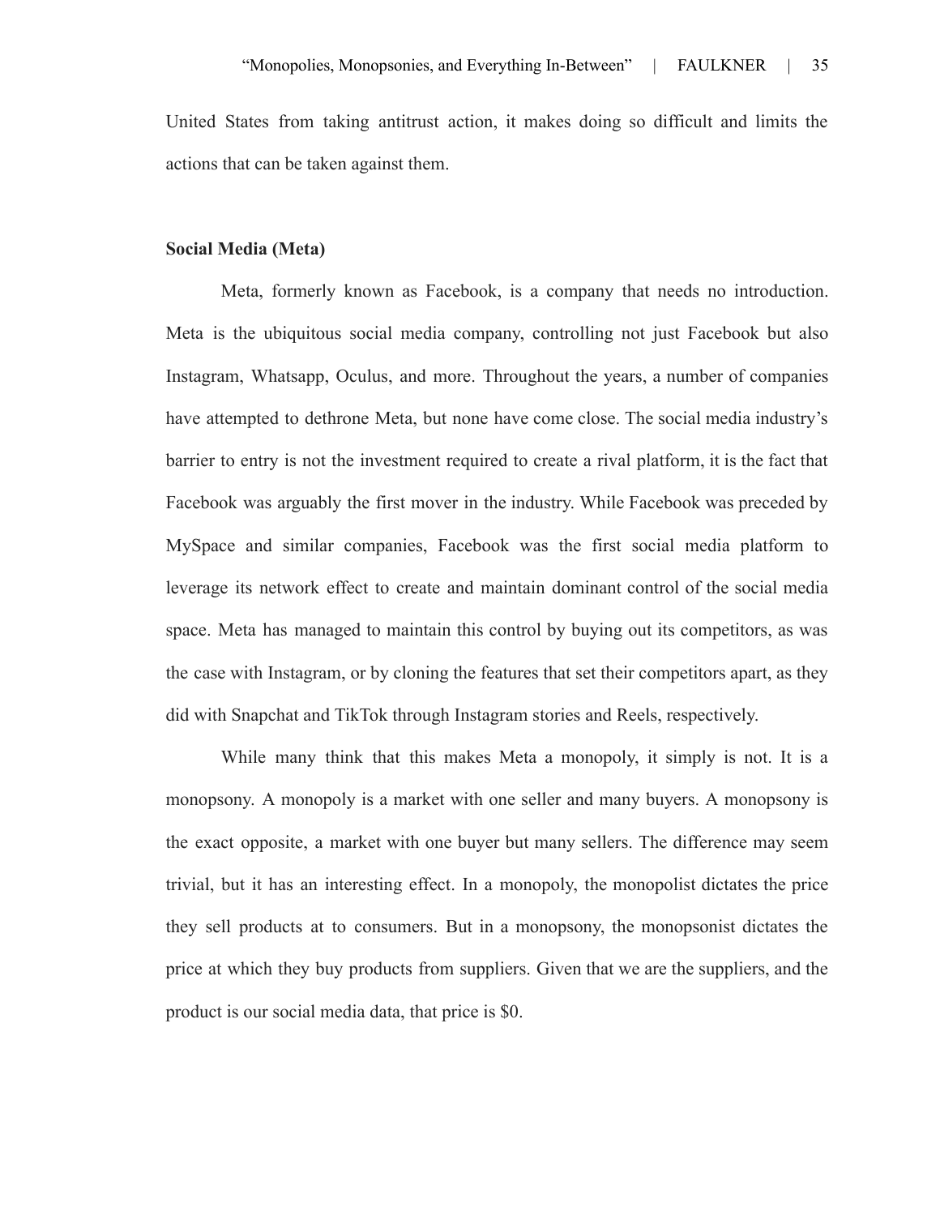United States from taking antitrust action, it makes doing so difficult and limits the actions that can be taken against them.

**Social Media (Meta)**

Meta, formerly known as Facebook, is a company that needs no introduction. Meta is the ubiquitous social media company, controlling not just Facebook but also Instagram, Whatsapp, Oculus, and more. Throughout the years, a number of companies have attempted to dethrone Meta, but none have come close. The social media industry's barrier to entry is not the investment required to create a rival platform, it is the fact that Facebook was arguably the first mover in the industry. While Facebook was preceded by MySpace and similar companies, Facebook was the first social media platform to leverage its network effect to create and maintain dominant control of the social media space. Meta has managed to maintain this control by buying out its competitors, as was the case with Instagram, or by cloning the features that set their competitors apart, as they did with Snapchat and TikTok through Instagram stories and Reels, respectively.

While many think that this makes Meta a monopoly, it simply is not. It is a monopsony. A monopoly is a market with one seller and many buyers. A monopsony is the exact opposite, a market with one buyer but many sellers. The difference may seem trivial, but it has an interesting effect. In a monopoly, the monopolist dictates the price they sell products at to consumers. But in a monopsony, the monopsonist dictates the price at which they buy products from suppliers. Given that we are the suppliers, and the product is our social media data, that price is $0.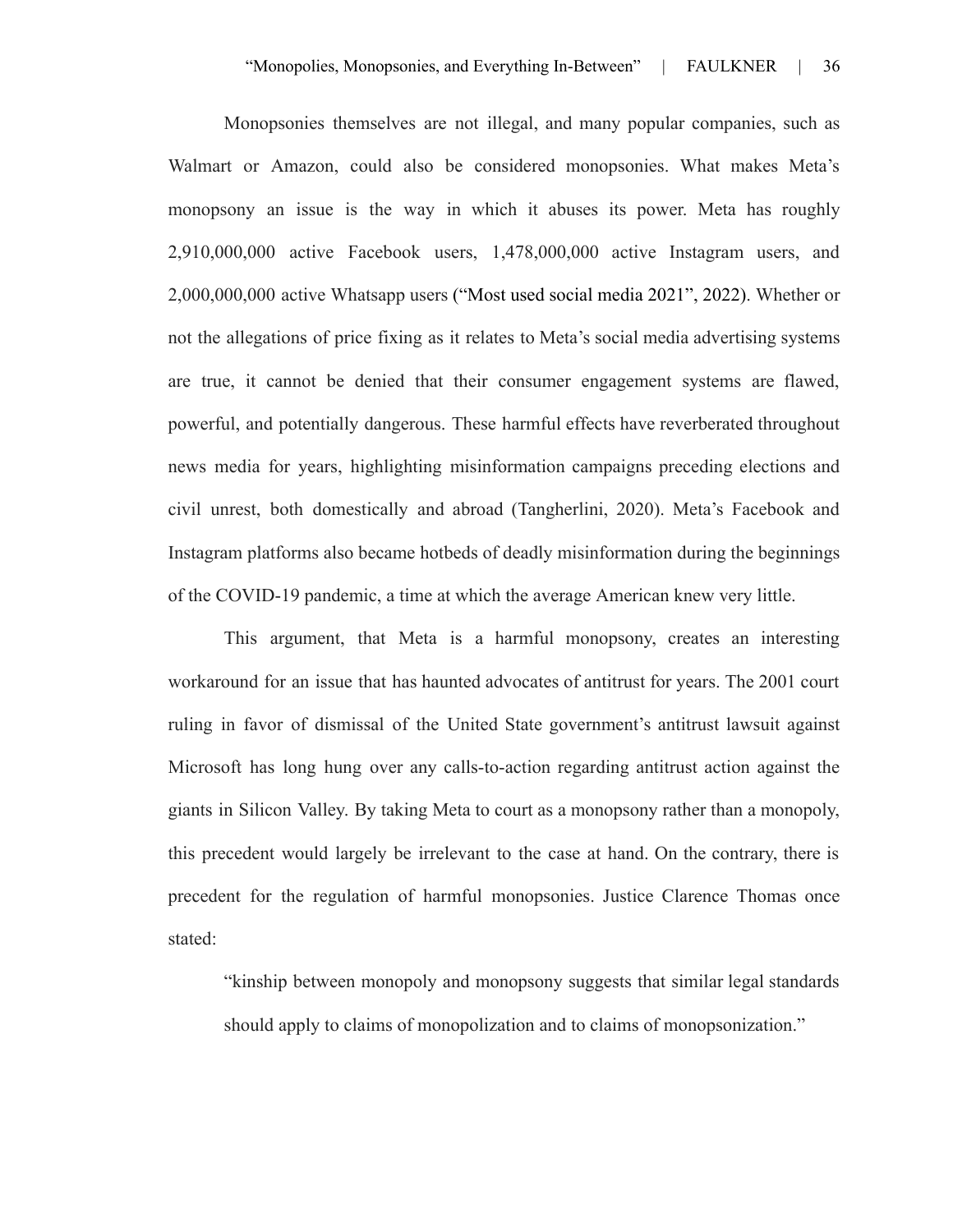Monopsonies themselves are not illegal, and many popular companies, such as Walmart or Amazon, could also be considered monopsonies. What makes Meta's monopsony an issue is the way in which it abuses its power. Meta has roughly 2,910,000,000 active Facebook users, 1,478,000,000 active Instagram users, and 2,000,000,000 active Whatsapp users ("Most used social media 2021", 2022). Whether or not the allegations of price fixing as it relates to Meta's social media advertising systems are true, it cannot be denied that their consumer engagement systems are flawed, powerful, and potentially dangerous. These harmful effects have reverberated throughout news media for years, highlighting misinformation campaigns preceding elections and civil unrest, both domestically and abroad (Tangherlini, 2020). Meta's Facebook and Instagram platforms also became hotbeds of deadly misinformation during the beginnings of the COVID-19 pandemic, a time at which the average American knew very little.

This argument, that Meta is a harmful monopsony, creates an interesting workaround for an issue that has haunted advocates of antitrust for years. The 2001 court ruling in favor of dismissal of the United State government's antitrust lawsuit against Microsoft has long hung over any calls-to-action regarding antitrust action against the giants in Silicon Valley. By taking Meta to court as a monopsony rather than a monopoly, this precedent would largely be irrelevant to the case at hand. On the contrary, there is precedent for the regulation of harmful monopsonies. Justice Clarence Thomas once stated:

> "kinship between monopoly and monopsony suggests that similar legal standards should apply to claims of monopolization and to claims of monopsonization."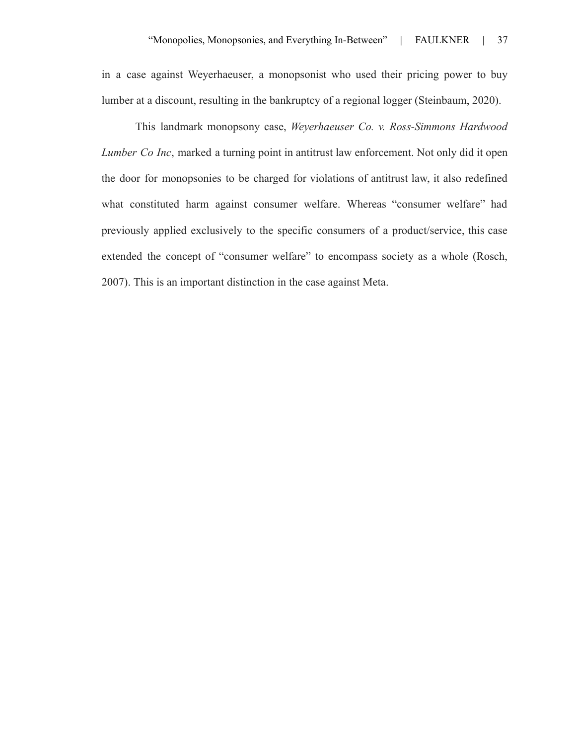in a case against Weyerhaeuser, a monopsonist who used their pricing power to buy lumber at a discount, resulting in the bankruptcy of a regional logger (Steinbaum, 2020).

This landmark monopsony case, *Weyerhaeuser Co. v. Ross-Simmons Hardwood Lumber Co Inc*, marked a turning point in antitrust law enforcement. Not only did it open the door for monopsonies to be charged for violations of antitrust law, it also redefined what constituted harm against consumer welfare. Whereas "consumer welfare" had previously applied exclusively to the specific consumers of a product/service, this case extended the concept of "consumer welfare" to encompass society as a whole (Rosch, 2007). This is an important distinction in the case against Meta.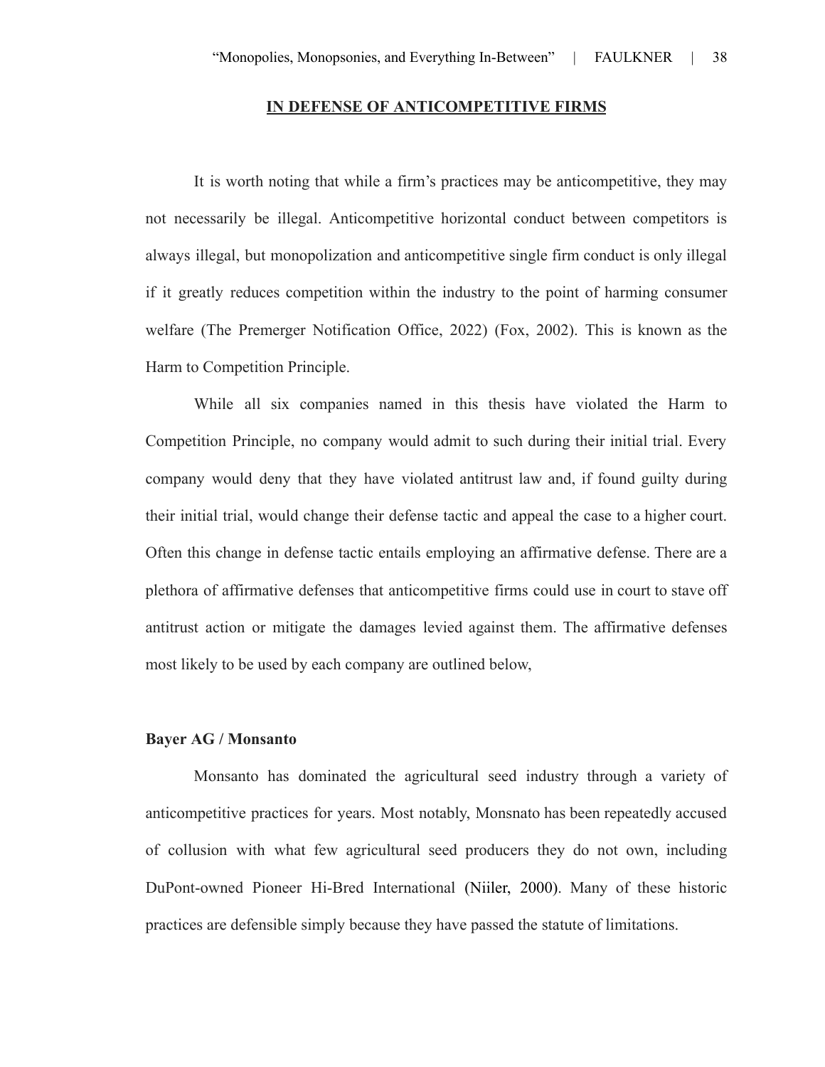## IN DEFENSE OF ANTICOMPETITIVE FIRMS

It is worth noting that while a firm's practices may be anticompetitive, they may not necessarily be illegal. Anticompetitive horizontal conduct between competitors is always illegal, but monopolization and anticompetitive single firm conduct is only illegal if it greatly reduces competition within the industry to the point of harming consumer welfare (The Premerger Notification Office, 2022) (Fox, 2002). This is known as the Harm to Competition Principle.

While all six companies named in this thesis have violated the Harm to Competition Principle, no company would admit to such during their initial trial. Every company would deny that they have violated antitrust law and, if found guilty during their initial trial, would change their defense tactic and appeal the case to a higher court. Often this change in defense tactic entails employing an affirmative defense. There are a plethora of affirmative defenses that anticompetitive firms could use in court to stave off antitrust action or mitigate the damages levied against them. The affirmative defenses most likely to be used by each company are outlined below,

**Bayer AG / Monsanto**

Monsanto has dominated the agricultural seed industry through a variety of anticompetitive practices for years. Most notably, Monsnato has been repeatedly accused of collusion with what few agricultural seed producers they do not own, including DuPont-owned Pioneer Hi-Bred International (Niiler, 2000). Many of these historic practices are defensible simply because they have passed the statute of limitations.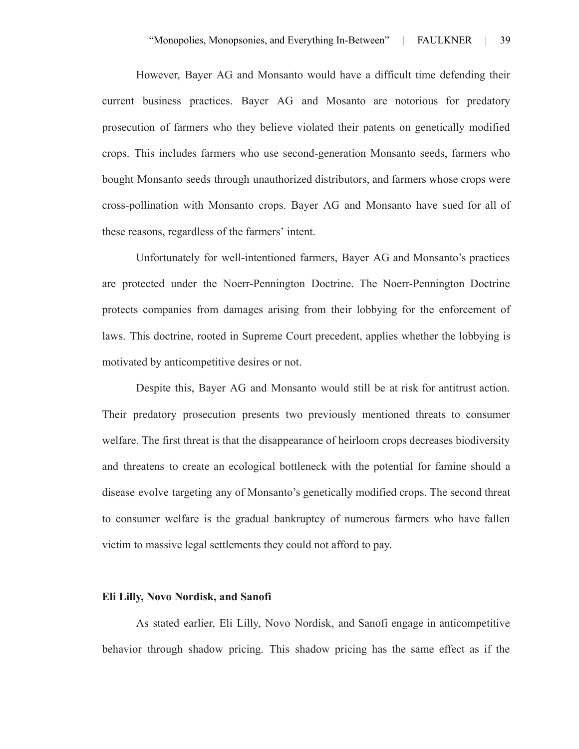However, Bayer AG and Monsanto would have a difficult time defending their current business practices. Bayer AG and Mosanto are notorious for predatory prosecution of farmers who they believe violated their patents on genetically modified crops. This includes farmers who use second-generation Monsanto seeds, farmers who bought Monsanto seeds through unauthorized distributors, and farmers whose crops were cross-pollination with Monsanto crops. Bayer AG and Monsanto have sued for all of these reasons, regardless of the farmers' intent.

Unfortunately for well-intentioned farmers, Bayer AG and Monsanto's practices are protected under the Noerr-Pennington Doctrine. The Noerr-Pennington Doctrine protects companies from damages arising from their lobbying for the enforcement of laws. This doctrine, rooted in Supreme Court precedent, applies whether the lobbying is motivated by anticompetitive desires or not.

Despite this, Bayer AG and Monsanto would still be at risk for antitrust action. Their predatory prosecution presents two previously mentioned threats to consumer welfare. The first threat is that the disappearance of heirloom crops decreases biodiversity and threatens to create an ecological bottleneck with the potential for famine should a disease evolve targeting any of Monsanto's genetically modified crops. The second threat to consumer welfare is the gradual bankruptcy of numerous farmers who have fallen victim to massive legal settlements they could not afford to pay.

**Eli Lilly, Novo Nordisk, and Sanofi**

As stated earlier, Eli Lilly, Novo Nordisk, and Sanofi engage in anticompetitive behavior through shadow pricing. This shadow pricing has the same effect as if the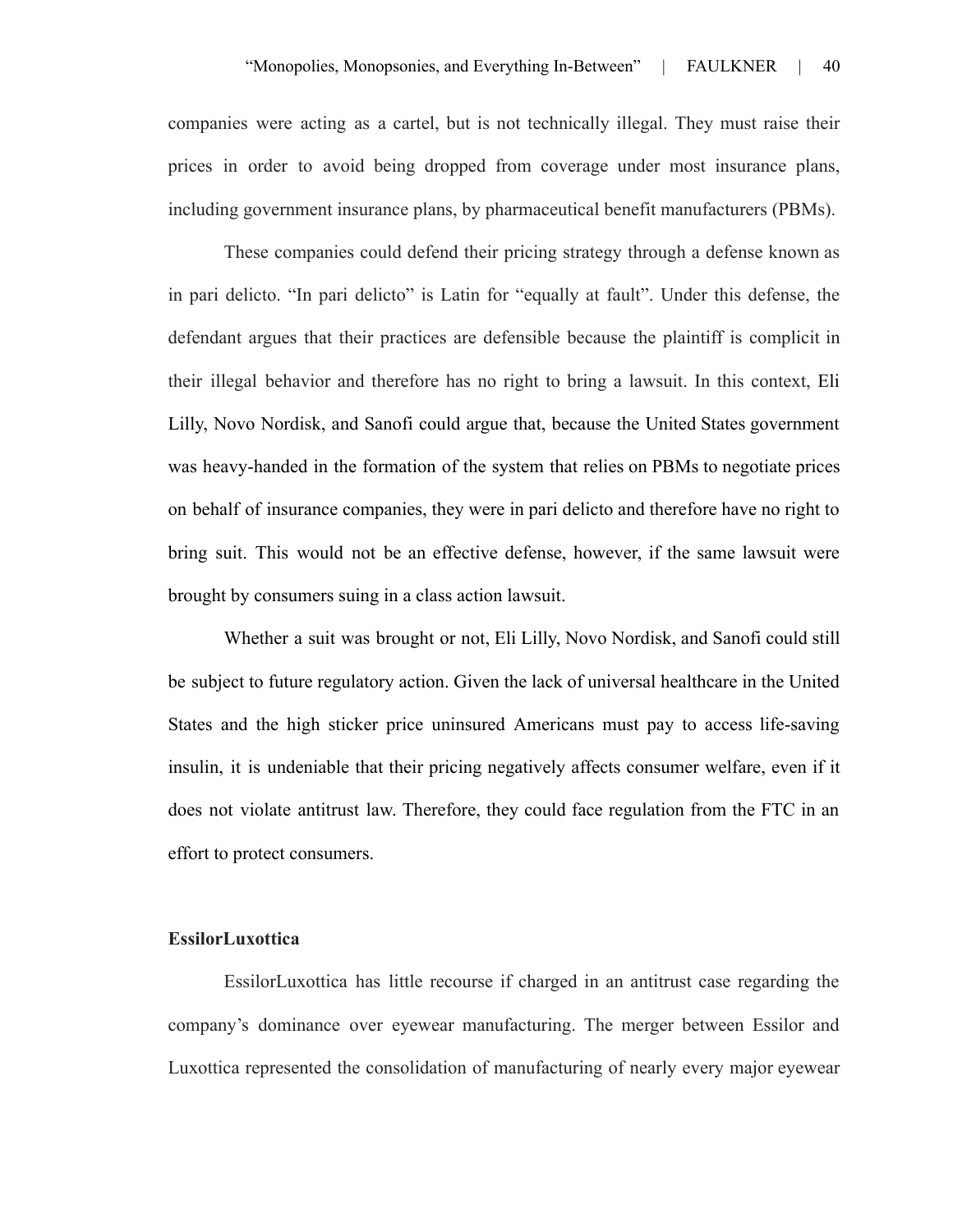companies were acting as a cartel, but is not technically illegal. They must raise their prices in order to avoid being dropped from coverage under most insurance plans, including government insurance plans, by pharmaceutical benefit manufacturers (PBMs).

These companies could defend their pricing strategy through a defense known as in pari delicto. "In pari delicto" is Latin for "equally at fault". Under this defense, the defendant argues that their practices are defensible because the plaintiff is complicit in their illegal behavior and therefore has no right to bring a lawsuit. In this context, Eli Lilly, Novo Nordisk, and Sanofi could argue that, because the United States government was heavy-handed in the formation of the system that relies on PBMs to negotiate prices on behalf of insurance companies, they were in pari delicto and therefore have no right to bring suit. This would not be an effective defense, however, if the same lawsuit were brought by consumers suing in a class action lawsuit.

Whether a suit was brought or not, Eli Lilly, Novo Nordisk, and Sanofi could still be subject to future regulatory action. Given the lack of universal healthcare in the United States and the high sticker price uninsured Americans must pay to access life-saving insulin, it is undeniable that their pricing negatively affects consumer welfare, even if it does not violate antitrust law. Therefore, they could face regulation from the FTC in an effort to protect consumers.

**EssilorLuxottica**

EssilorLuxottica has little recourse if charged in an antitrust case regarding the company's dominance over eyewear manufacturing. The merger between Essilor and Luxottica represented the consolidation of manufacturing of nearly every major eyewear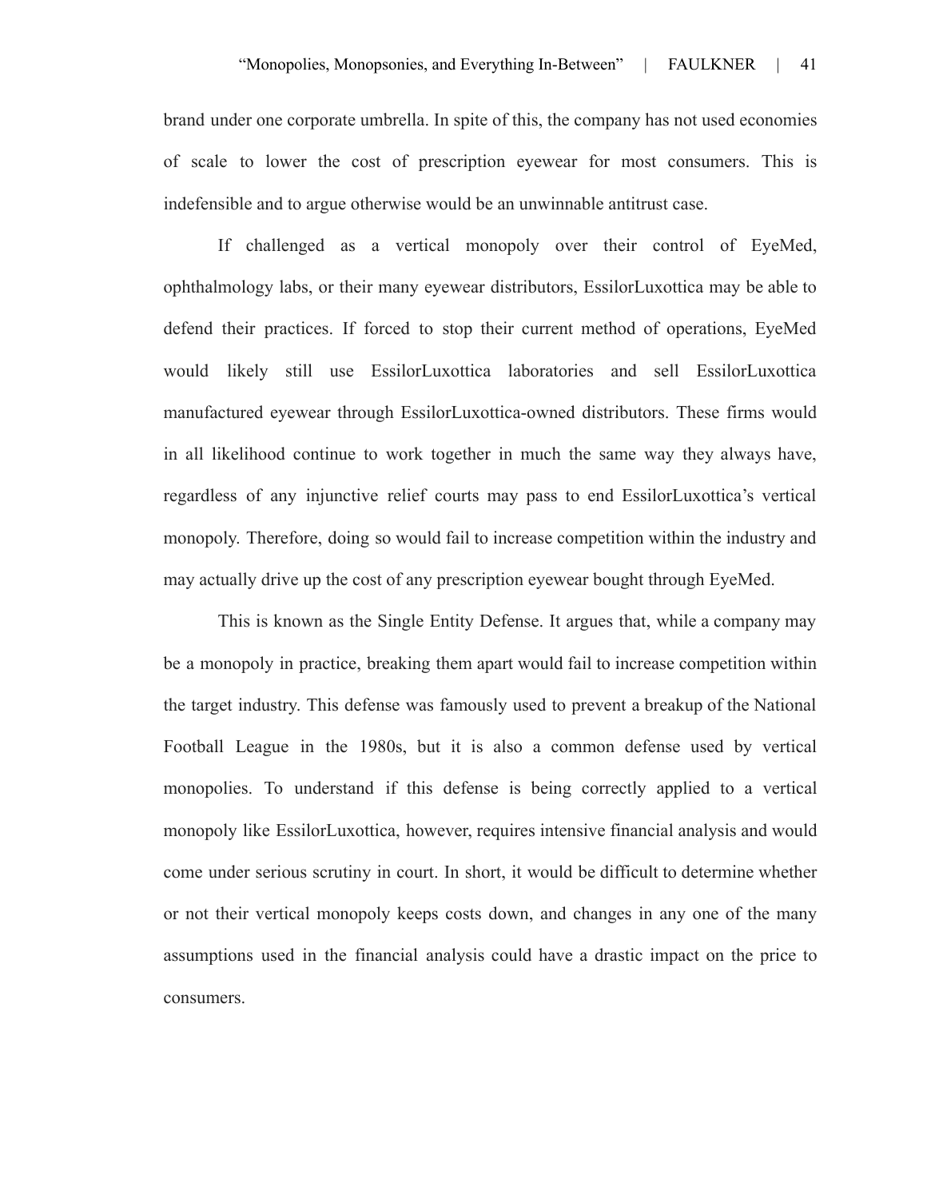brand under one corporate umbrella. In spite of this, the company has not used economies of scale to lower the cost of prescription eyewear for most consumers. This is indefensible and to argue otherwise would be an unwinnable antitrust case.

If challenged as a vertical monopoly over their control of EyeMed, ophthalmology labs, or their many eyewear distributors, EssilorLuxottica may be able to defend their practices. If forced to stop their current method of operations, EyeMed would likely still use EssilorLuxottica laboratories and sell EssilorLuxottica manufactured eyewear through EssilorLuxottica-owned distributors. These firms would in all likelihood continue to work together in much the same way they always have, regardless of any injunctive relief courts may pass to end EssilorLuxottica's vertical monopoly. Therefore, doing so would fail to increase competition within the industry and may actually drive up the cost of any prescription eyewear bought through EyeMed.

This is known as the Single Entity Defense. It argues that, while a company may be a monopoly in practice, breaking them apart would fail to increase competition within the target industry. This defense was famously used to prevent a breakup of the National Football League in the 1980s, but it is also a common defense used by vertical monopolies. To understand if this defense is being correctly applied to a vertical monopoly like EssilorLuxottica, however, requires intensive financial analysis and would come under serious scrutiny in court. In short, it would be difficult to determine whether or not their vertical monopoly keeps costs down, and changes in any one of the many assumptions used in the financial analysis could have a drastic impact on the price to consumers.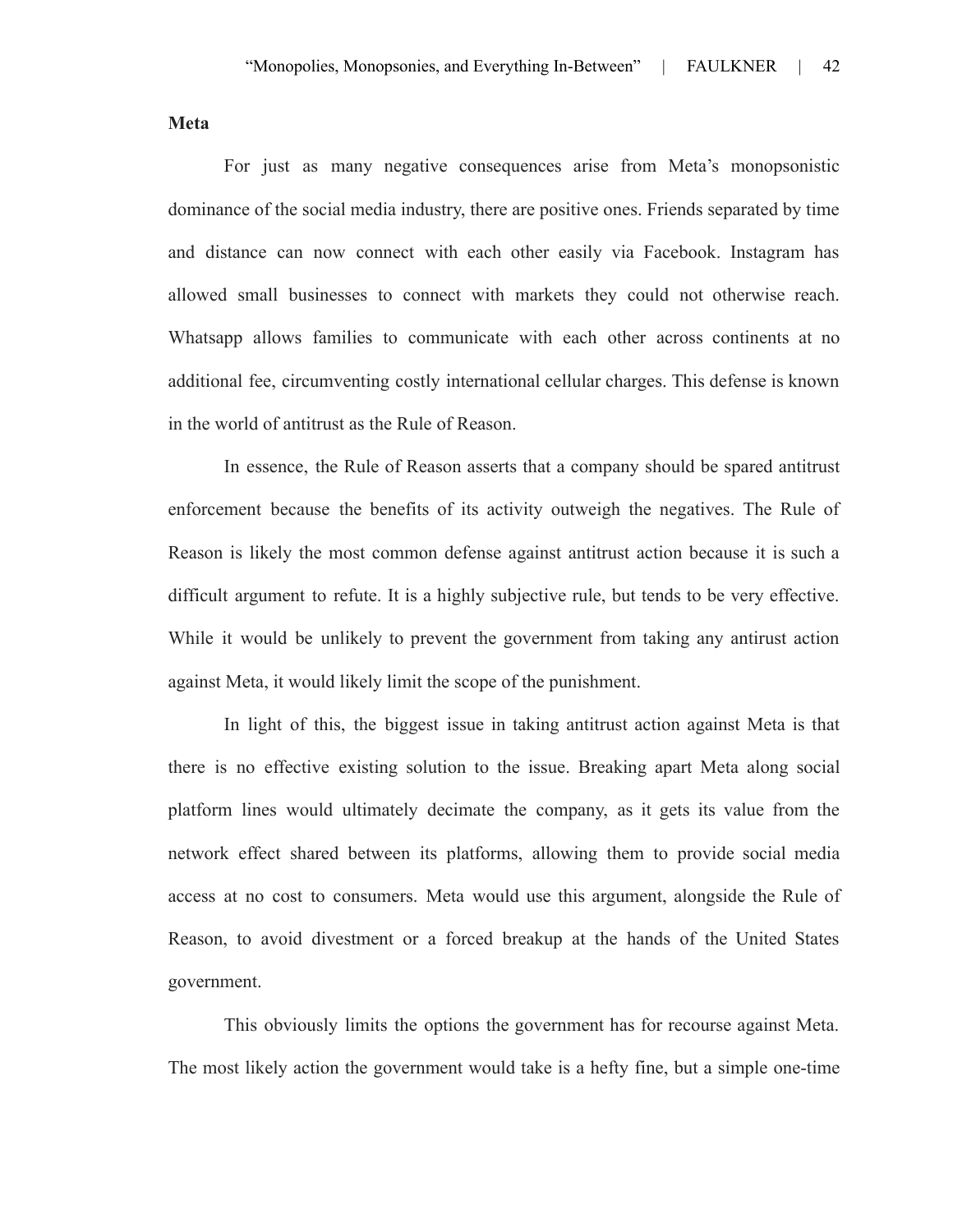**Meta**

For just as many negative consequences arise from Meta's monopsonistic dominance of the social media industry, there are positive ones. Friends separated by time and distance can now connect with each other easily via Facebook. Instagram has allowed small businesses to connect with markets they could not otherwise reach. Whatsapp allows families to communicate with each other across continents at no additional fee, circumventing costly international cellular charges. This defense is known in the world of antitrust as the Rule of Reason.

In essence, the Rule of Reason asserts that a company should be spared antitrust enforcement because the benefits of its activity outweigh the negatives. The Rule of Reason is likely the most common defense against antitrust action because it is such a difficult argument to refute. It is a highly subjective rule, but tends to be very effective. While it would be unlikely to prevent the government from taking any antirust action against Meta, it would likely limit the scope of the punishment.

In light of this, the biggest issue in taking antitrust action against Meta is that there is no effective existing solution to the issue. Breaking apart Meta along social platform lines would ultimately decimate the company, as it gets its value from the network effect shared between its platforms, allowing them to provide social media access at no cost to consumers. Meta would use this argument, alongside the Rule of Reason, to avoid divestment or a forced breakup at the hands of the United States government.

This obviously limits the options the government has for recourse against Meta. The most likely action the government would take is a hefty fine, but a simple one-time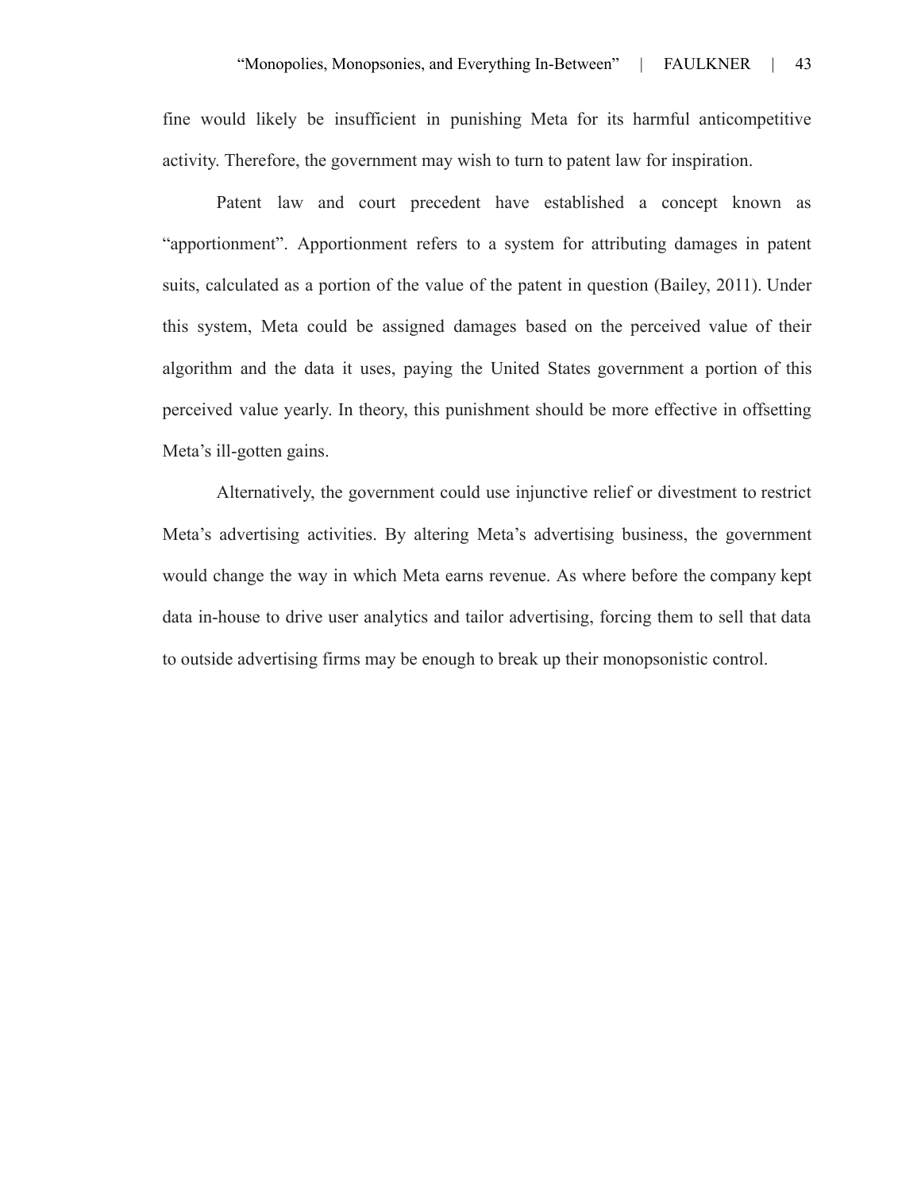fine would likely be insufficient in punishing Meta for its harmful anticompetitive activity. Therefore, the government may wish to turn to patent law for inspiration.

Patent law and court precedent have established a concept known as "apportionment". Apportionment refers to a system for attributing damages in patent suits, calculated as a portion of the value of the patent in question (Bailey, 2011). Under this system, Meta could be assigned damages based on the perceived value of their algorithm and the data it uses, paying the United States government a portion of this perceived value yearly. In theory, this punishment should be more effective in offsetting Meta's ill-gotten gains.

Alternatively, the government could use injunctive relief or divestment to restrict Meta's advertising activities. By altering Meta's advertising business, the government would change the way in which Meta earns revenue. As where before the company kept data in-house to drive user analytics and tailor advertising, forcing them to sell that data to outside advertising firms may be enough to break up their monopsonistic control.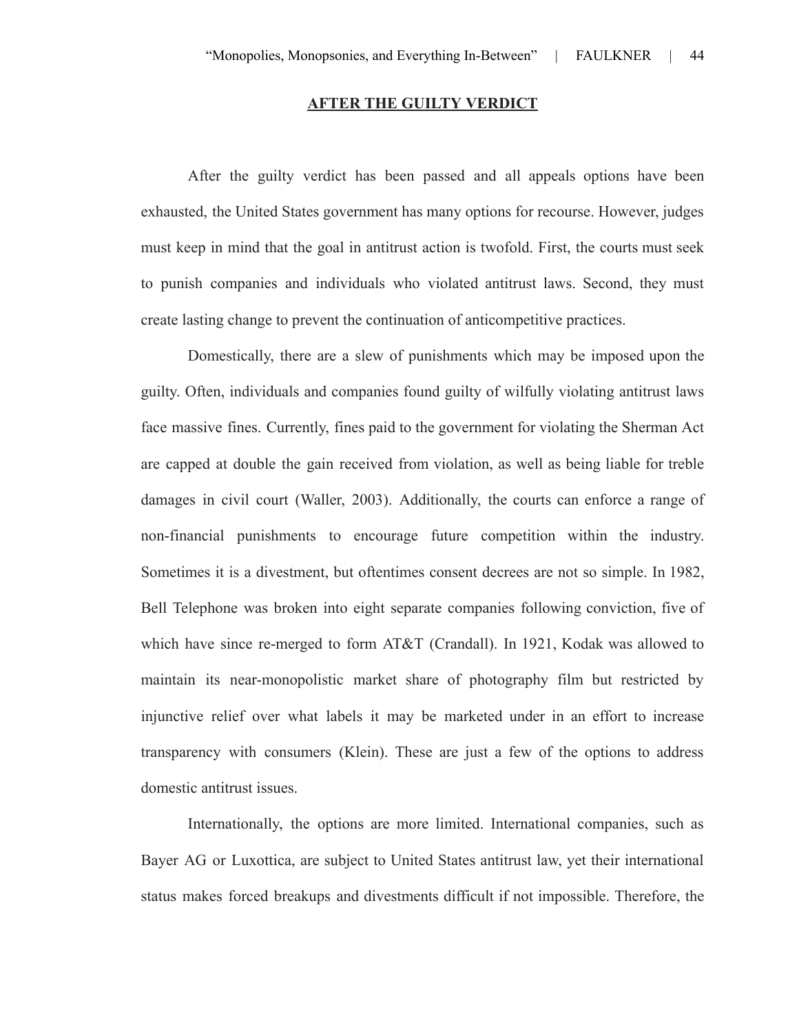## AFTER THE GUILTY VERDICT

After the guilty verdict has been passed and all appeals options have been exhausted, the United States government has many options for recourse. However, judges must keep in mind that the goal in antitrust action is twofold. First, the courts must seek to punish companies and individuals who violated antitrust laws. Second, they must create lasting change to prevent the continuation of anticompetitive practices.

Domestically, there are a slew of punishments which may be imposed upon the guilty. Often, individuals and companies found guilty of wilfully violating antitrust laws face massive fines. Currently, fines paid to the government for violating the Sherman Act are capped at double the gain received from violation, as well as being liable for treble damages in civil court (Waller, 2003). Additionally, the courts can enforce a range of non-financial punishments to encourage future competition within the industry. Sometimes it is a divestment, but oftentimes consent decrees are not so simple. In 1982, Bell Telephone was broken into eight separate companies following conviction, five of which have since re-merged to form AT&T (Crandall). In 1921, Kodak was allowed to maintain its near-monopolistic market share of photography film but restricted by injunctive relief over what labels it may be marketed under in an effort to increase transparency with consumers (Klein). These are just a few of the options to address domestic antitrust issues.

Internationally, the options are more limited. International companies, such as Bayer AG or Luxottica, are subject to United States antitrust law, yet their international status makes forced breakups and divestments difficult if not impossible. Therefore, the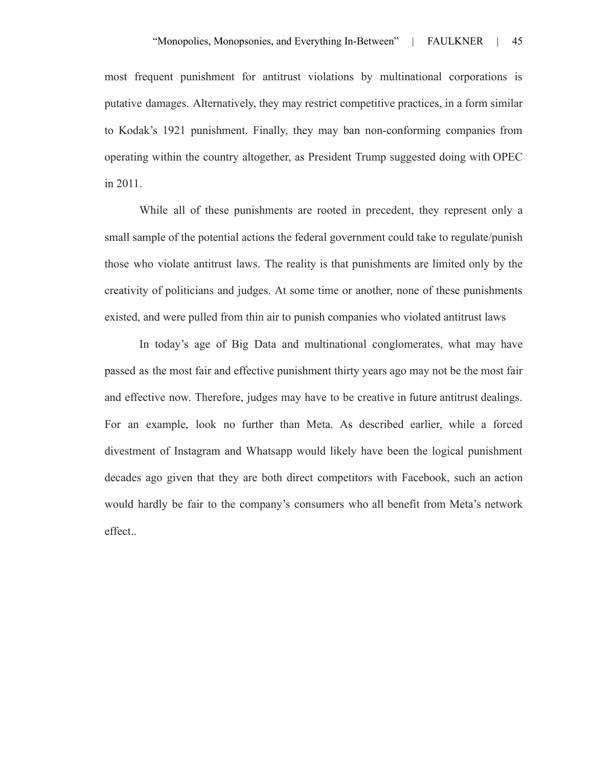most frequent punishment for antitrust violations by multinational corporations is putative damages. Alternatively, they may restrict competitive practices, in a form similar to Kodak's 1921 punishment. Finally, they may ban non-conforming companies from operating within the country altogether, as President Trump suggested doing with OPEC in 2011.

While all of these punishments are rooted in precedent, they represent only a small sample of the potential actions the federal government could take to regulate/punish those who violate antitrust laws. The reality is that punishments are limited only by the creativity of politicians and judges. At some time or another, none of these punishments existed, and were pulled from thin air to punish companies who violated antitrust laws

In today's age of Big Data and multinational conglomerates, what may have passed as the most fair and effective punishment thirty years ago may not be the most fair and effective now. Therefore, judges may have to be creative in future antitrust dealings. For an example, look no further than Meta. As described earlier, while a forced divestment of Instagram and Whatsapp would likely have been the logical punishment decades ago given that they are both direct competitors with Facebook, such an action would hardly be fair to the company's consumers who all benefit from Meta's network effect..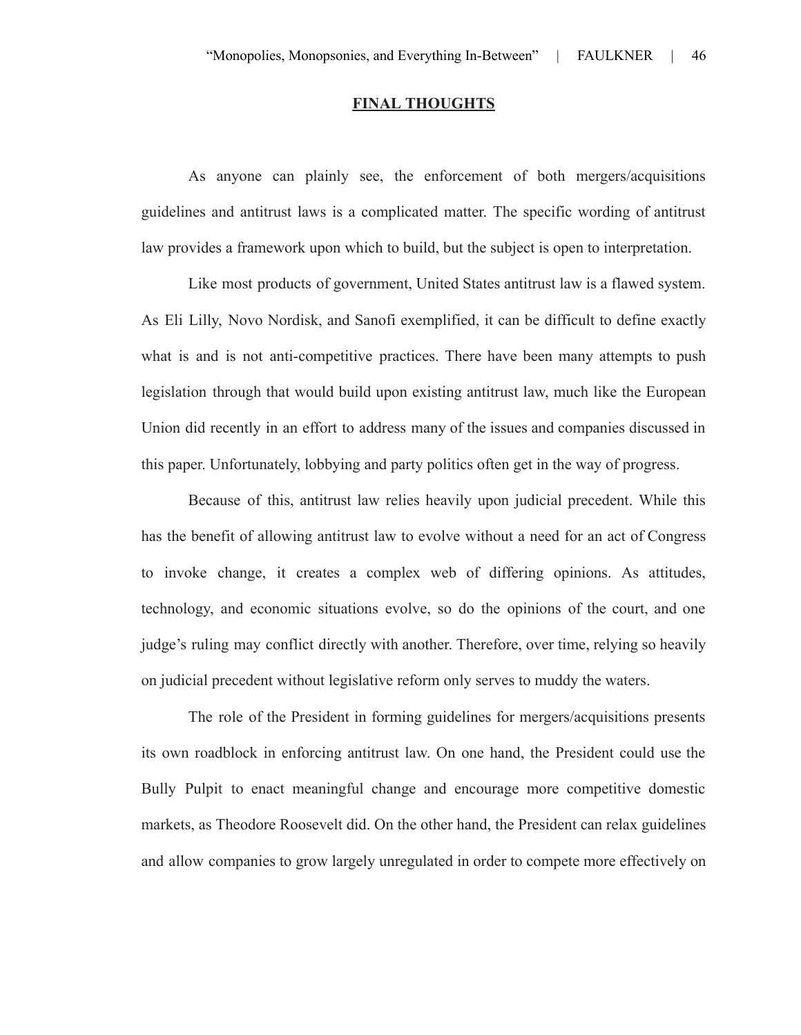## FINAL THOUGHTS

As anyone can plainly see, the enforcement of both mergers/acquisitions guidelines and antitrust laws is a complicated matter. The specific wording of antitrust law provides a framework upon which to build, but the subject is open to interpretation.

Like most products of government, United States antitrust law is a flawed system. As Eli Lilly, Novo Nordisk, and Sanofi exemplified, it can be difficult to define exactly what is and is not anti-competitive practices. There have been many attempts to push legislation through that would build upon existing antitrust law, much like the European Union did recently in an effort to address many of the issues and companies discussed in this paper. Unfortunately, lobbying and party politics often get in the way of progress.

Because of this, antitrust law relies heavily upon judicial precedent. While this has the benefit of allowing antitrust law to evolve without a need for an act of Congress to invoke change, it creates a complex web of differing opinions. As attitudes, technology, and economic situations evolve, so do the opinions of the court, and one judge's ruling may conflict directly with another. Therefore, over time, relying so heavily on judicial precedent without legislative reform only serves to muddy the waters.

The role of the President in forming guidelines for mergers/acquisitions presents its own roadblock in enforcing antitrust law. On one hand, the President could use the Bully Pulpit to enact meaningful change and encourage more competitive domestic markets, as Theodore Roosevelt did. On the other hand, the President can relax guidelines and allow companies to grow largely unregulated in order to compete more effectively on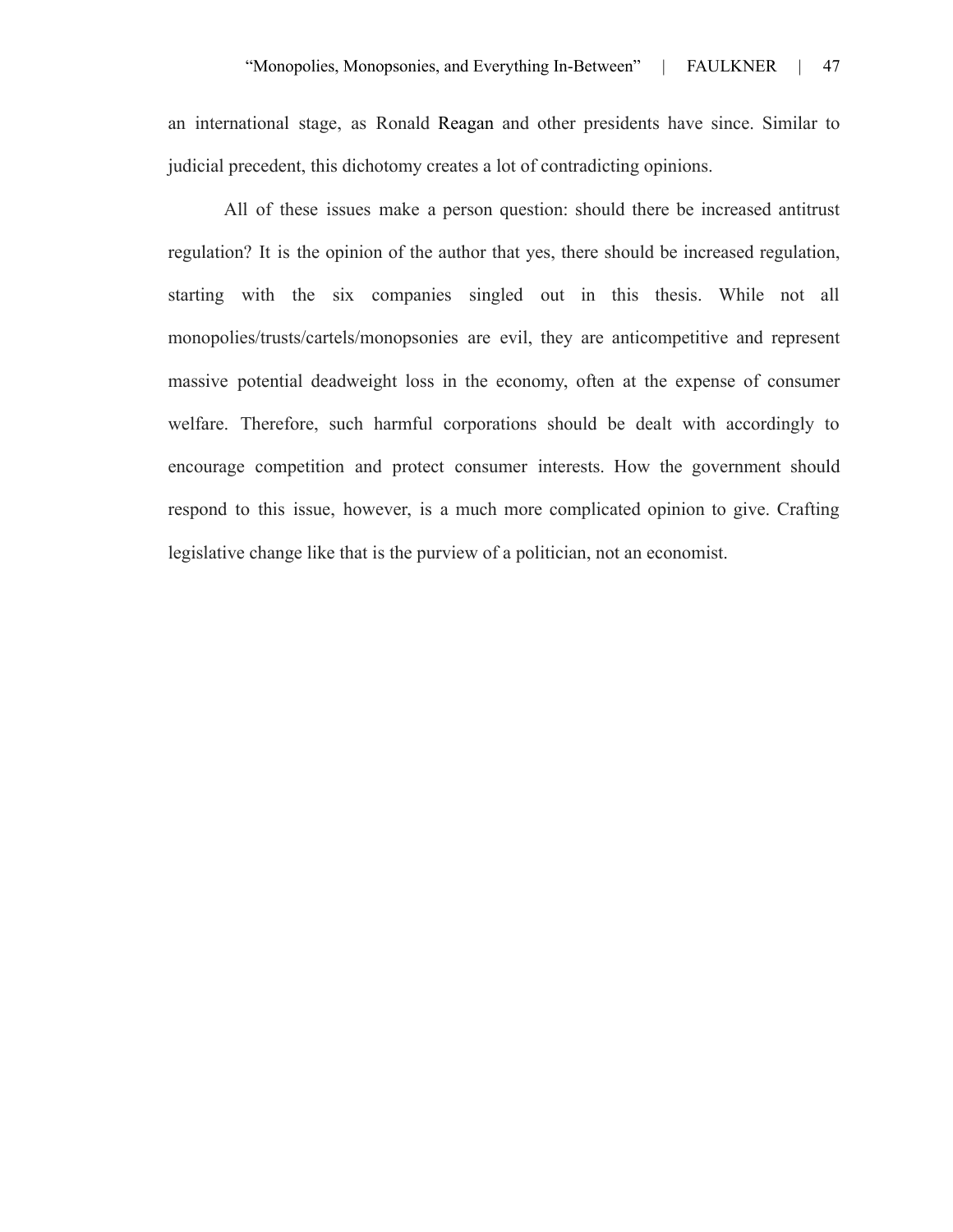an international stage, as Ronald Reagan and other presidents have since. Similar to judicial precedent, this dichotomy creates a lot of contradicting opinions.

All of these issues make a person question: should there be increased antitrust regulation? It is the opinion of the author that yes, there should be increased regulation, starting with the six companies singled out in this thesis. While not all monopolies/trusts/cartels/monopsonies are evil, they are anticompetitive and represent massive potential deadweight loss in the economy, often at the expense of consumer welfare. Therefore, such harmful corporations should be dealt with accordingly to encourage competition and protect consumer interests. How the government should respond to this issue, however, is a much more complicated opinion to give. Crafting legislative change like that is the purview of a politician, not an economist.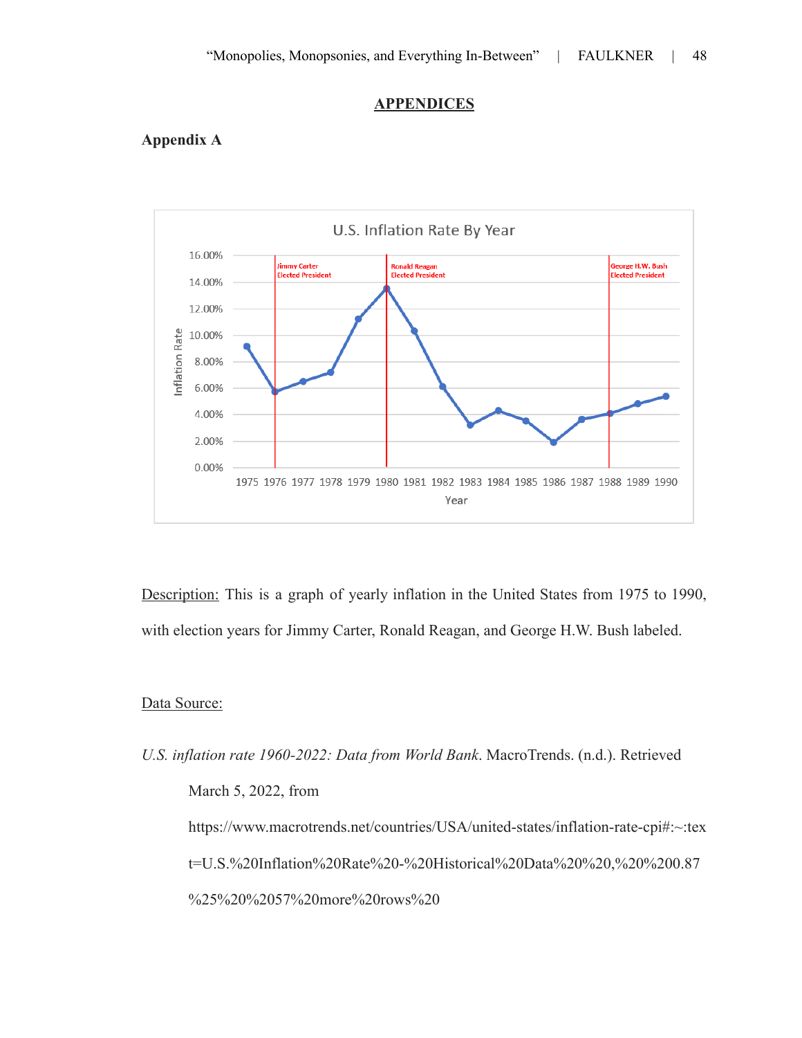# APPENDICES

## Appendix A

Description: This is a graph of yearly inflation in the United States from 1975 to 1990, with election years for Jimmy Carter, Ronald Reagan, and George H.W. Bush labeled.

Data Source:

*U.S. inflation rate 1960-2022: Data from World Bank*. MacroTrends. (n.d.). Retrieved March 5, 2022, from https://www.macrotrends.net/countries/USA/united-states/inflation-rate-cpi#:~:text=U.S.%20Inflation%20Rate%20-%20Historical%20Data%20%20,%20%200.87%25%20%2057%20more%20rows%20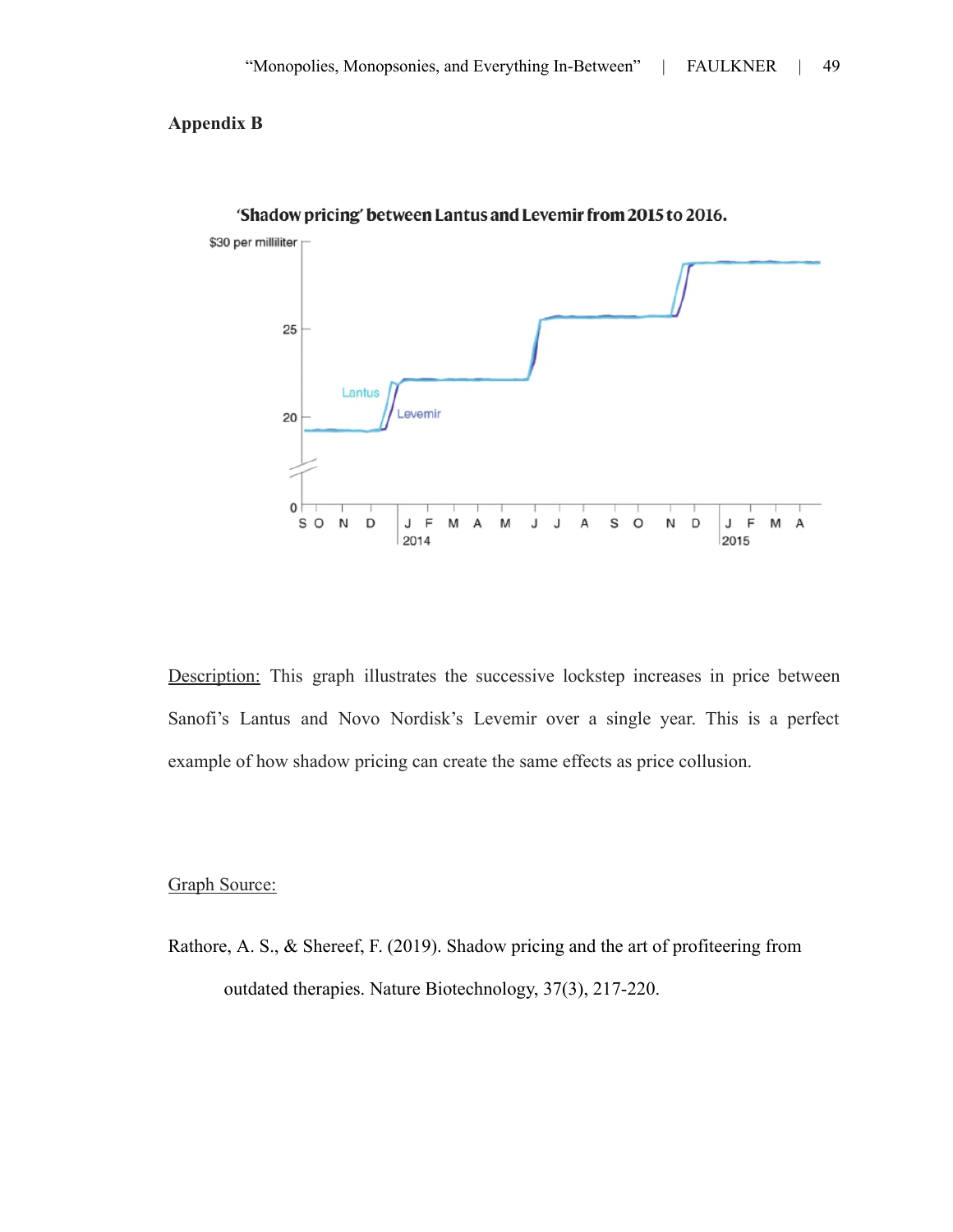**Appendix B**

'Shadow pricing' between Lantus and Levemir from 2015 to 2016.

Description: This graph illustrates the successive lockstep increases in price between Sanofi's Lantus and Novo Nordisk's Levemir over a single year. This is a perfect example of how shadow pricing can create the same effects as price collusion.

Graph Source:

Rathore, A. S., & Shereef, F. (2019). Shadow pricing and the art of profiteering from outdated therapies. Nature Biotechnology, 37(3), 217-220.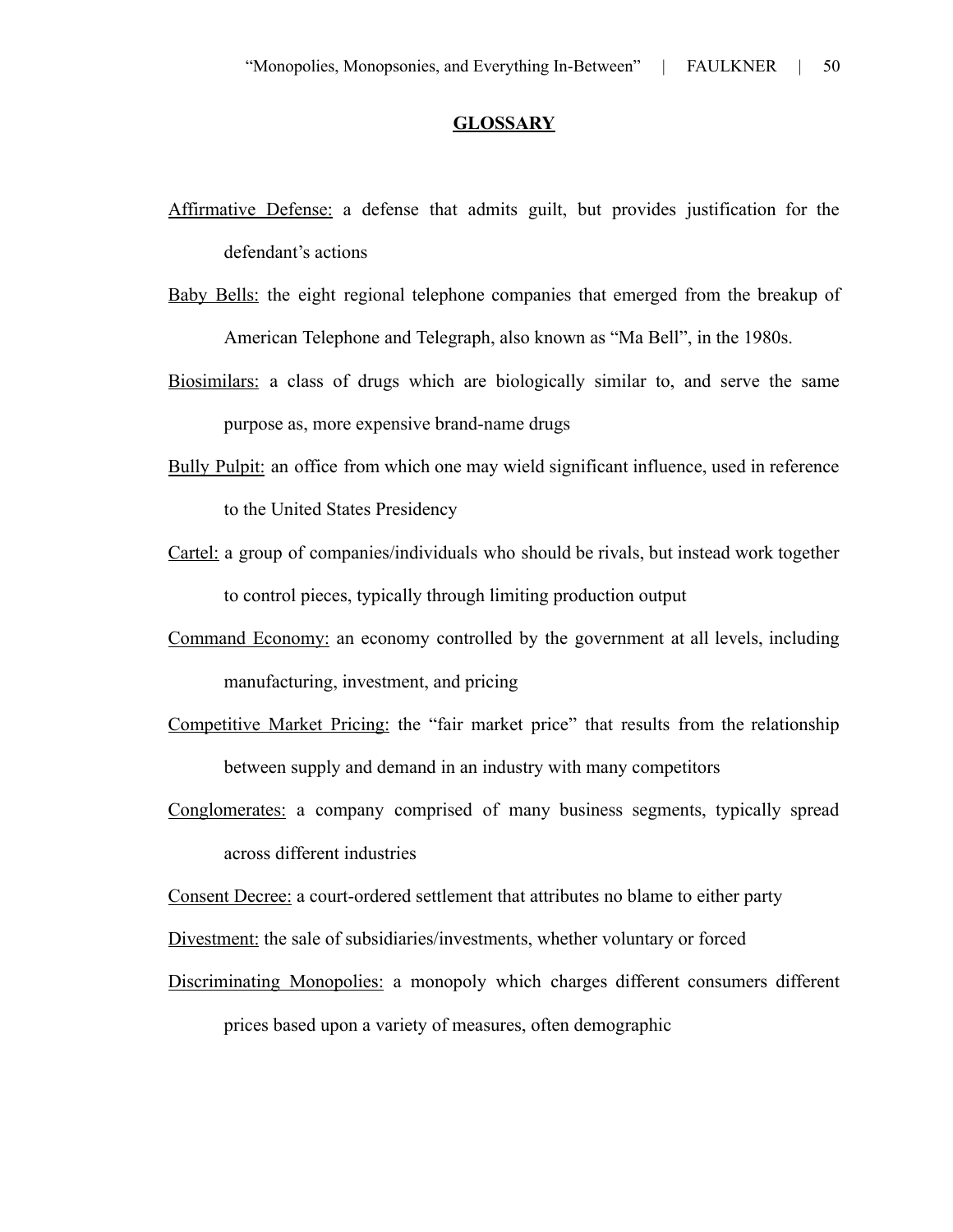## GLOSSARY

Affirmative Defense: a defense that admits guilt, but provides justification for the defendant's actions

Baby Bells: the eight regional telephone companies that emerged from the breakup of American Telephone and Telegraph, also known as "Ma Bell", in the 1980s.

Biosimilars: a class of drugs which are biologically similar to, and serve the same purpose as, more expensive brand-name drugs

Bully Pulpit: an office from which one may wield significant influence, used in reference to the United States Presidency

Cartel: a group of companies/individuals who should be rivals, but instead work together to control pieces, typically through limiting production output

Command Economy: an economy controlled by the government at all levels, including manufacturing, investment, and pricing

Competitive Market Pricing: the "fair market price" that results from the relationship between supply and demand in an industry with many competitors

Conglomerates: a company comprised of many business segments, typically spread across different industries

Consent Decree: a court-ordered settlement that attributes no blame to either party

Divestment: the sale of subsidiaries/investments, whether voluntary or forced

Discriminating Monopolies: a monopoly which charges different consumers different prices based upon a variety of measures, often demographic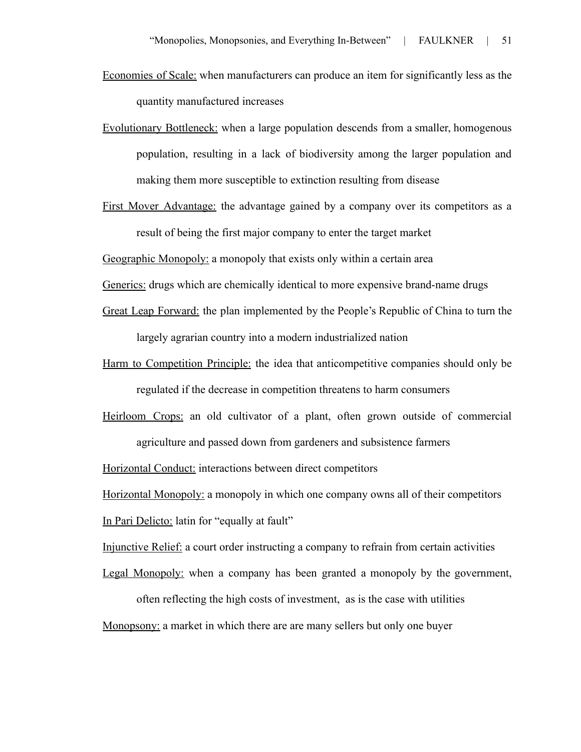Economies of Scale: when manufacturers can produce an item for significantly less as the quantity manufactured increases

Evolutionary Bottleneck: when a large population descends from a smaller, homogenous population, resulting in a lack of biodiversity among the larger population and making them more susceptible to extinction resulting from disease

First Mover Advantage: the advantage gained by a company over its competitors as a result of being the first major company to enter the target market

Geographic Monopoly: a monopoly that exists only within a certain area

Generics: drugs which are chemically identical to more expensive brand-name drugs

Great Leap Forward: the plan implemented by the People's Republic of China to turn the largely agrarian country into a modern industrialized nation

Harm to Competition Principle: the idea that anticompetitive companies should only be regulated if the decrease in competition threatens to harm consumers

Heirloom Crops: an old cultivator of a plant, often grown outside of commercial agriculture and passed down from gardeners and subsistence farmers

Horizontal Conduct: interactions between direct competitors

Horizontal Monopoly: a monopoly in which one company owns all of their competitors

In Pari Delicto: latin for "equally at fault"

Injunctive Relief: a court order instructing a company to refrain from certain activities

Legal Monopoly: when a company has been granted a monopoly by the government, often reflecting the high costs of investment, as is the case with utilities

Monopsony: a market in which there are are many sellers but only one buyer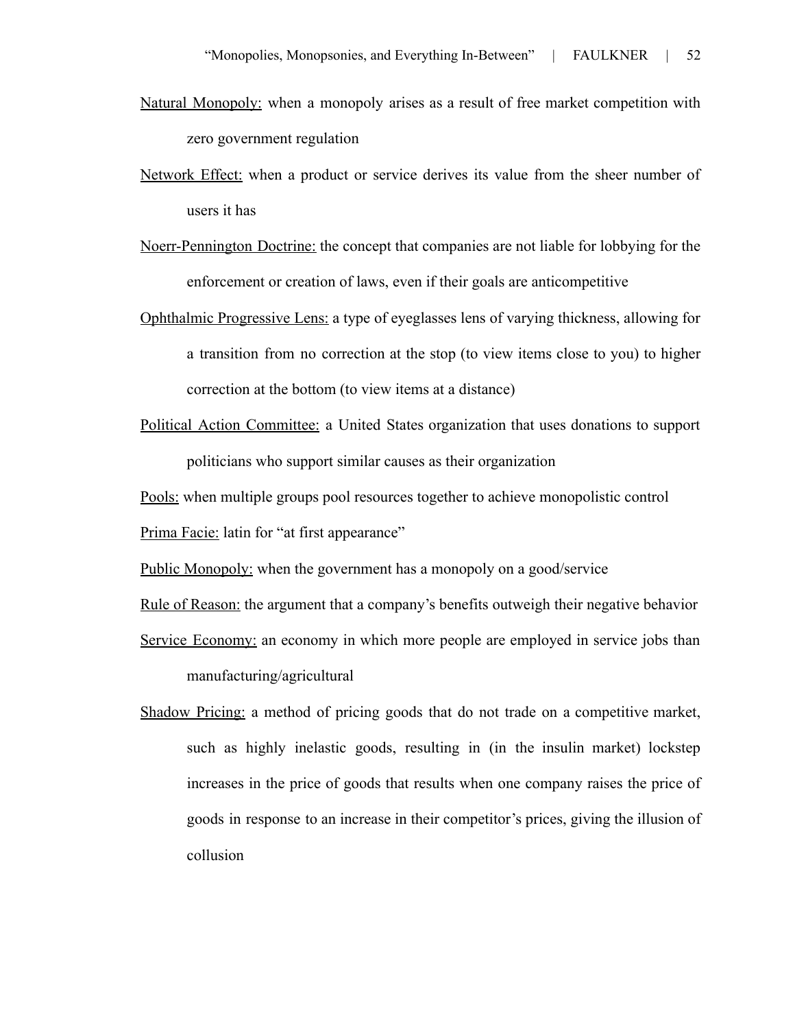<u>Natural Monopoly:</u> when a monopoly arises as a result of free market competition with zero government regulation

<u>Network Effect:</u> when a product or service derives its value from the sheer number of users it has

<u>Noerr-Pennington Doctrine:</u> the concept that companies are not liable for lobbying for the enforcement or creation of laws, even if their goals are anticompetitive

<u>Ophthalmic Progressive Lens:</u> a type of eyeglasses lens of varying thickness, allowing for a transition from no correction at the stop (to view items close to you) to higher correction at the bottom (to view items at a distance)

<u>Political Action Committee:</u> a United States organization that uses donations to support politicians who support similar causes as their organization

<u>Pools:</u> when multiple groups pool resources together to achieve monopolistic control

<u>Prima Facie:</u> latin for "at first appearance"

<u>Public Monopoly:</u> when the government has a monopoly on a good/service

<u>Rule of Reason:</u> the argument that a company's benefits outweigh their negative behavior

<u>Service Economy:</u> an economy in which more people are employed in service jobs than manufacturing/agricultural

<u>Shadow Pricing:</u> a method of pricing goods that do not trade on a competitive market, such as highly inelastic goods, resulting in (in the insulin market) lockstep increases in the price of goods that results when one company raises the price of goods in response to an increase in their competitor's prices, giving the illusion of collusion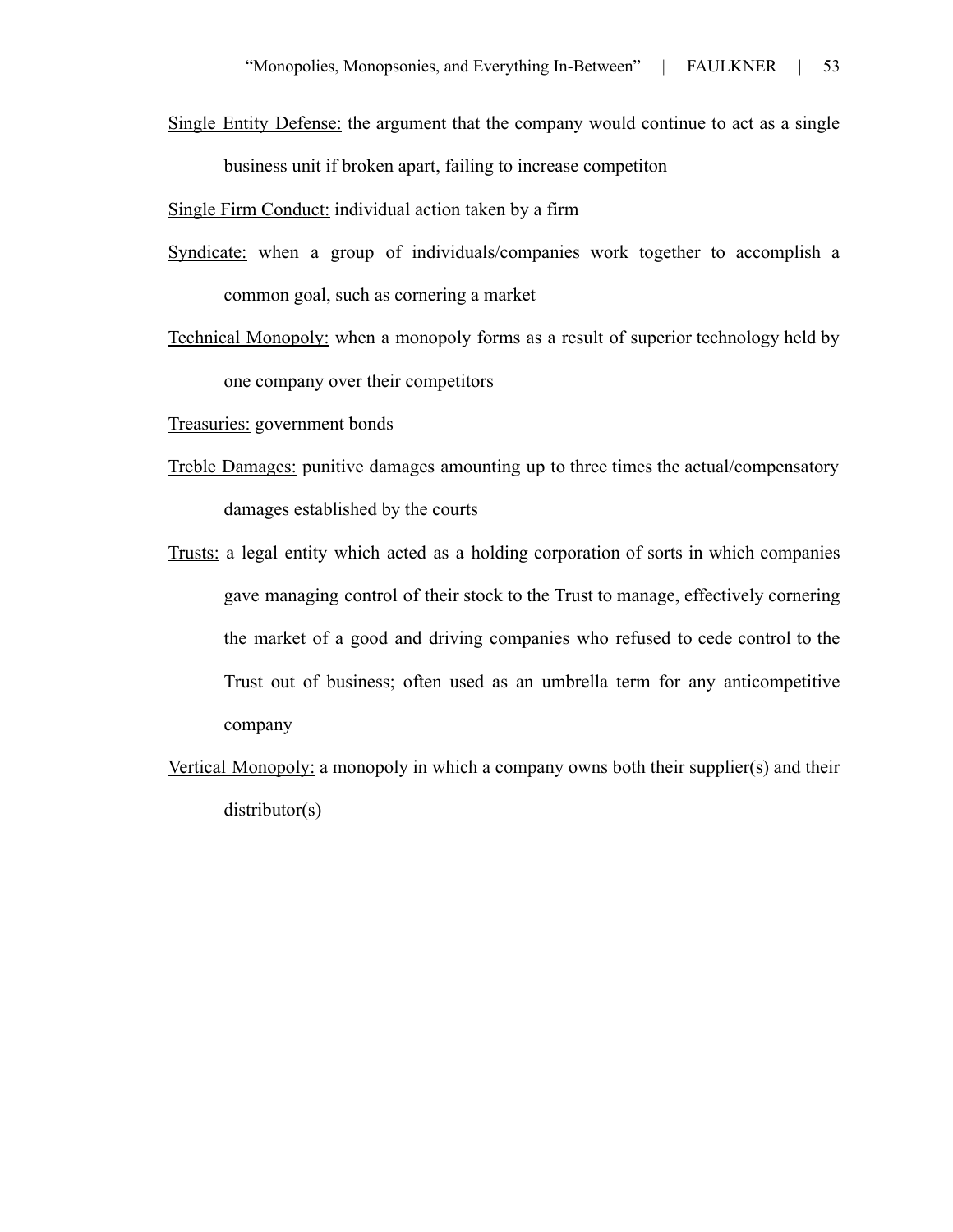Single Entity Defense: the argument that the company would continue to act as a single business unit if broken apart, failing to increase competiton

Single Firm Conduct: individual action taken by a firm

Syndicate: when a group of individuals/companies work together to accomplish a common goal, such as cornering a market

Technical Monopoly: when a monopoly forms as a result of superior technology held by one company over their competitors

Treasuries: government bonds

Treble Damages: punitive damages amounting up to three times the actual/compensatory damages established by the courts

Trusts: a legal entity which acted as a holding corporation of sorts in which companies gave managing control of their stock to the Trust to manage, effectively cornering the market of a good and driving companies who refused to cede control to the Trust out of business; often used as an umbrella term for any anticompetitive company

Vertical Monopoly: a monopoly in which a company owns both their supplier(s) and their distributor(s)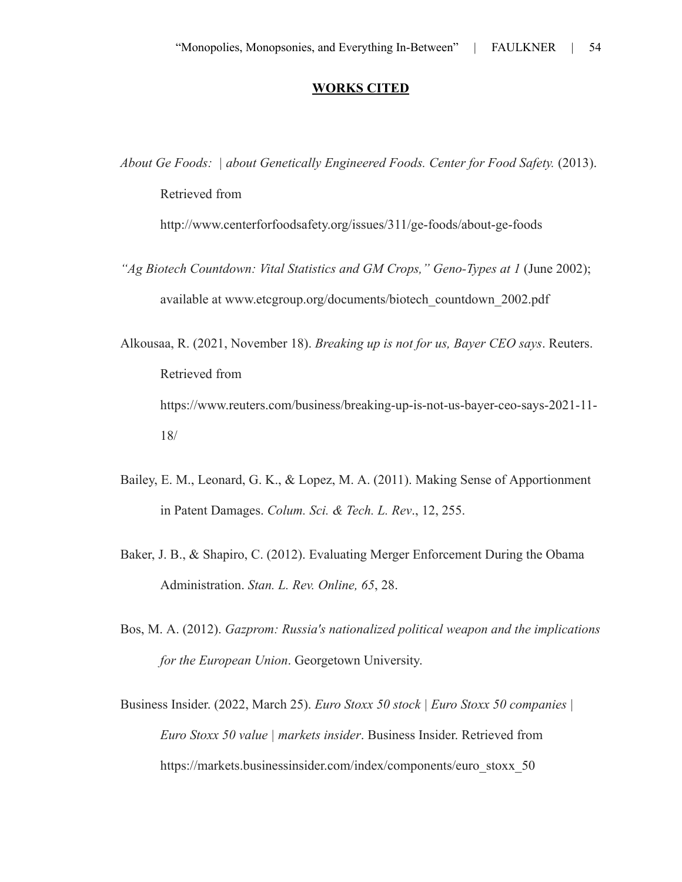## **WORKS CITED**

*About Ge Foods:  | about Genetically Engineered Foods. Center for Food Safety.* (2013). Retrieved from http://www.centerforfoodsafety.org/issues/311/ge-foods/about-ge-foods

*"Ag Biotech Countdown: Vital Statistics and GM Crops," Geno-Types at 1* (June 2002); available at www.etcgroup.org/documents/biotech_countdown_2002.pdf

Alkousaa, R. (2021, November 18). *Breaking up is not for us, Bayer CEO says*. Reuters. Retrieved from https://www.reuters.com/business/breaking-up-is-not-us-bayer-ceo-says-2021-11-18/

Bailey, E. M., Leonard, G. K., & Lopez, M. A. (2011). Making Sense of Apportionment in Patent Damages. *Colum. Sci. & Tech. L. Rev*., 12, 255.

Baker, J. B., & Shapiro, C. (2012). Evaluating Merger Enforcement During the Obama Administration. *Stan. L. Rev. Online, 65*, 28.

Bos, M. A. (2012). *Gazprom: Russia's nationalized political weapon and the implications for the European Union*. Georgetown University.

Business Insider. (2022, March 25). *Euro Stoxx 50 stock | Euro Stoxx 50 companies | Euro Stoxx 50 value | markets insider*. Business Insider. Retrieved from https://markets.businessinsider.com/index/components/euro_stoxx_50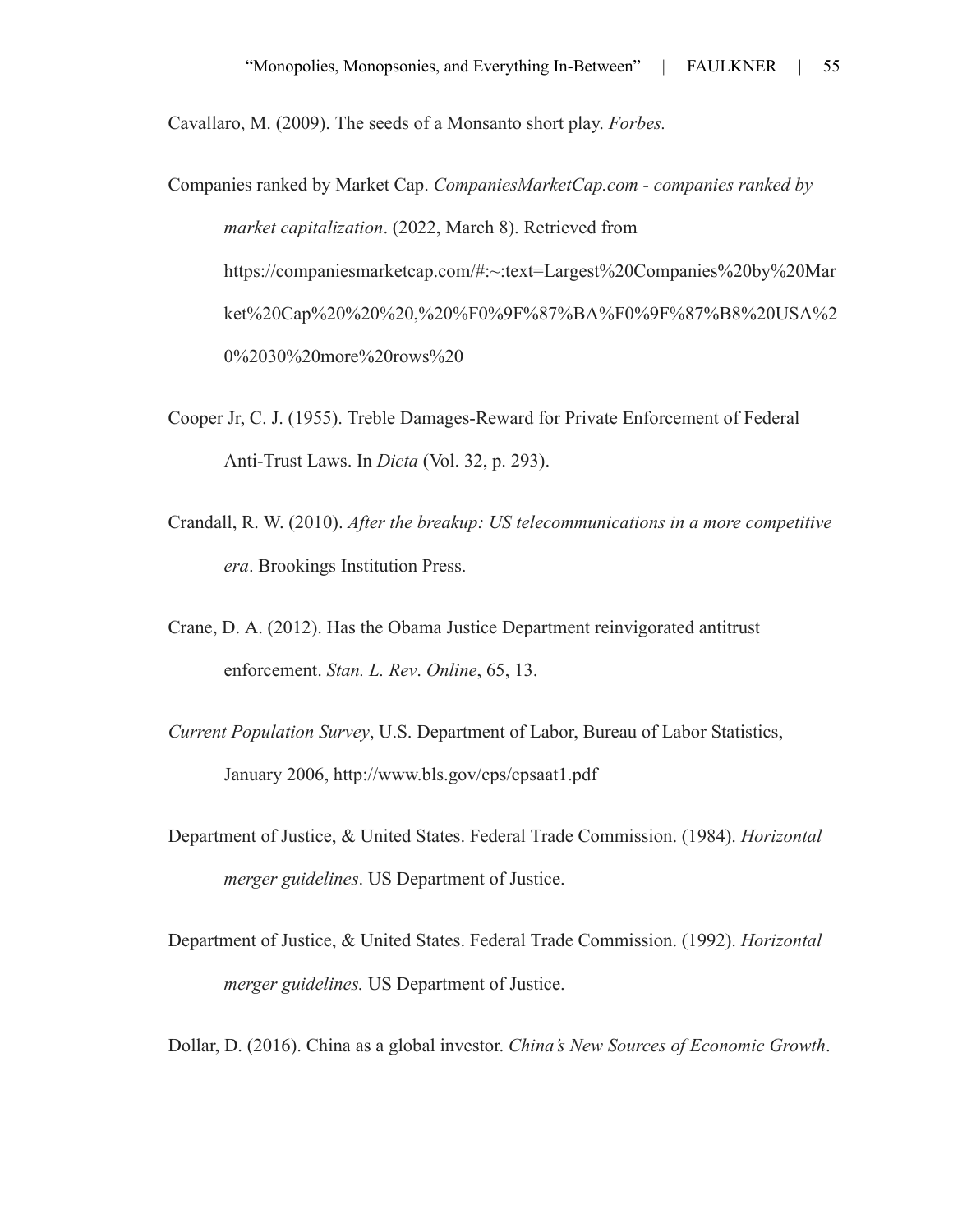Cavallaro, M. (2009). The seeds of a Monsanto short play. *Forbes.*

Companies ranked by Market Cap. *CompaniesMarketCap.com - companies ranked by market capitalization*. (2022, March 8). Retrieved from https://companiesmarketcap.com/#:~:text=Largest%20Companies%20by%20Market%20Cap%20%20%20,%20%F0%9F%87%BA%F0%9F%87%B8%20USA%20%2030%20more%20rows%20

Cooper Jr, C. J. (1955). Treble Damages-Reward for Private Enforcement of Federal Anti-Trust Laws. In *Dicta* (Vol. 32, p. 293).

Crandall, R. W. (2010). *After the breakup: US telecommunications in a more competitive era*. Brookings Institution Press.

Crane, D. A. (2012). Has the Obama Justice Department reinvigorated antitrust enforcement. *Stan. L. Rev*. *Online*, 65, 13.

*Current Population Survey*, U.S. Department of Labor, Bureau of Labor Statistics, January 2006, http://www.bls.gov/cps/cpsaat1.pdf

Department of Justice, & United States. Federal Trade Commission. (1984). *Horizontal merger guidelines*. US Department of Justice.

Department of Justice, & United States. Federal Trade Commission. (1992). *Horizontal merger guidelines.* US Department of Justice.

Dollar, D. (2016). China as a global investor. *China's New Sources of Economic Growth*.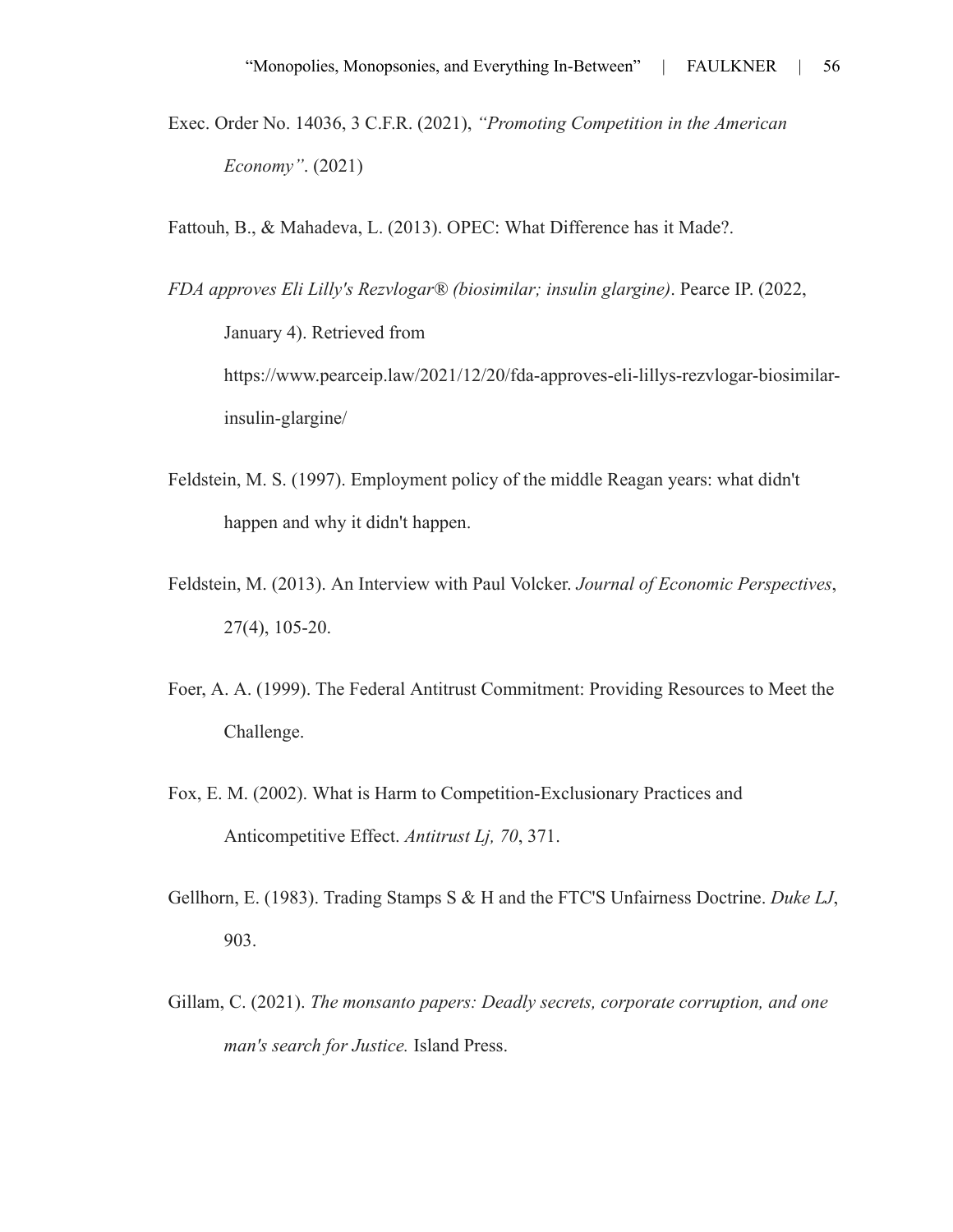Exec. Order No. 14036, 3 C.F.R. (2021), *"Promoting Competition in the American Economy"*. (2021)

Fattouh, B., & Mahadeva, L. (2013). OPEC: What Difference has it Made?.

*FDA approves Eli Lilly's Rezvlogar® (biosimilar; insulin glargine)*. Pearce IP. (2022, January 4). Retrieved from https://www.pearceip.law/2021/12/20/fda-approves-eli-lillys-rezvlogar-biosimilar-insulin-glargine/

Feldstein, M. S. (1997). Employment policy of the middle Reagan years: what didn't happen and why it didn't happen.

Feldstein, M. (2013). An Interview with Paul Volcker. *Journal of Economic Perspectives*, 27(4), 105-20.

Foer, A. A. (1999). The Federal Antitrust Commitment: Providing Resources to Meet the Challenge.

Fox, E. M. (2002). What is Harm to Competition-Exclusionary Practices and Anticompetitive Effect. *Antitrust Lj, 70*, 371.

Gellhorn, E. (1983). Trading Stamps S & H and the FTC'S Unfairness Doctrine. *Duke LJ*, 903.

Gillam, C. (2021). *The monsanto papers: Deadly secrets, corporate corruption, and one man's search for Justice.* Island Press.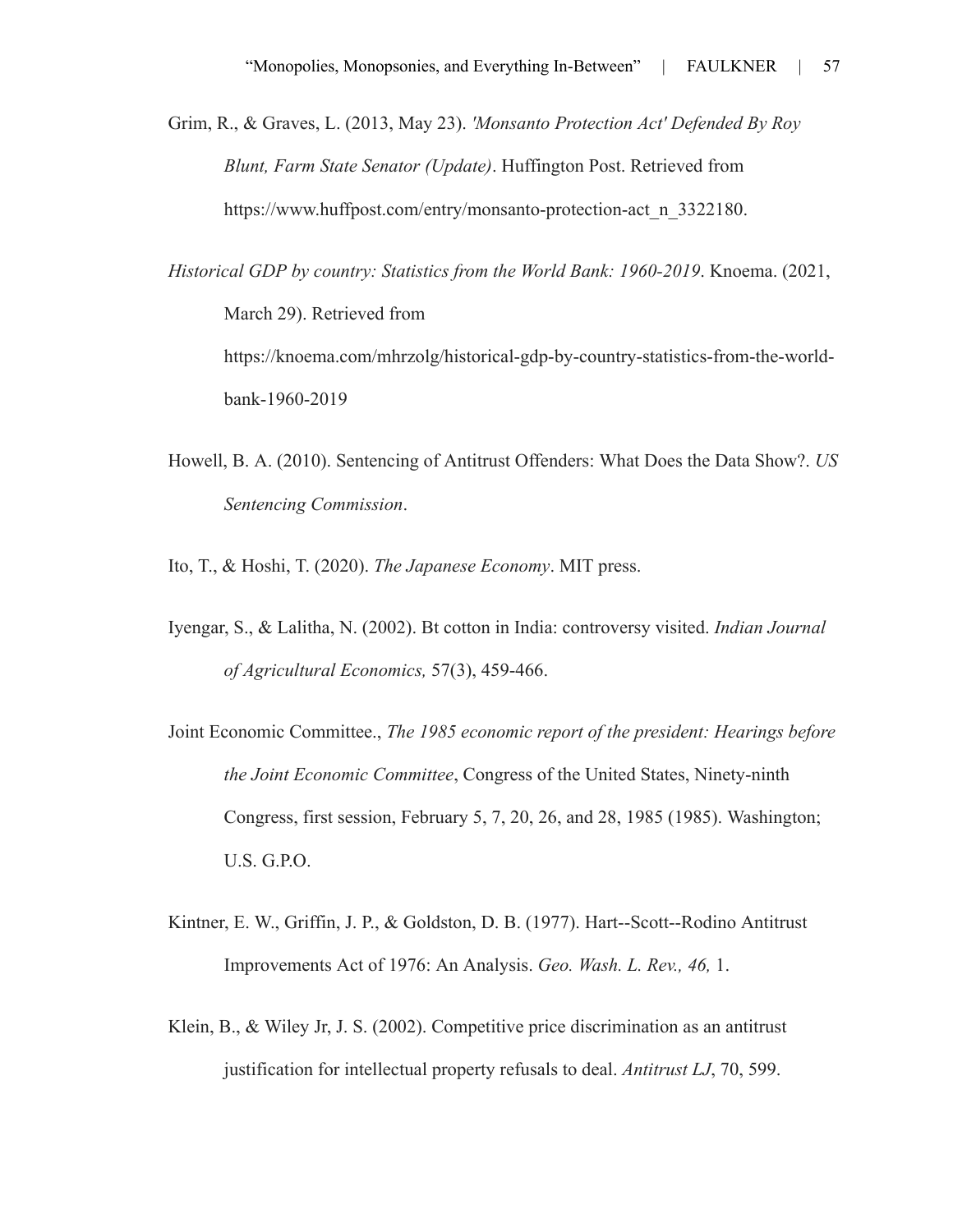Grim, R., & Graves, L. (2013, May 23). *'Monsanto Protection Act' Defended By Roy Blunt, Farm State Senator (Update)*. Huffington Post. Retrieved from https://www.huffpost.com/entry/monsanto-protection-act_n_3322180.

*Historical GDP by country: Statistics from the World Bank: 1960-2019*. Knoema. (2021, March 29). Retrieved from https://knoema.com/mhrzolg/historical-gdp-by-country-statistics-from-the-world-bank-1960-2019

Howell, B. A. (2010). Sentencing of Antitrust Offenders: What Does the Data Show?. *US Sentencing Commission*.

Ito, T., & Hoshi, T. (2020). *The Japanese Economy*. MIT press.

Iyengar, S., & Lalitha, N. (2002). Bt cotton in India: controversy visited. *Indian Journal of Agricultural Economics,* 57(3), 459-466.

Joint Economic Committee., *The 1985 economic report of the president: Hearings before the Joint Economic Committee*, Congress of the United States, Ninety-ninth Congress, first session, February 5, 7, 20, 26, and 28, 1985 (1985). Washington; U.S. G.P.O.

Kintner, E. W., Griffin, J. P., & Goldston, D. B. (1977). Hart--Scott--Rodino Antitrust Improvements Act of 1976: An Analysis. *Geo. Wash. L. Rev., 46,* 1.

Klein, B., & Wiley Jr, J. S. (2002). Competitive price discrimination as an antitrust justification for intellectual property refusals to deal. *Antitrust LJ*, 70, 599.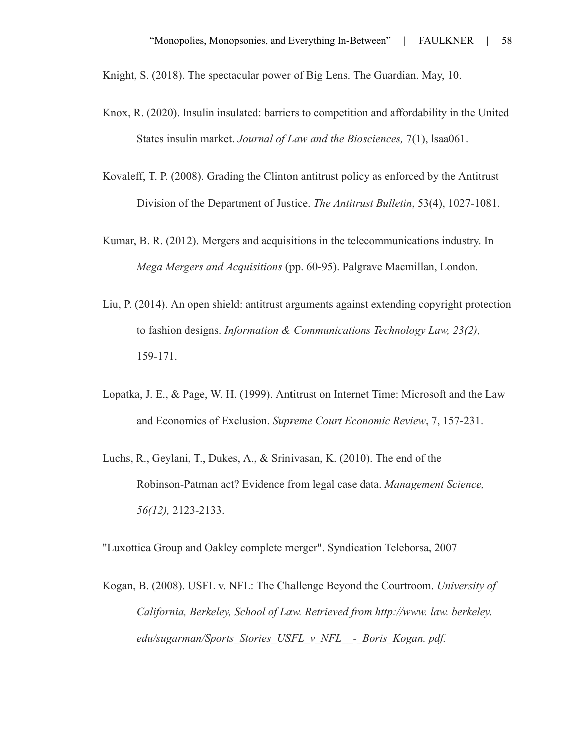Knight, S. (2018). The spectacular power of Big Lens. The Guardian. May, 10.

Knox, R. (2020). Insulin insulated: barriers to competition and affordability in the United States insulin market. *Journal of Law and the Biosciences,* 7(1), lsaa061.

Kovaleff, T. P. (2008). Grading the Clinton antitrust policy as enforced by the Antitrust Division of the Department of Justice. *The Antitrust Bulletin*, 53(4), 1027-1081.

Kumar, B. R. (2012). Mergers and acquisitions in the telecommunications industry. In *Mega Mergers and Acquisitions* (pp. 60-95). Palgrave Macmillan, London.

Liu, P. (2014). An open shield: antitrust arguments against extending copyright protection to fashion designs. *Information & Communications Technology Law, 23(2),* 159-171.

Lopatka, J. E., & Page, W. H. (1999). Antitrust on Internet Time: Microsoft and the Law and Economics of Exclusion. *Supreme Court Economic Review*, 7, 157-231.

Luchs, R., Geylani, T., Dukes, A., & Srinivasan, K. (2010). The end of the Robinson-Patman act? Evidence from legal case data. *Management Science, 56(12),* 2123-2133.

"Luxottica Group and Oakley complete merger". Syndication Teleborsa, 2007

Kogan, B. (2008). USFL v. NFL: The Challenge Beyond the Courtroom. *University of California, Berkeley, School of Law. Retrieved from http://www. law. berkeley. edu/sugarman/Sports_Stories_USFL_v_NFL__-_Boris_Kogan. pdf.*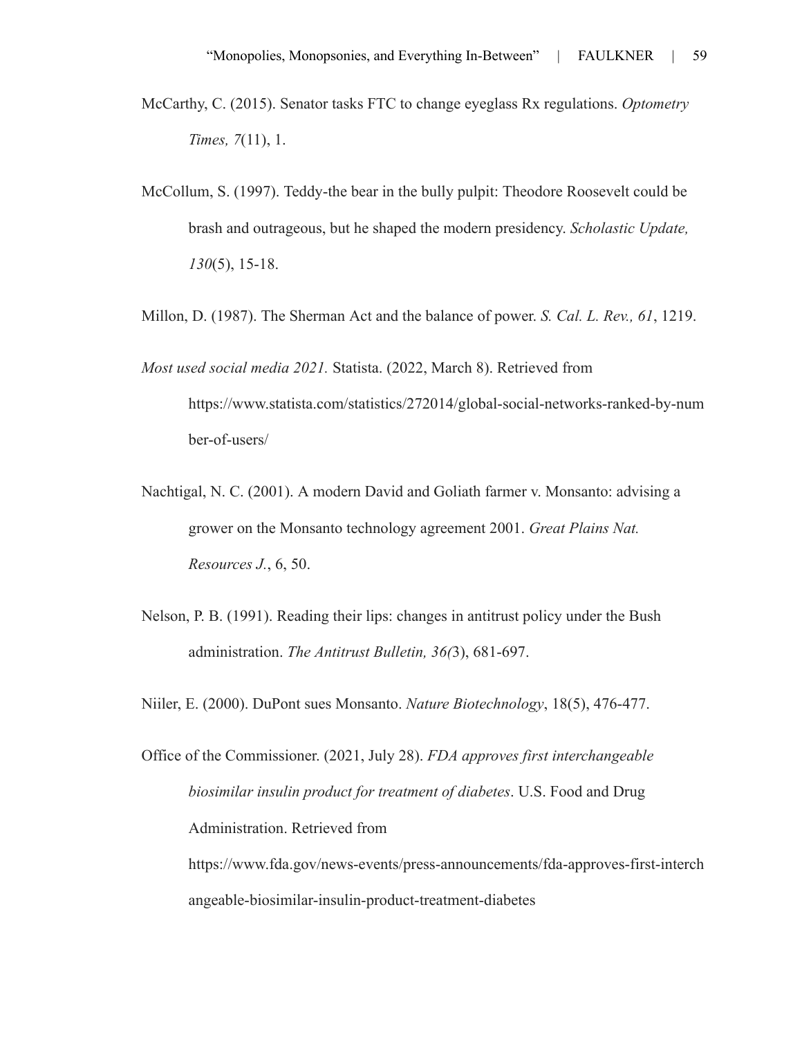McCarthy, C. (2015). Senator tasks FTC to change eyeglass Rx regulations. *Optometry Times, 7*(11), 1.

McCollum, S. (1997). Teddy-the bear in the bully pulpit: Theodore Roosevelt could be brash and outrageous, but he shaped the modern presidency. *Scholastic Update, 130*(5), 15-18.

Millon, D. (1987). The Sherman Act and the balance of power. *S. Cal. L. Rev., 61*, 1219.

*Most used social media 2021.* Statista. (2022, March 8). Retrieved from https://www.statista.com/statistics/272014/global-social-networks-ranked-by-number-of-users/

Nachtigal, N. C. (2001). A modern David and Goliath farmer v. Monsanto: advising a grower on the Monsanto technology agreement 2001. *Great Plains Nat. Resources J.*, 6, 50.

Nelson, P. B. (1991). Reading their lips: changes in antitrust policy under the Bush administration. *The Antitrust Bulletin, 36(*3), 681-697.

Niiler, E. (2000). DuPont sues Monsanto. *Nature Biotechnology*, 18(5), 476-477.

Office of the Commissioner. (2021, July 28). *FDA approves first interchangeable biosimilar insulin product for treatment of diabetes*. U.S. Food and Drug Administration. Retrieved from https://www.fda.gov/news-events/press-announcements/fda-approves-first-interchangeable-biosimilar-insulin-product-treatment-diabetes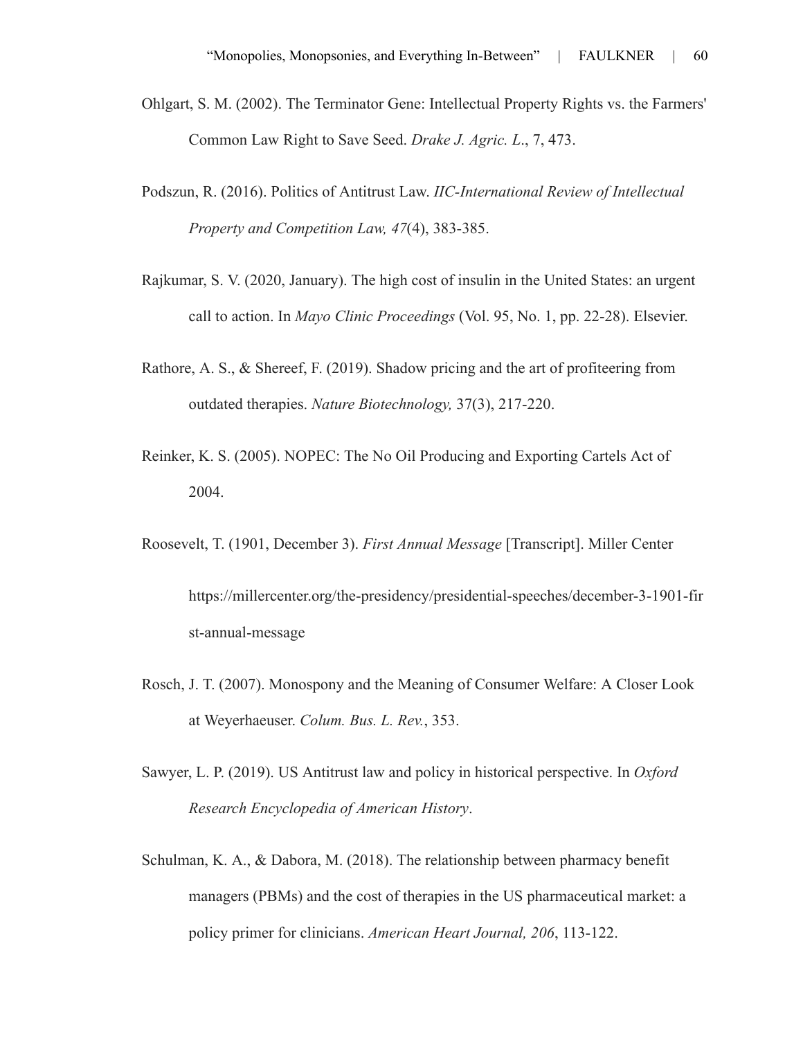Ohlgart, S. M. (2002). The Terminator Gene: Intellectual Property Rights vs. the Farmers' Common Law Right to Save Seed. *Drake J. Agric. L.*, 7, 473.

Podszun, R. (2016). Politics of Antitrust Law. *IIC-International Review of Intellectual Property and Competition Law, 47*(4), 383-385.

Rajkumar, S. V. (2020, January). The high cost of insulin in the United States: an urgent call to action. In *Mayo Clinic Proceedings* (Vol. 95, No. 1, pp. 22-28). Elsevier.

Rathore, A. S., & Shereef, F. (2019). Shadow pricing and the art of profiteering from outdated therapies. *Nature Biotechnology,* 37(3), 217-220.

Reinker, K. S. (2005). NOPEC: The No Oil Producing and Exporting Cartels Act of 2004.

Roosevelt, T. (1901, December 3). *First Annual Message* [Transcript]. Miller Center https://millercenter.org/the-presidency/presidential-speeches/december-3-1901-first-annual-message

Rosch, J. T. (2007). Monospony and the Meaning of Consumer Welfare: A Closer Look at Weyerhaeuser. *Colum. Bus. L. Rev.*, 353.

Sawyer, L. P. (2019). US Antitrust law and policy in historical perspective. In *Oxford Research Encyclopedia of American History*.

Schulman, K. A., & Dabora, M. (2018). The relationship between pharmacy benefit managers (PBMs) and the cost of therapies in the US pharmaceutical market: a policy primer for clinicians. *American Heart Journal, 206*, 113-122.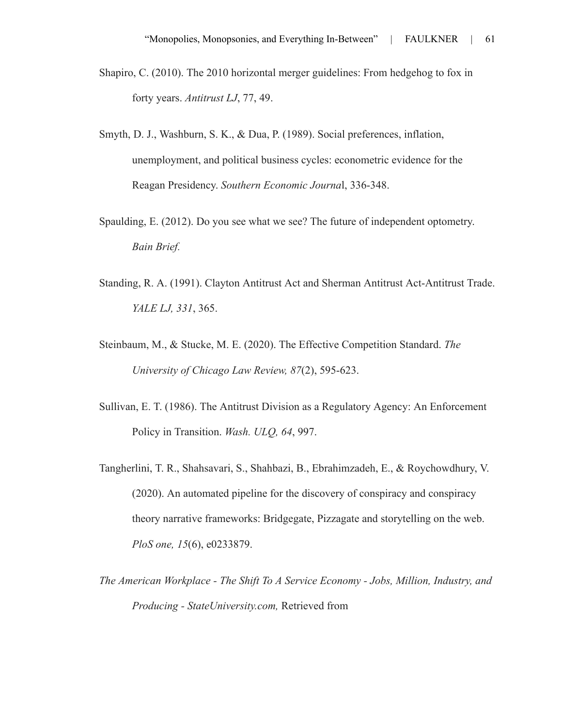Shapiro, C. (2010). The 2010 horizontal merger guidelines: From hedgehog to fox in forty years. *Antitrust LJ*, 77, 49.

Smyth, D. J., Washburn, S. K., & Dua, P. (1989). Social preferences, inflation, unemployment, and political business cycles: econometric evidence for the Reagan Presidency. *Southern Economic Journa*l, 336-348.

Spaulding, E. (2012). Do you see what we see? The future of independent optometry. *Bain Brief.*

Standing, R. A. (1991). Clayton Antitrust Act and Sherman Antitrust Act-Antitrust Trade. *YALE LJ, 331*, 365.

Steinbaum, M., & Stucke, M. E. (2020). The Effective Competition Standard. *The University of Chicago Law Review, 87*(2), 595-623.

Sullivan, E. T. (1986). The Antitrust Division as a Regulatory Agency: An Enforcement Policy in Transition. *Wash. ULQ, 64*, 997.

Tangherlini, T. R., Shahsavari, S., Shahbazi, B., Ebrahimzadeh, E., & Roychowdhury, V. (2020). An automated pipeline for the discovery of conspiracy and conspiracy theory narrative frameworks: Bridgegate, Pizzagate and storytelling on the web. *PloS one, 15*(6), e0233879.

*The American Workplace - The Shift To A Service Economy - Jobs, Million, Industry, and Producing - StateUniversity.com,* Retrieved from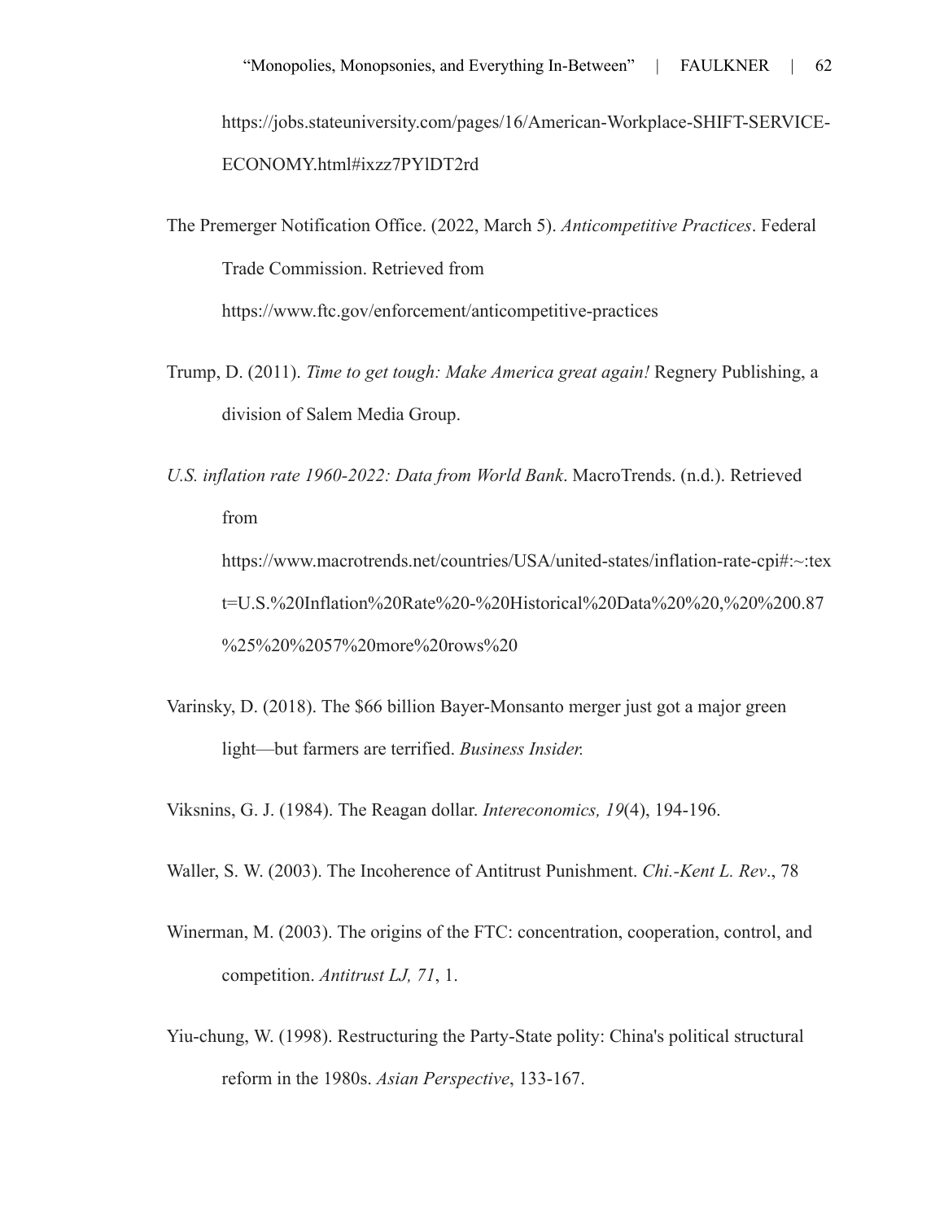https://jobs.stateuniversity.com/pages/16/American-Workplace-SHIFT-SERVICE-ECONOMY.html#ixzz7PYlDT2rd

The Premerger Notification Office. (2022, March 5). *Anticompetitive Practices*. Federal Trade Commission. Retrieved from https://www.ftc.gov/enforcement/anticompetitive-practices

Trump, D. (2011). *Time to get tough: Make America great again!* Regnery Publishing, a division of Salem Media Group.

*U.S. inflation rate 1960-2022: Data from World Bank*. MacroTrends. (n.d.). Retrieved from https://www.macrotrends.net/countries/USA/united-states/inflation-rate-cpi#:~:text=U.S.%20Inflation%20Rate%20-%20Historical%20Data%20%20,%20%200.87%25%20%2057%20more%20rows%20

Varinsky, D. (2018). The $66 billion Bayer-Monsanto merger just got a major green light—but farmers are terrified. *Business Insider.*

Viksnins, G. J. (1984). The Reagan dollar. *Intereconomics, 19*(4), 194-196.

Waller, S. W. (2003). The Incoherence of Antitrust Punishment. *Chi.-Kent L. Rev*., 78

Winerman, M. (2003). The origins of the FTC: concentration, cooperation, control, and competition. *Antitrust LJ, 71*, 1.

Yiu-chung, W. (1998). Restructuring the Party-State polity: China's political structural reform in the 1980s. *Asian Perspective*, 133-167.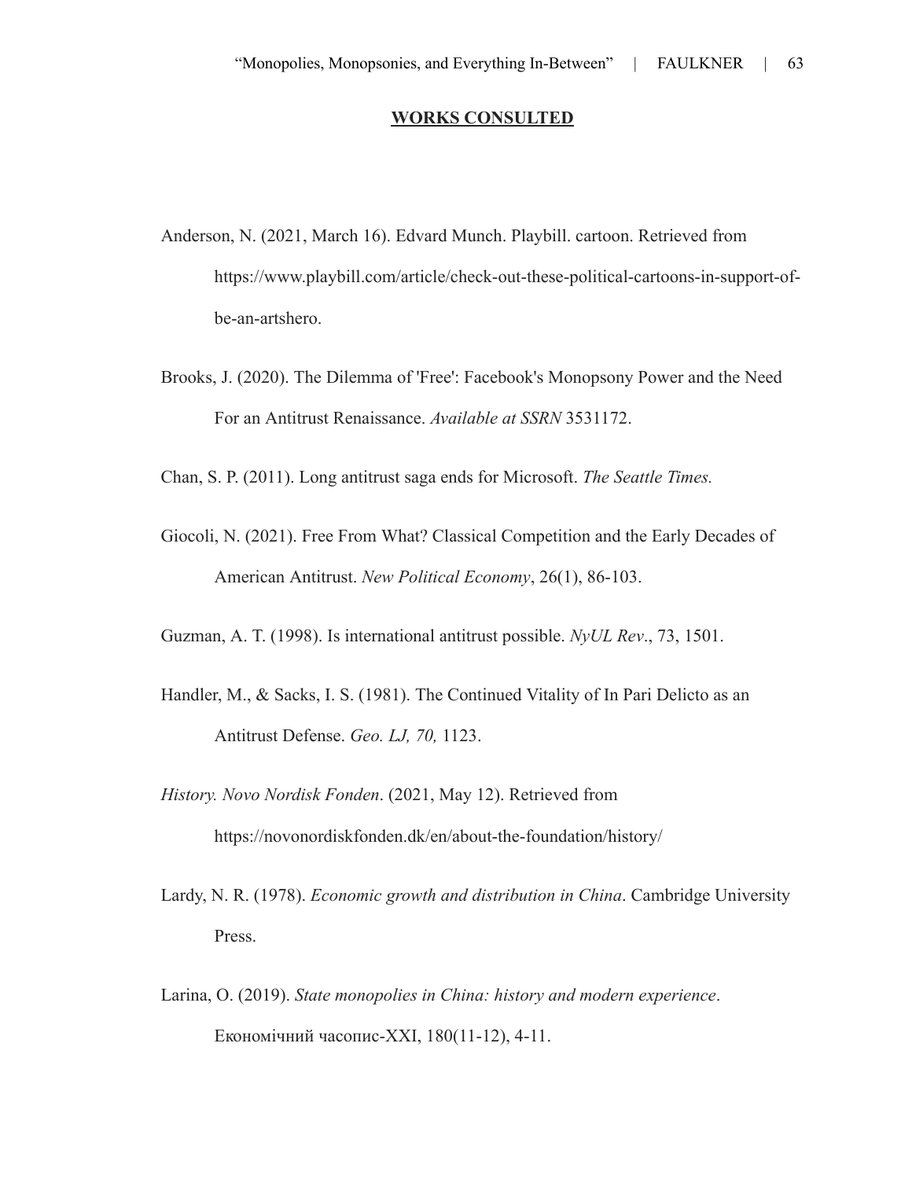## WORKS CONSULTED

Anderson, N. (2021, March 16). Edvard Munch. Playbill. cartoon. Retrieved from https://www.playbill.com/article/check-out-these-political-cartoons-in-support-of-be-an-artshero.

Brooks, J. (2020). The Dilemma of 'Free': Facebook's Monopsony Power and the Need For an Antitrust Renaissance. *Available at SSRN* 3531172.

Chan, S. P. (2011). Long antitrust saga ends for Microsoft. *The Seattle Times.*

Giocoli, N. (2021). Free From What? Classical Competition and the Early Decades of American Antitrust. *New Political Economy*, 26(1), 86-103.

Guzman, A. T. (1998). Is international antitrust possible. *NyUL Rev*., 73, 1501.

Handler, M., & Sacks, I. S. (1981). The Continued Vitality of In Pari Delicto as an Antitrust Defense. *Geo. LJ, 70,* 1123.

*History. Novo Nordisk Fonden*. (2021, May 12). Retrieved from https://novonordiskfonden.dk/en/about-the-foundation/history/

Lardy, N. R. (1978). *Economic growth and distribution in China*. Cambridge University Press.

Larina, O. (2019). *State monopolies in China: history and modern experience*. Економічний часопис-XXI, 180(11-12), 4-11.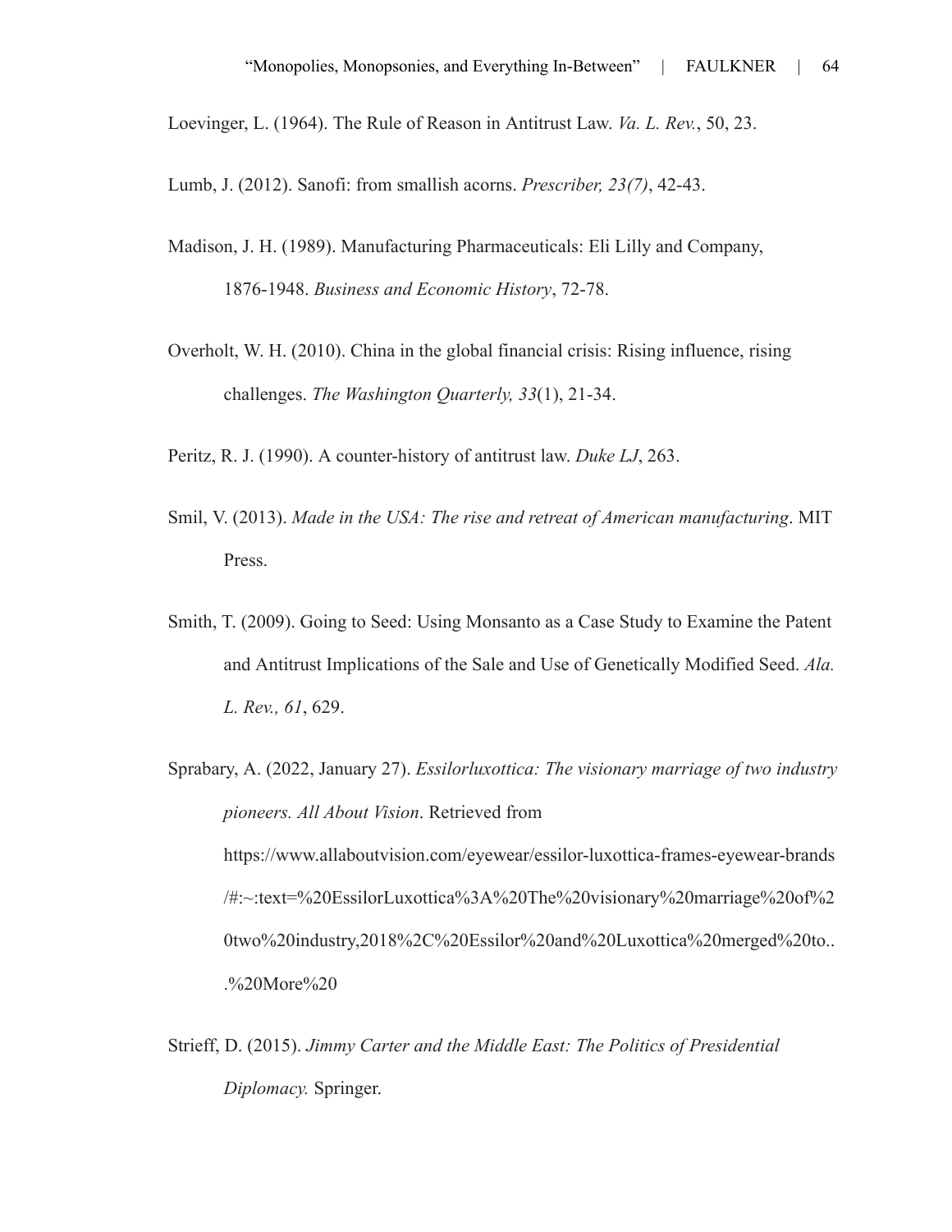Loevinger, L. (1964). The Rule of Reason in Antitrust Law. *Va. L. Rev.*, 50, 23.

Lumb, J. (2012). Sanofi: from smallish acorns. *Prescriber, 23(7)*, 42-43.

Madison, J. H. (1989). Manufacturing Pharmaceuticals: Eli Lilly and Company, 1876-1948. *Business and Economic History*, 72-78.

Overholt, W. H. (2010). China in the global financial crisis: Rising influence, rising challenges. *The Washington Quarterly, 33*(1), 21-34.

Peritz, R. J. (1990). A counter-history of antitrust law. *Duke LJ*, 263.

Smil, V. (2013). *Made in the USA: The rise and retreat of American manufacturing*. MIT Press.

Smith, T. (2009). Going to Seed: Using Monsanto as a Case Study to Examine the Patent and Antitrust Implications of the Sale and Use of Genetically Modified Seed. *Ala. L. Rev., 61*, 629.

Sprabary, A. (2022, January 27). *Essilorluxottica: The visionary marriage of two industry pioneers. All About Vision*. Retrieved from https://www.allaboutvision.com/eyewear/essilor-luxottica-frames-eyewear-brands/#:~:text=%20EssilorLuxottica%3A%20The%20visionary%20marriage%20of%20two%20industry,2018%2C%20Essilor%20and%20Luxottica%20merged%20to...%20More%20

Strieff, D. (2015). *Jimmy Carter and the Middle East: The Politics of Presidential Diplomacy.* Springer.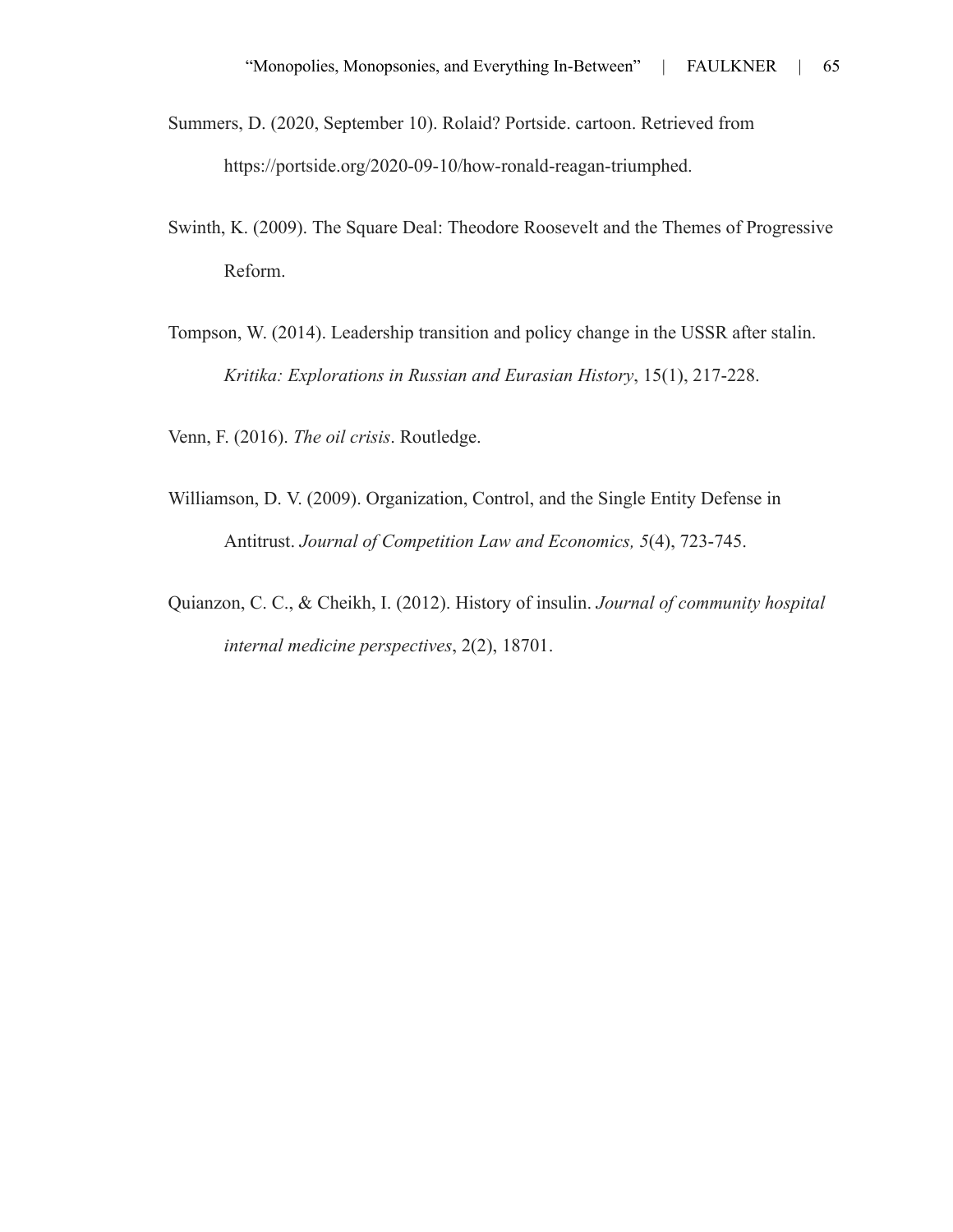Summers, D. (2020, September 10). Rolaid? Portside. cartoon. Retrieved from https://portside.org/2020-09-10/how-ronald-reagan-triumphed.

Swinth, K. (2009). The Square Deal: Theodore Roosevelt and the Themes of Progressive Reform.

Tompson, W. (2014). Leadership transition and policy change in the USSR after stalin. *Kritika: Explorations in Russian and Eurasian History*, 15(1), 217-228.

Venn, F. (2016). *The oil crisis*. Routledge.

Williamson, D. V. (2009). Organization, Control, and the Single Entity Defense in Antitrust. *Journal of Competition Law and Economics, 5*(4), 723-745.

Quianzon, C. C., & Cheikh, I. (2012). History of insulin. *Journal of community hospital internal medicine perspectives*, 2(2), 18701.